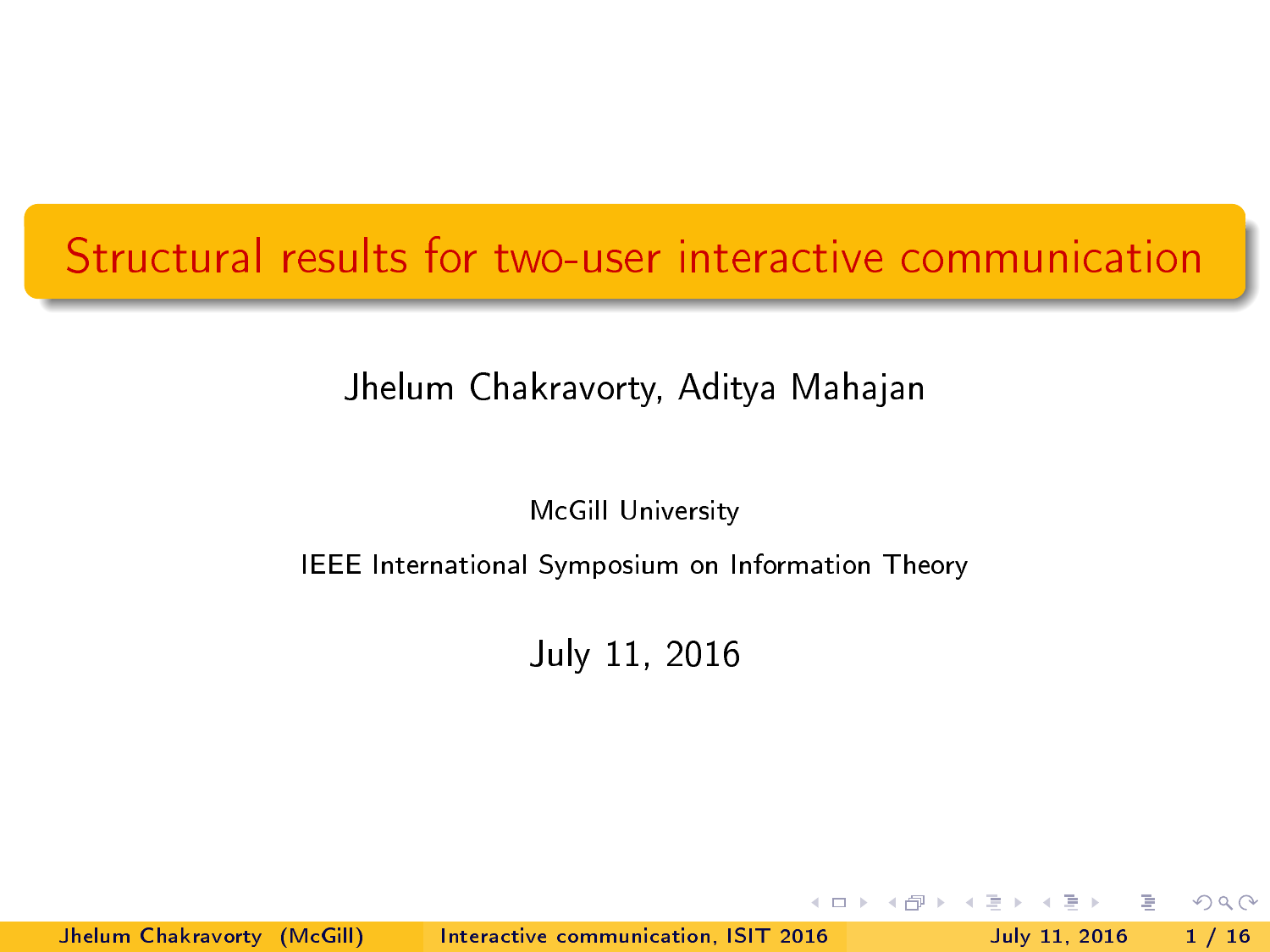# Structural results for two-user interactive communication

Jhelum Chakravorty, Aditya Mahajan

McGill University

IEEE International Symposium on Information Theory

July 11, 2016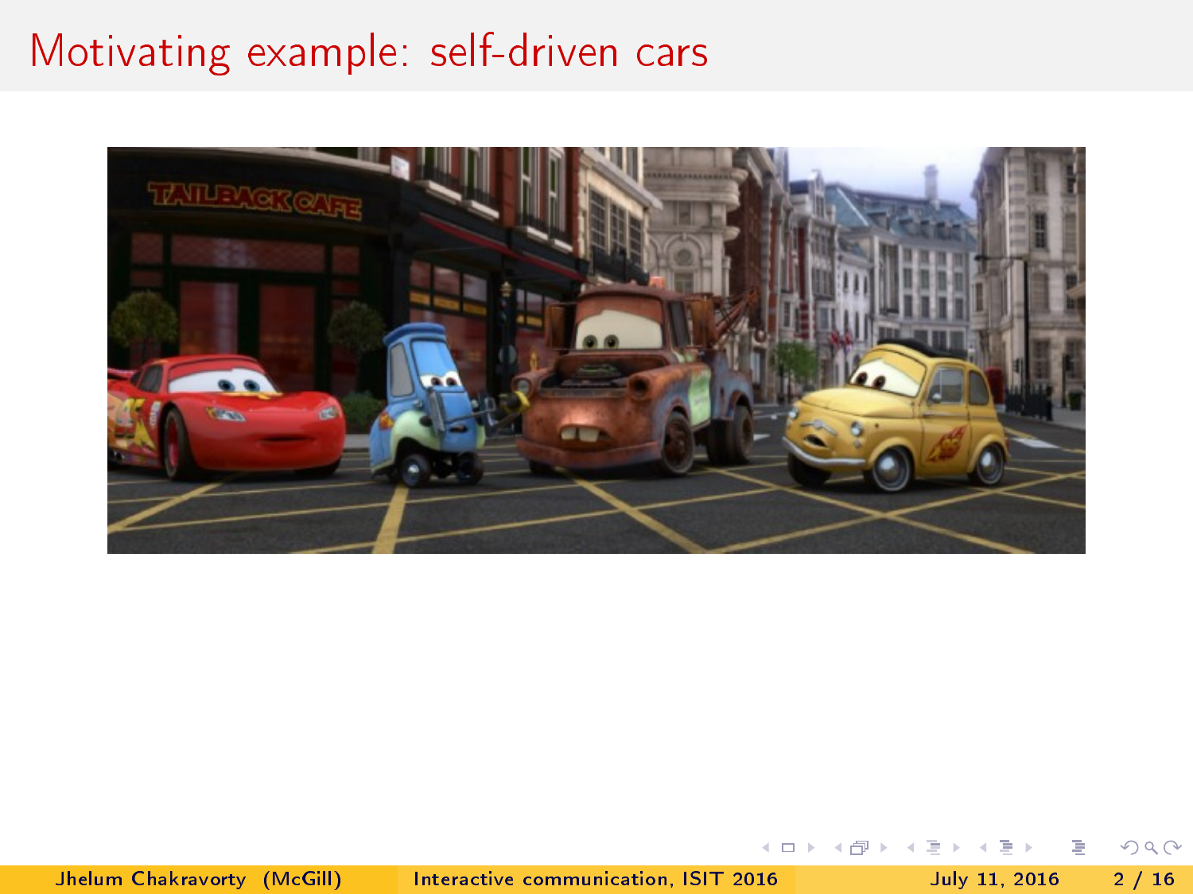# Motivating example: self-driven cars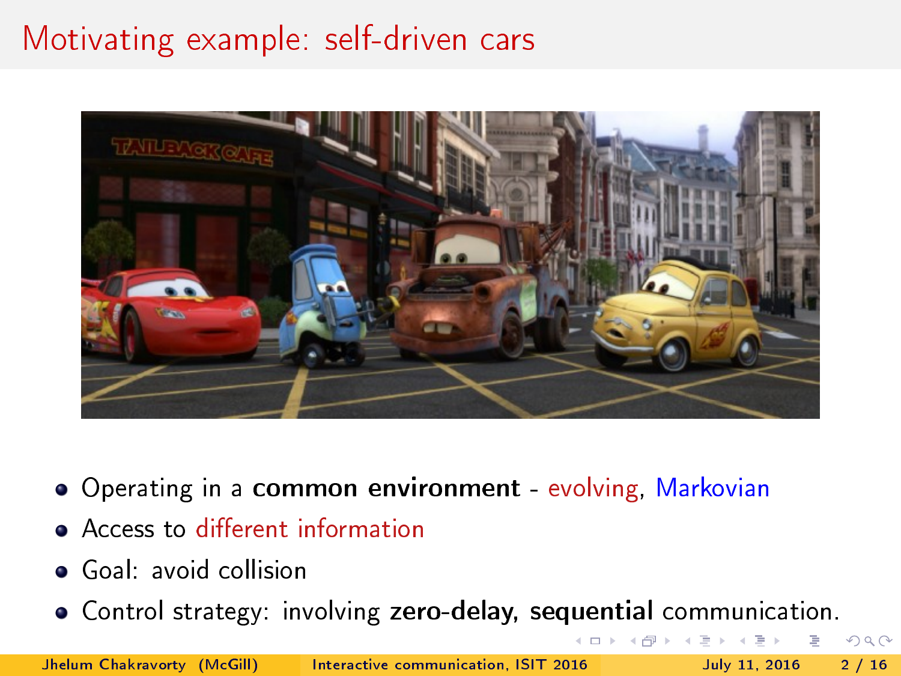# Motivating example: self-driven cars

- Operating in a **common environment** - evolving, Markovian
- Access to different information
- Goal: avoid collision
- Control strategy: involving **zero-delay, sequential** communication.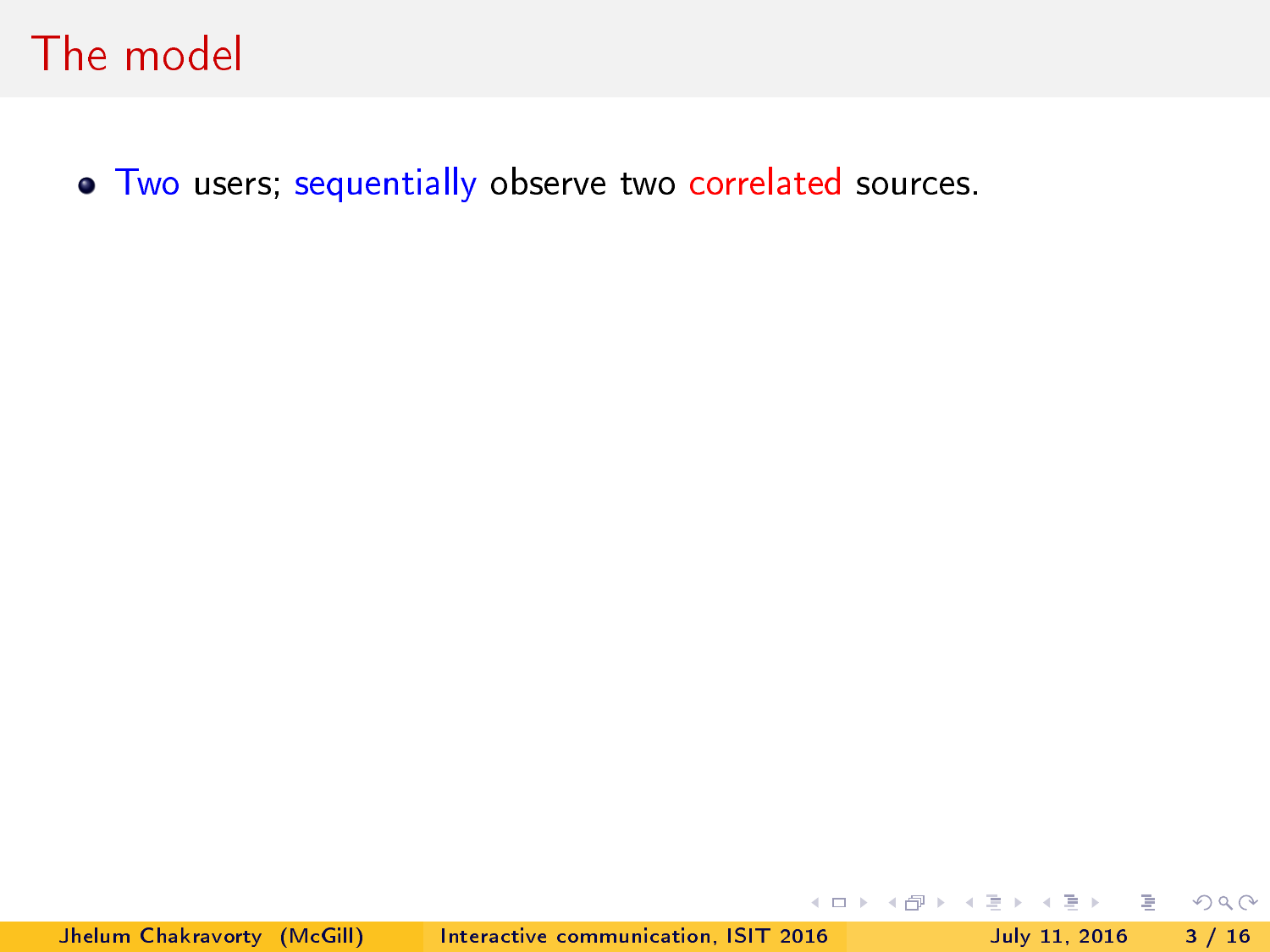# The model

- Two users; sequentially observe two correlated sources.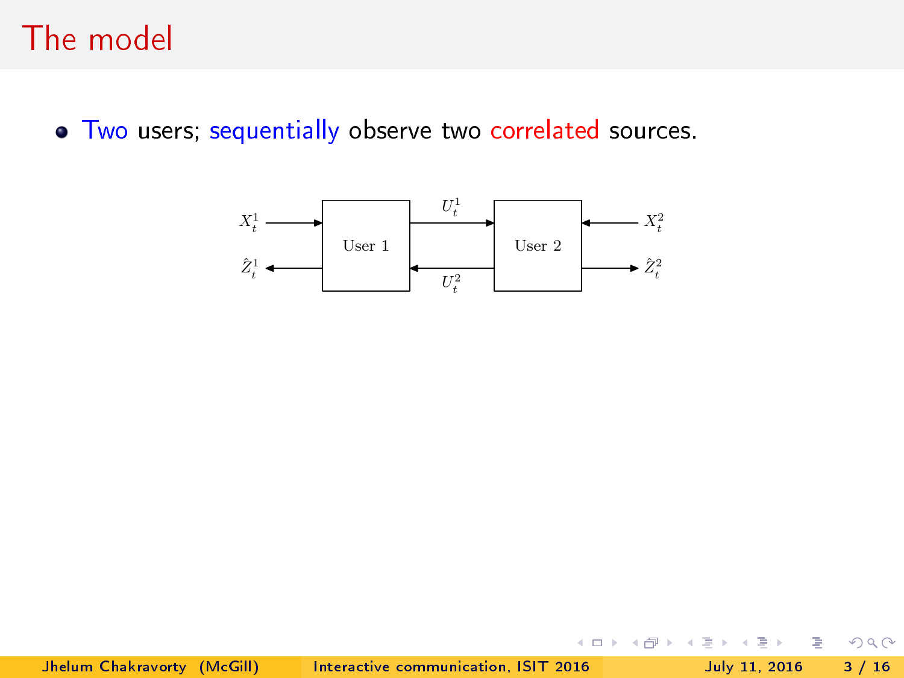# The model

- Two users; sequentially observe two correlated sources.

$X^1_t$ → User 1 → $\hat{Z}^1_t$

User 1 → $U^1_t$ → User 2

User 2 → $U^2_t$ → User 1

$X^2_t$ → User 2 → $\hat{Z}^2_t$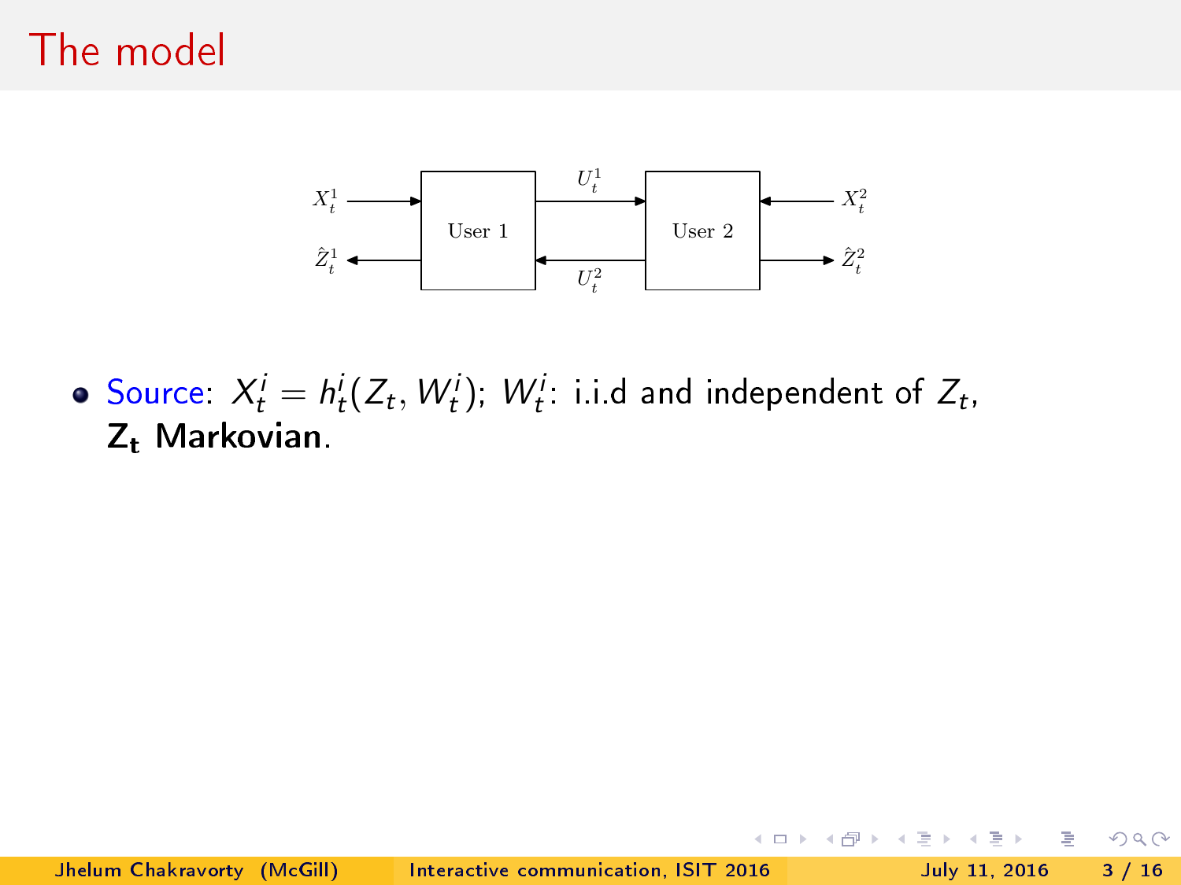# The model

- Source: $X_t^i = h_t^i(Z_t, W_t^i)$; $W_t^i$: i.i.d and independent of $Z_t$, **$Z_t$ Markovian**.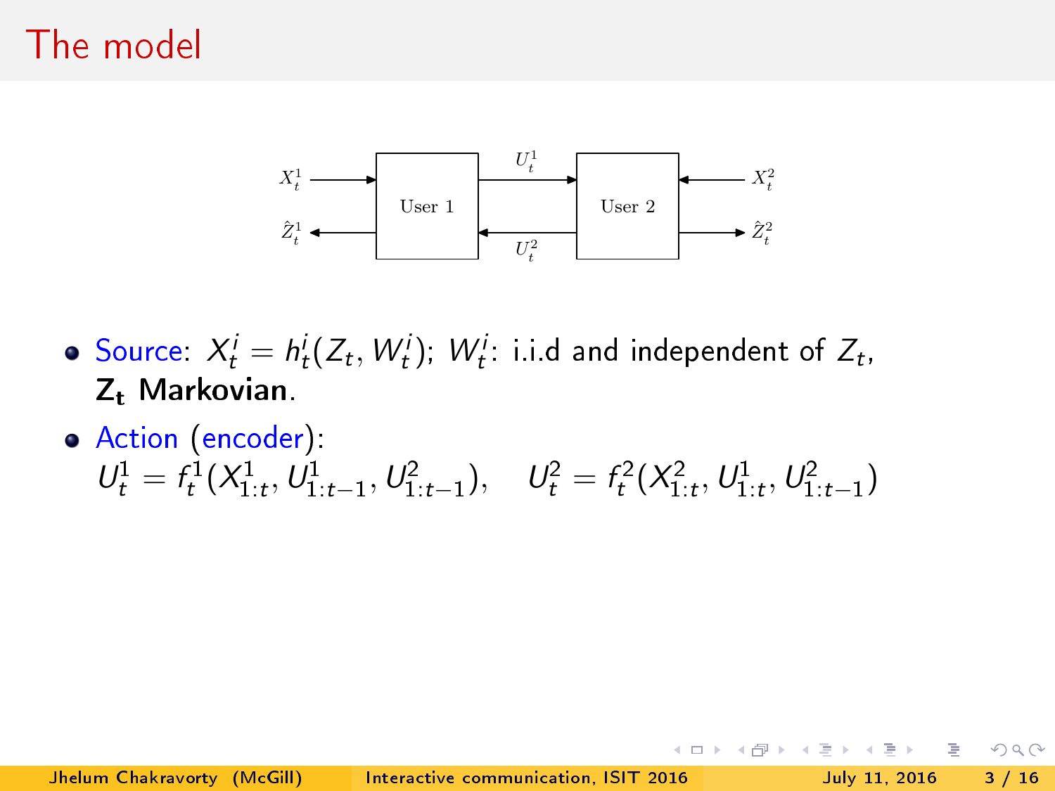# The model

- Source: $X_t^i = h_t^i(Z_t, W_t^i)$; $W_t^i$: i.i.d and independent of $Z_t$, $\mathbf{Z_t}$ **Markovian**.
- Action (encoder):
  $U_t^1 = f_t^1(X_{1:t}^1, U_{1:t-1}^1, U_{1:t-1}^2)$, $\quad U_t^2 = f_t^2(X_{1:t}^2, U_{1:t}^1, U_{1:t-1}^2)$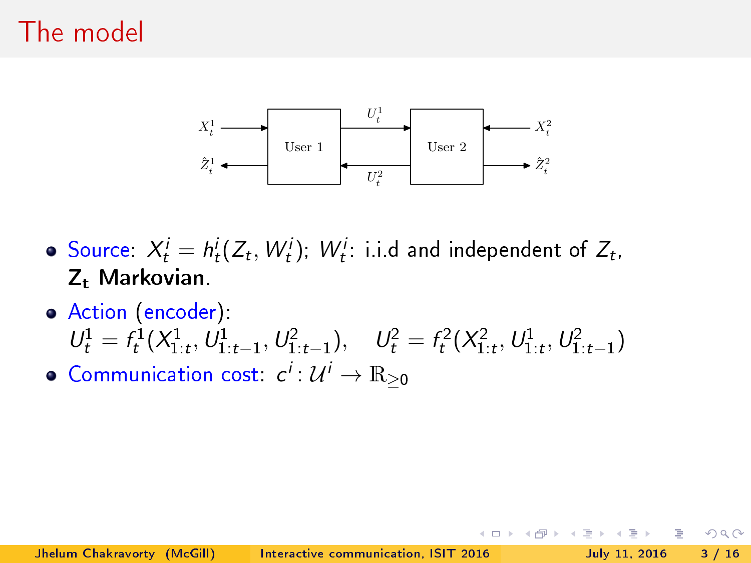# The model

$X_t^1$ → User 1 → $\hat{Z}_t^1$

User 1 → $U_t^1$ → User 2

User 2 → $U_t^2$ → User 1

$X_t^2$ → User 2 → $\hat{Z}_t^2$

- Source: $X_t^i = h_t^i(Z_t, W_t^i)$; $W_t^i$: i.i.d and independent of $Z_t$, **$\mathbf{Z_t}$ Markovian.**
- Action (encoder):
  $U_t^1 = f_t^1(X_{1:t}^1, U_{1:t-1}^1, U_{1:t-1}^2), \quad U_t^2 = f_t^2(X_{1:t}^2, U_{1:t}^1, U_{1:t-1}^2)$
- Communication cost: $c^i : \mathcal{U}^i \to \mathbb{R}_{\geq 0}$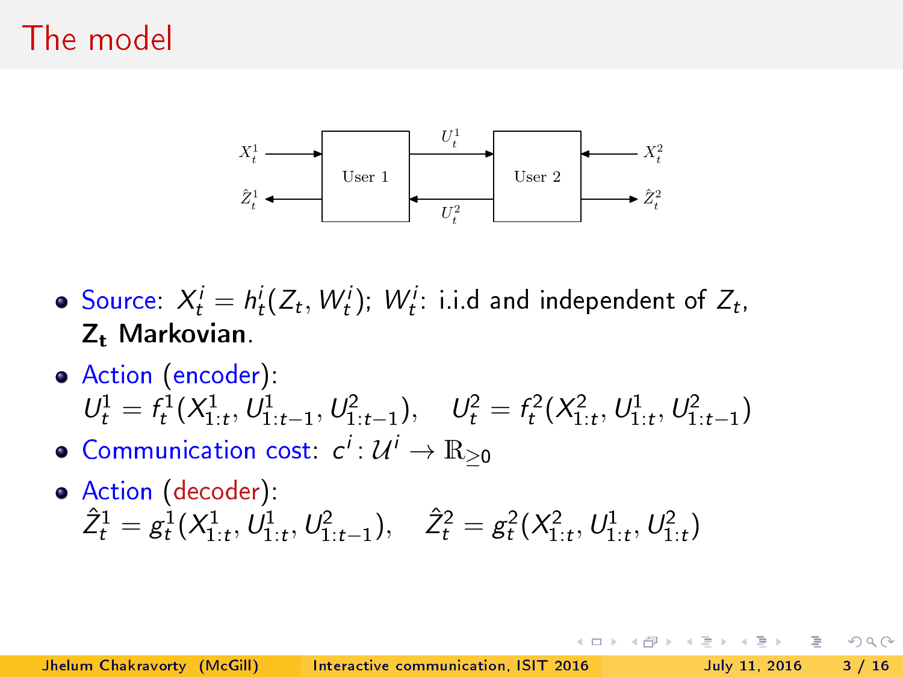# The model

- Source: $X_t^i = h_t^i(Z_t, W_t^i)$; $W_t^i$: i.i.d and independent of $Z_t$, $\mathbf{Z_t}$ **Markovian**.
- Action (encoder):
  $U_t^1 = f_t^1(X_{1:t}^1, U_{1:t-1}^1, U_{1:t-1}^2), \quad U_t^2 = f_t^2(X_{1:t}^2, U_{1:t}^1, U_{1:t-1}^2)$
- Communication cost: $c^i : \mathcal{U}^i \to \mathbb{R}_{\geq 0}$
- Action (decoder):
  $\hat{Z}_t^1 = g_t^1(X_{1:t}^1, U_{1:t}^1, U_{1:t-1}^2), \quad \hat{Z}_t^2 = g_t^2(X_{1:t}^2, U_{1:t}^1, U_{1:t}^2)$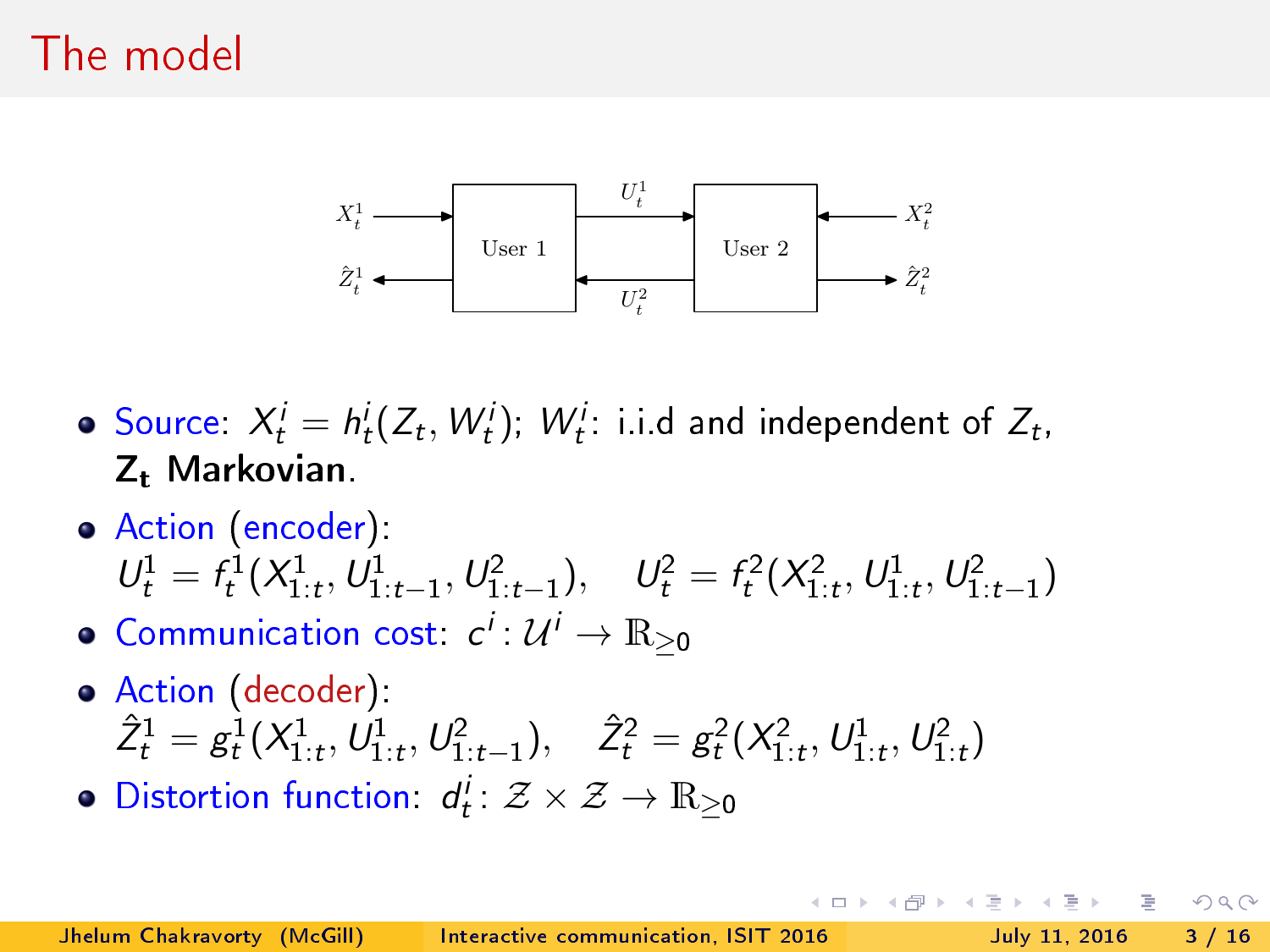# The model

- Source: $X_t^i = h_t^i(Z_t, W_t^i)$; $W_t^i$: i.i.d and independent of $Z_t$, **$\mathbf{Z_t}$ Markovian**.
- Action (encoder):
  $U_t^1 = f_t^1(X_{1:t}^1, U_{1:t-1}^1, U_{1:t-1}^2), \quad U_t^2 = f_t^2(X_{1:t}^2, U_{1:t}^1, U_{1:t-1}^2)$
- Communication cost: $c^i : \mathcal{U}^i \to \mathbb{R}_{\geq 0}$
- Action (decoder):
  $\hat{Z}_t^1 = g_t^1(X_{1:t}^1, U_{1:t}^1, U_{1:t-1}^2), \quad \hat{Z}_t^2 = g_t^2(X_{1:t}^2, U_{1:t}^1, U_{1:t}^2)$
- Distortion function: $d_t^i : \mathcal{Z} \times \mathcal{Z} \to \mathbb{R}_{\geq 0}$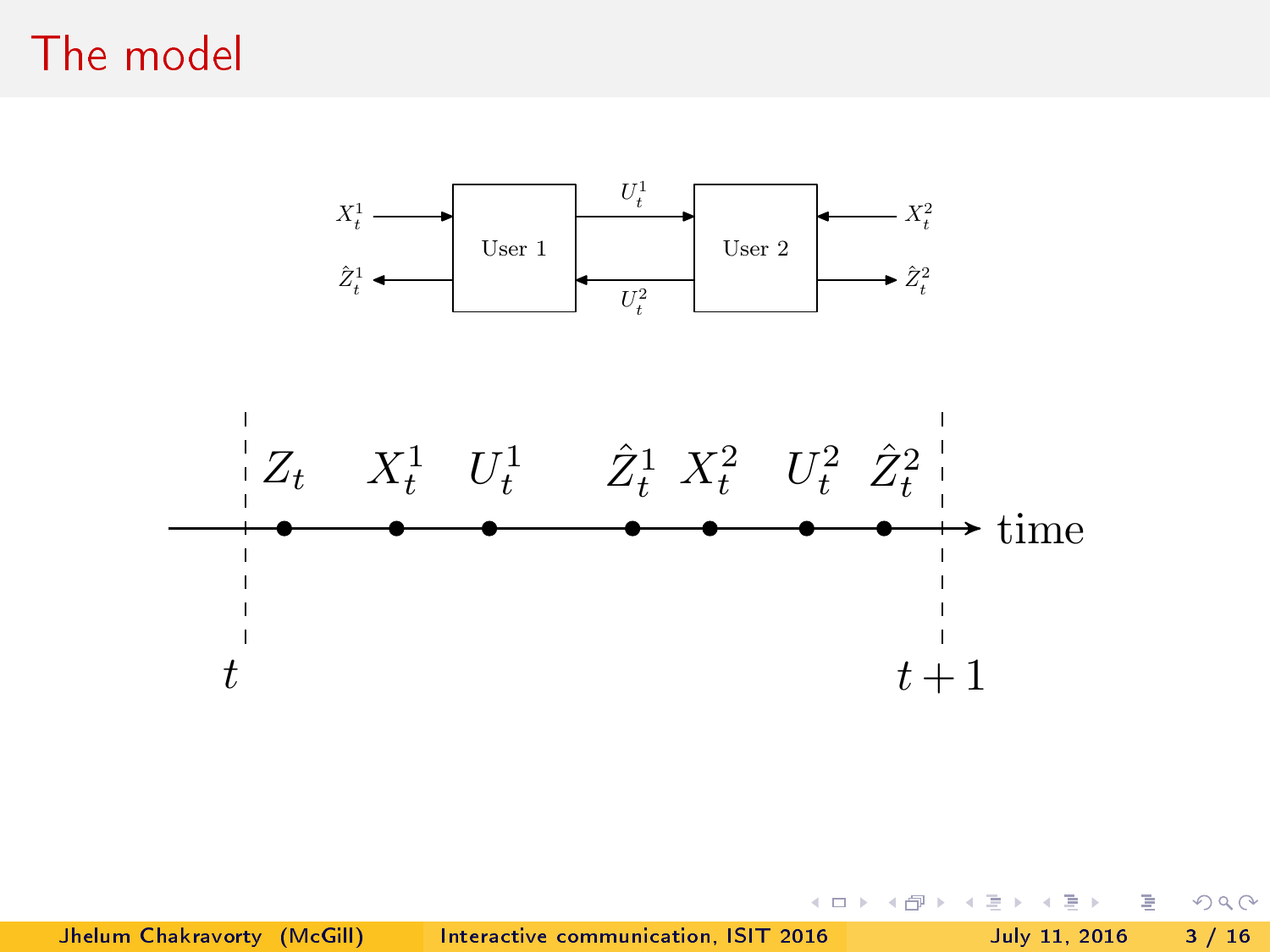# The model

$X_t^1$ → User 1 → $U_t^1$ → User 2 ← $X_t^2$

$\hat{Z}_t^1$ ← User 1 ← $U_t^2$ ← User 2 → $\hat{Z}_t^2$

$Z_t$ $X_t^1$ $U_t^1$ $\hat{Z}_t^1$ $X_t^2$ $U_t^2$ $\hat{Z}_t^2$

time

$t$ $t+1$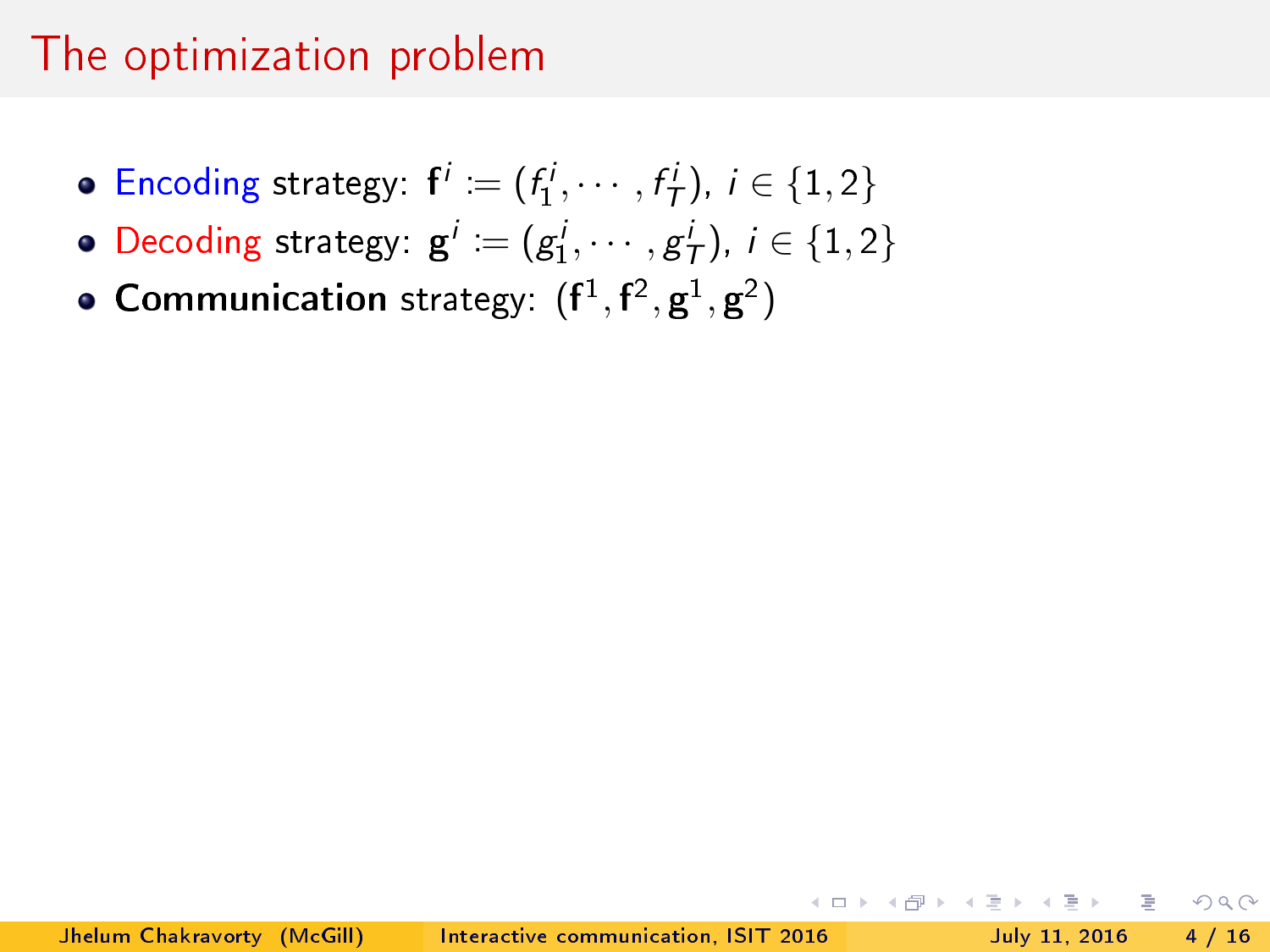# The optimization problem

- Encoding strategy: $\mathbf{f}^i := (f_1^i, \cdots, f_T^i)$, $i \in \{1, 2\}$
- Decoding strategy: $\mathbf{g}^i := (g_1^i, \cdots, g_T^i)$, $i \in \{1, 2\}$
- **Communication** strategy: $(\mathbf{f}^1, \mathbf{f}^2, \mathbf{g}^1, \mathbf{g}^2)$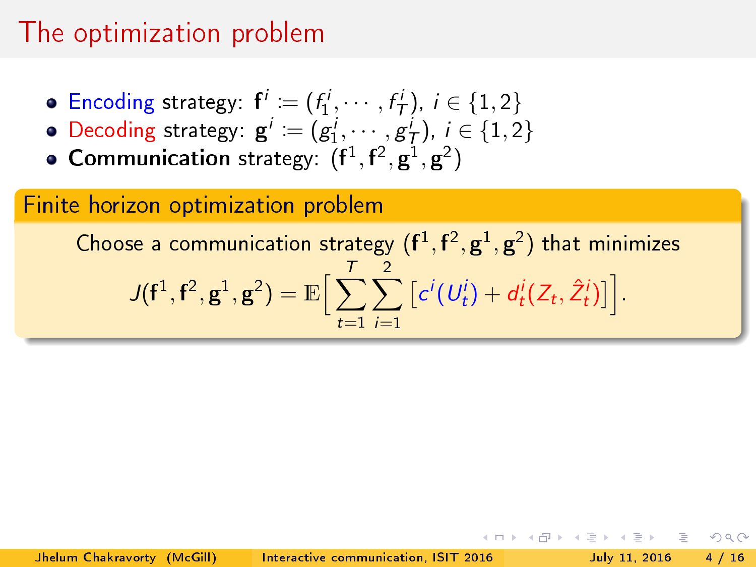# The optimization problem

- Encoding strategy: $\mathbf{f}^i := (f^i_1, \cdots, f^i_T)$, $i \in \{1, 2\}$
- Decoding strategy: $\mathbf{g}^i := (g^i_1, \cdots, g^i_T)$, $i \in \{1, 2\}$
- **Communication** strategy: $(\mathbf{f}^1, \mathbf{f}^2, \mathbf{g}^1, \mathbf{g}^2)$

### Finite horizon optimization problem

Choose a communication strategy $(\mathbf{f}^1, \mathbf{f}^2, \mathbf{g}^1, \mathbf{g}^2)$ that minimizes

$$J(\mathbf{f}^1, \mathbf{f}^2, \mathbf{g}^1, \mathbf{g}^2) = \mathbb{E}\Big[\sum_{t=1}^{T} \sum_{i=1}^{2} \big[c^i(U^i_t) + d^i_t(Z_t, \hat{Z}^i_t)\big]\Big].$$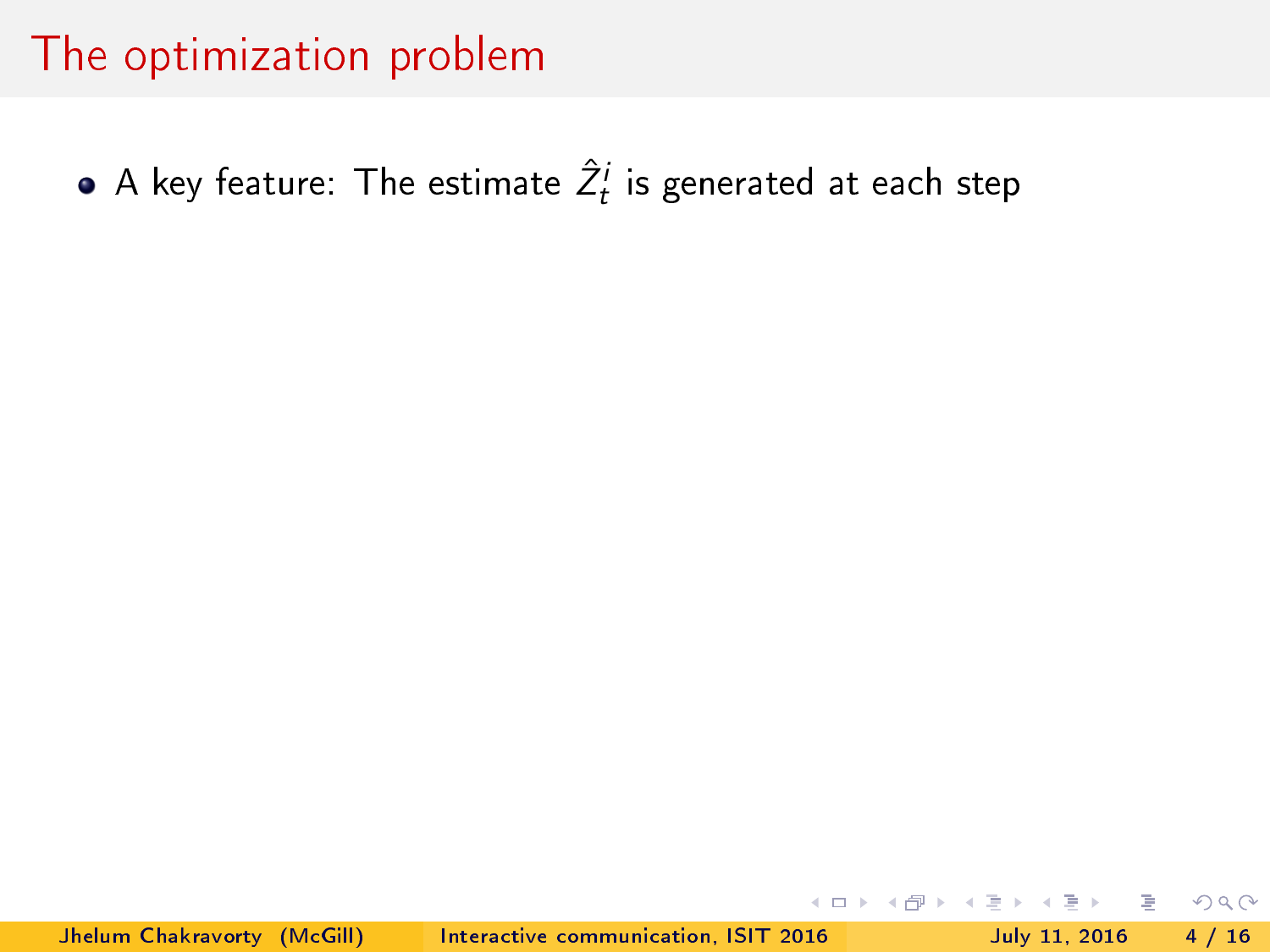# The optimization problem

- A key feature: The estimate $\hat{Z}_t^i$ is generated at each step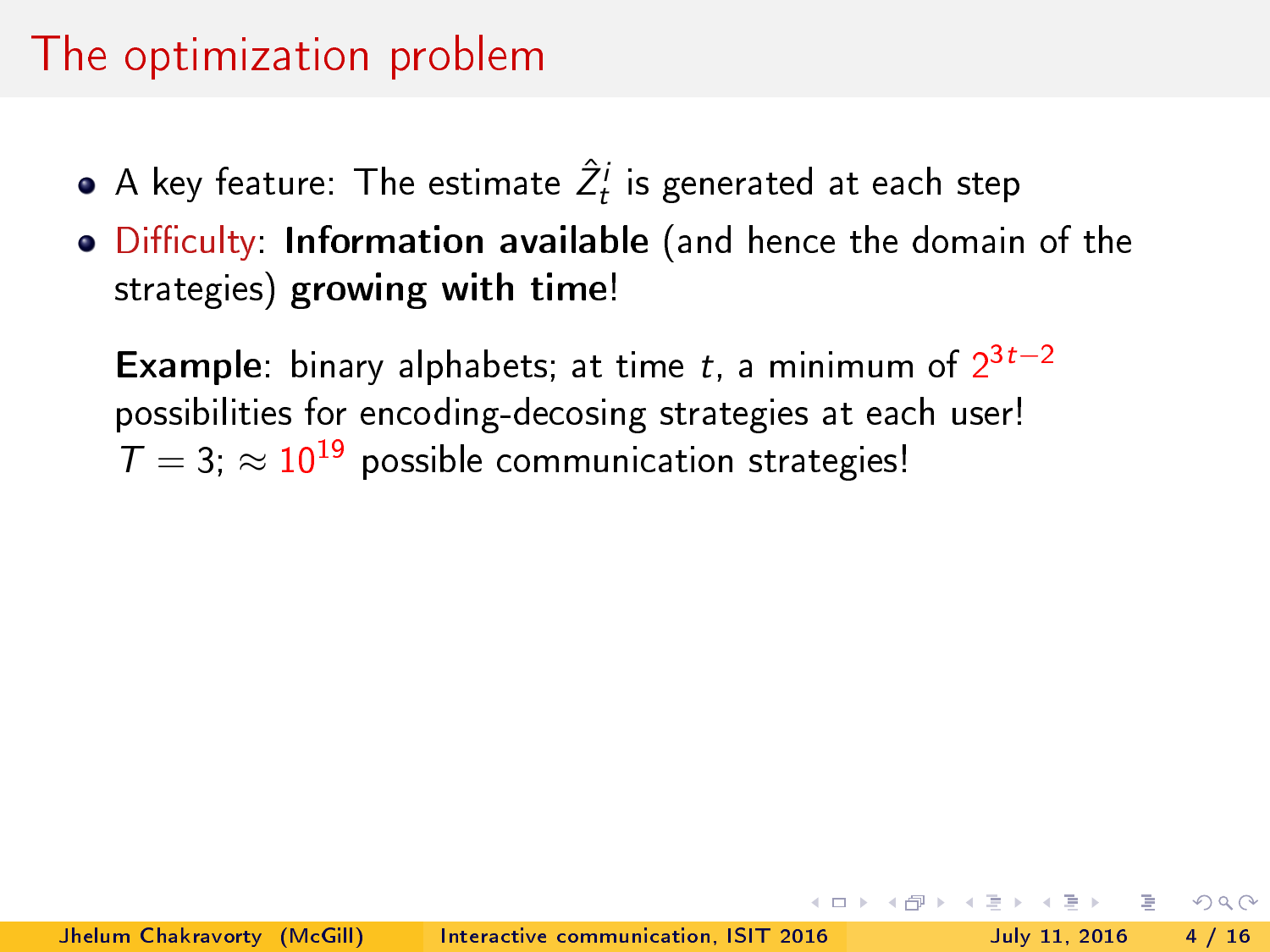# The optimization problem

- A key feature: The estimate $\hat{Z}_t^i$ is generated at each step
- Difficulty: **Information available** (and hence the domain of the strategies) **growing with time**!

  **Example**: binary alphabets; at time $t$, a minimum of $2^{3t-2}$ possibilities for encoding-decosing strategies at each user!
  $T = 3$; $\approx 10^{19}$ possible communication strategies!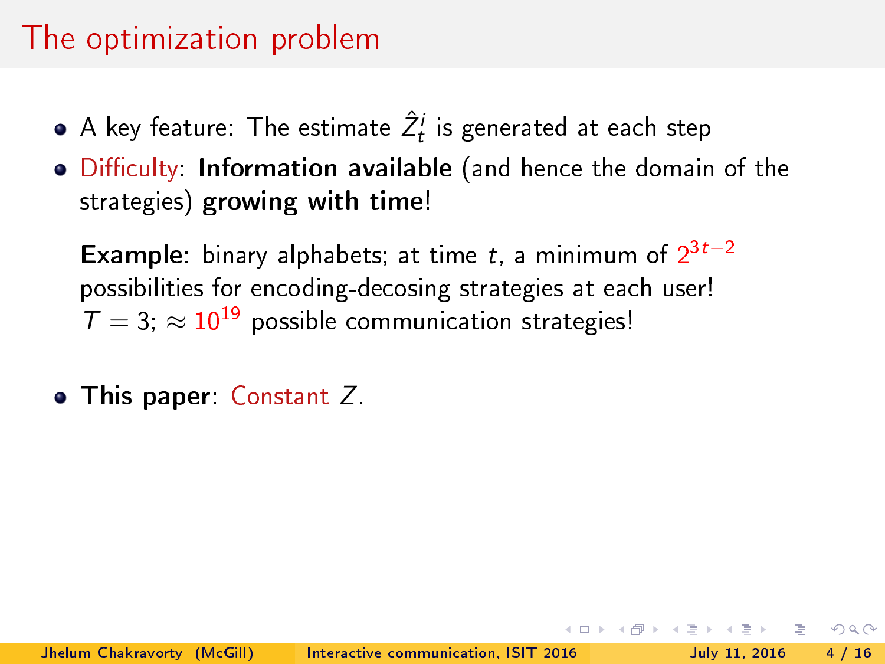# The optimization problem

- A key feature: The estimate $\hat{Z}_t^i$ is generated at each step
- Difficulty: **Information available** (and hence the domain of the strategies) **growing with time**!

  **Example**: binary alphabets; at time $t$, a minimum of $2^{3t-2}$ possibilities for encoding-decosing strategies at each user!
  $T = 3$; $\approx 10^{19}$ possible communication strategies!

- **This paper**: Constant $Z$.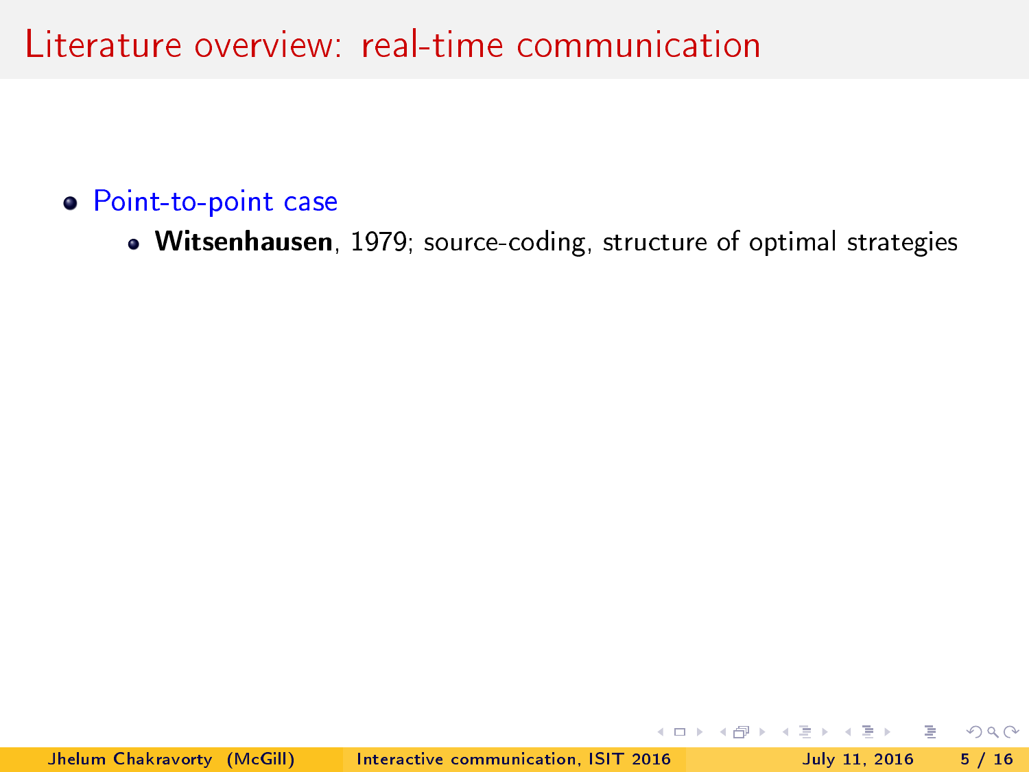# Literature overview: real-time communication

- Point-to-point case
  - **Witsenhausen**, 1979; source-coding, structure of optimal strategies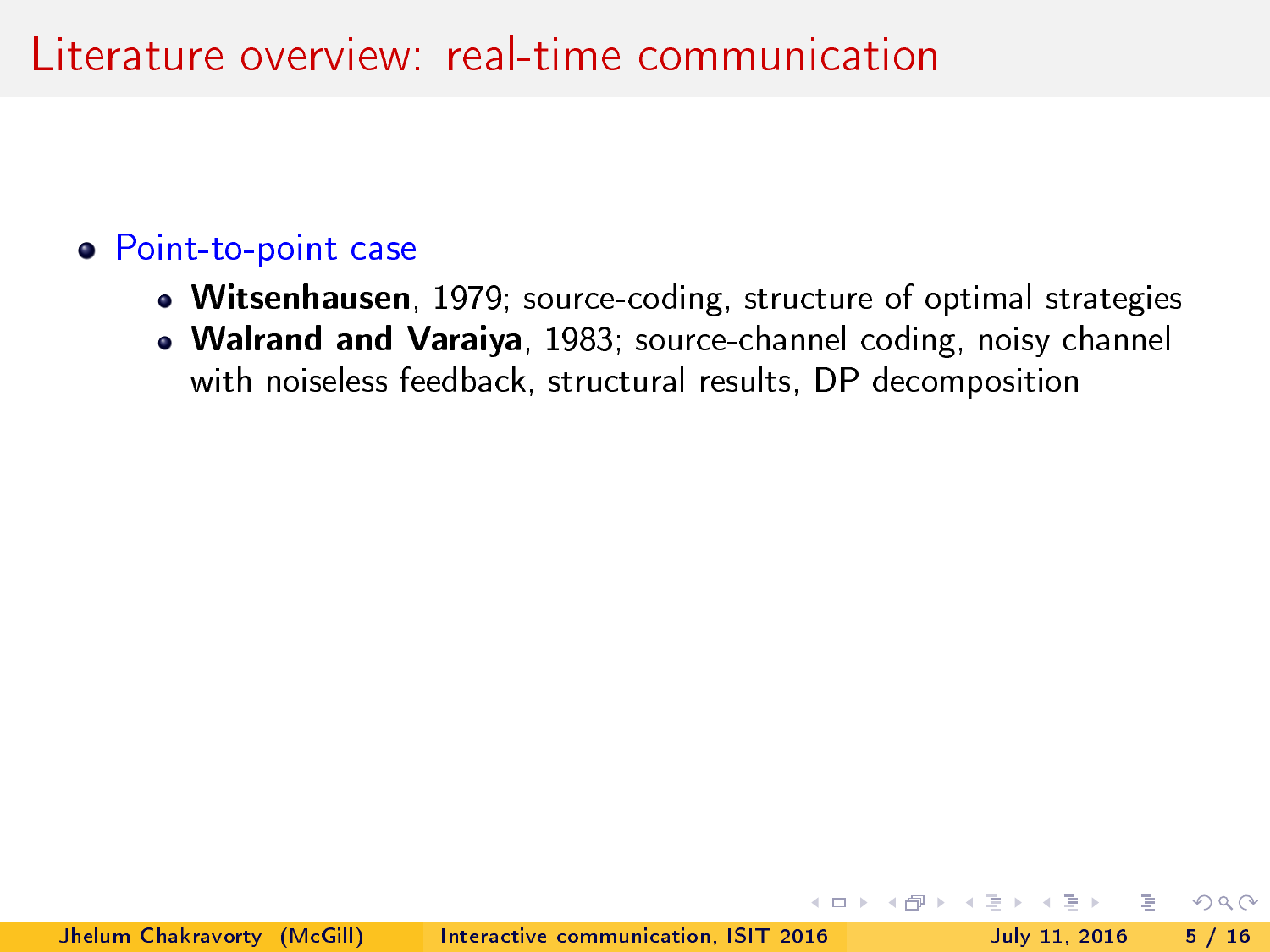# Literature overview: real-time communication

- Point-to-point case
  - **Witsenhausen**, 1979; source-coding, structure of optimal strategies
  - **Walrand and Varaiya**, 1983; source-channel coding, noisy channel with noiseless feedback, structural results, DP decomposition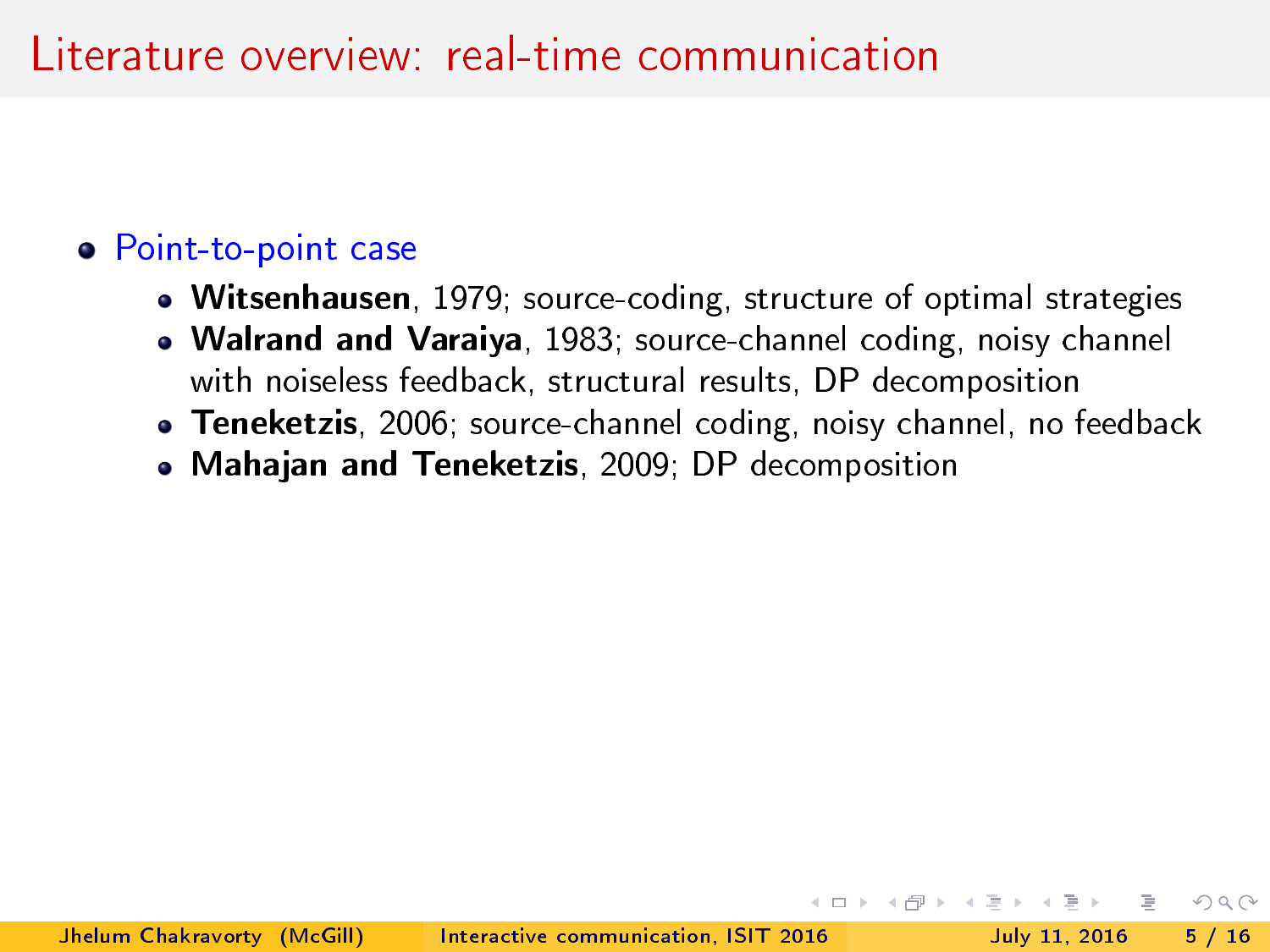# Literature overview: real-time communication

- Point-to-point case
  - **Witsenhausen**, 1979; source-coding, structure of optimal strategies
  - **Walrand and Varaiya**, 1983; source-channel coding, noisy channel with noiseless feedback, structural results, DP decomposition
  - **Teneketzis**, 2006; source-channel coding, noisy channel, no feedback
  - **Mahajan and Teneketzis**, 2009; DP decomposition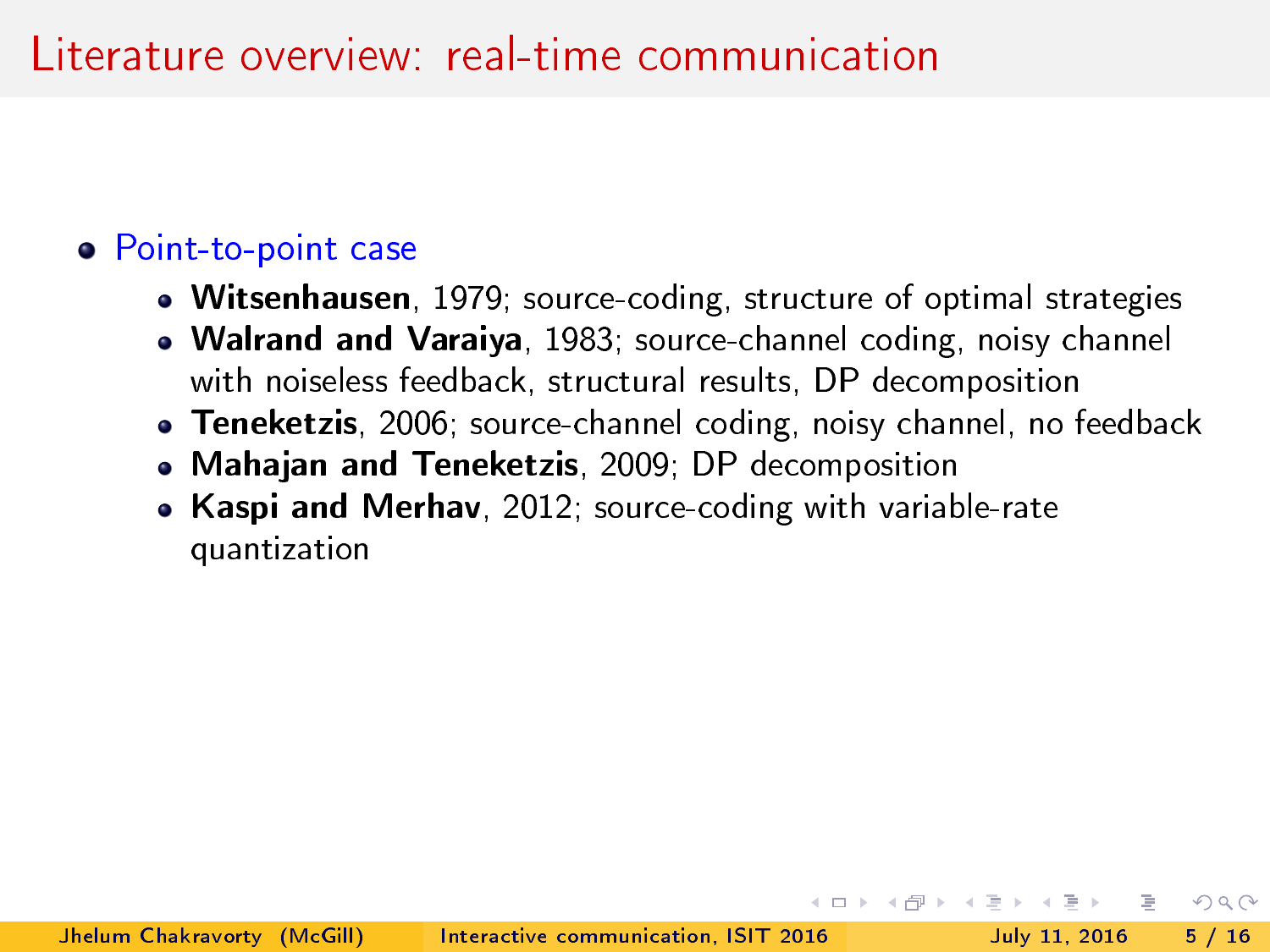# Literature overview: real-time communication

- Point-to-point case
  - **Witsenhausen**, 1979; source-coding, structure of optimal strategies
  - **Walrand and Varaiya**, 1983; source-channel coding, noisy channel with noiseless feedback, structural results, DP decomposition
  - **Teneketzis**, 2006; source-channel coding, noisy channel, no feedback
  - **Mahajan and Teneketzis**, 2009; DP decomposition
  - **Kaspi and Merhav**, 2012; source-coding with variable-rate quantization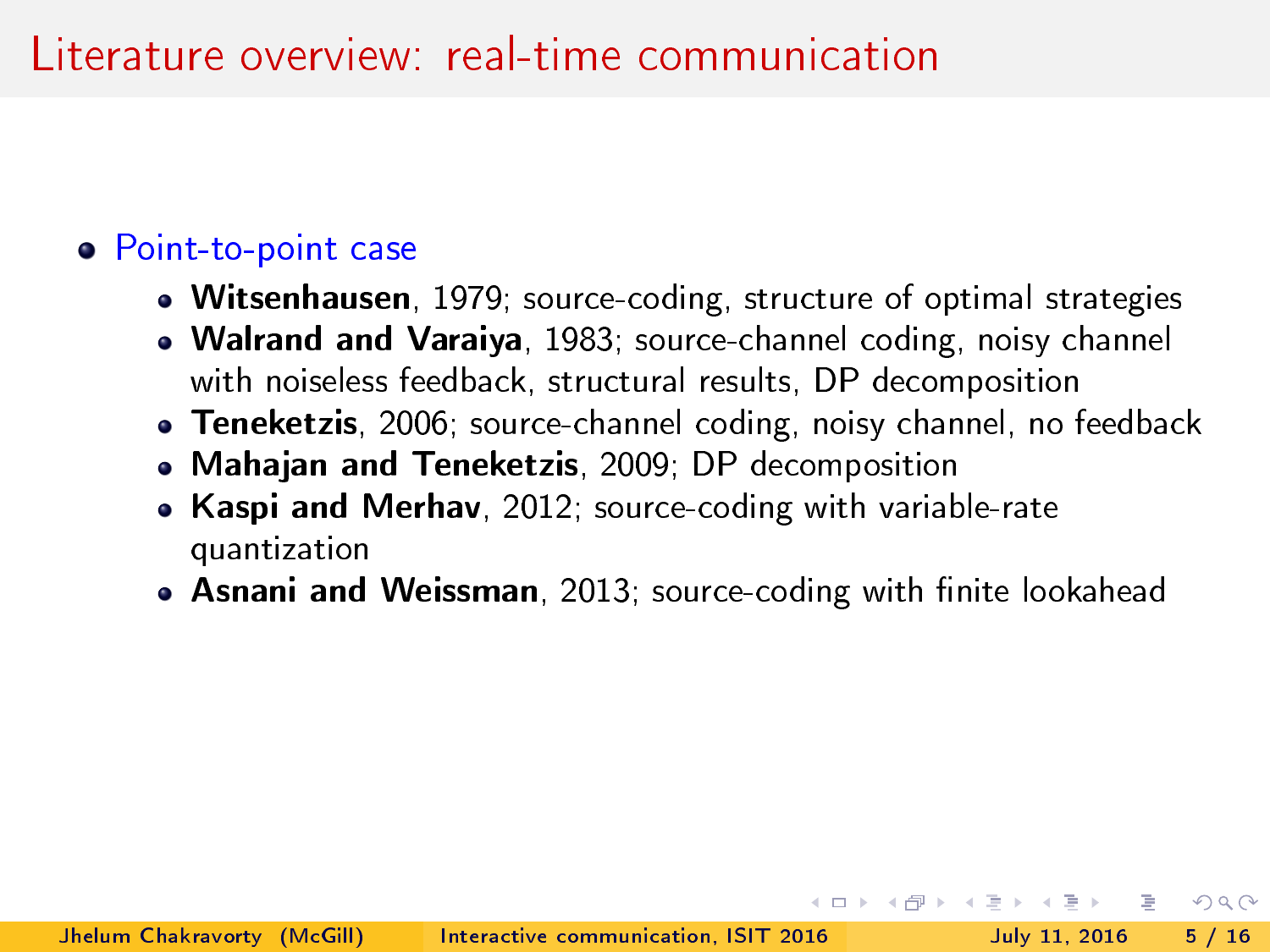# Literature overview: real-time communication

- Point-to-point case
  - **Witsenhausen**, 1979; source-coding, structure of optimal strategies
  - **Walrand and Varaiya**, 1983; source-channel coding, noisy channel with noiseless feedback, structural results, DP decomposition
  - **Teneketzis**, 2006; source-channel coding, noisy channel, no feedback
  - **Mahajan and Teneketzis**, 2009; DP decomposition
  - **Kaspi and Merhav**, 2012; source-coding with variable-rate quantization
  - **Asnani and Weissman**, 2013; source-coding with finite lookahead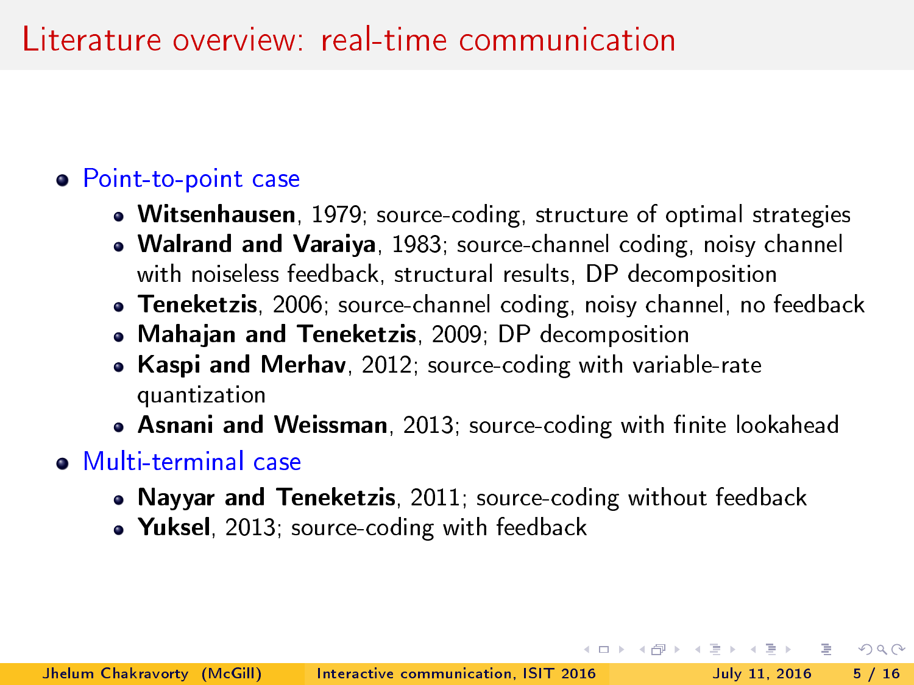# Literature overview: real-time communication

- Point-to-point case
  - **Witsenhausen**, 1979; source-coding, structure of optimal strategies
  - **Walrand and Varaiya**, 1983; source-channel coding, noisy channel with noiseless feedback, structural results, DP decomposition
  - **Teneketzis**, 2006; source-channel coding, noisy channel, no feedback
  - **Mahajan and Teneketzis**, 2009; DP decomposition
  - **Kaspi and Merhav**, 2012; source-coding with variable-rate quantization
  - **Asnani and Weissman**, 2013; source-coding with finite lookahead
- Multi-terminal case
  - **Nayyar and Teneketzis**, 2011; source-coding without feedback
  - **Yuksel**, 2013; source-coding with feedback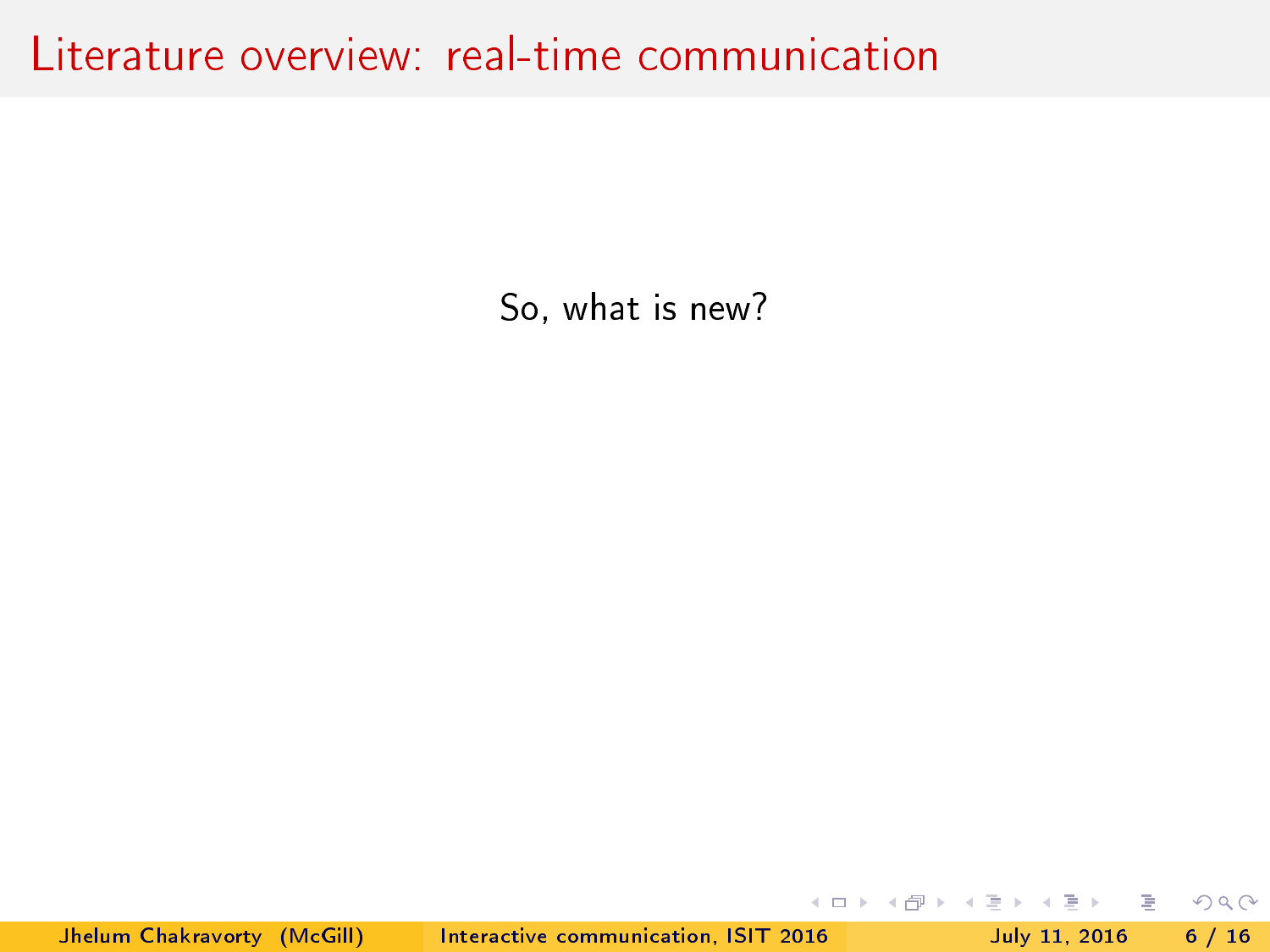# Literature overview: real-time communication

So, what is new?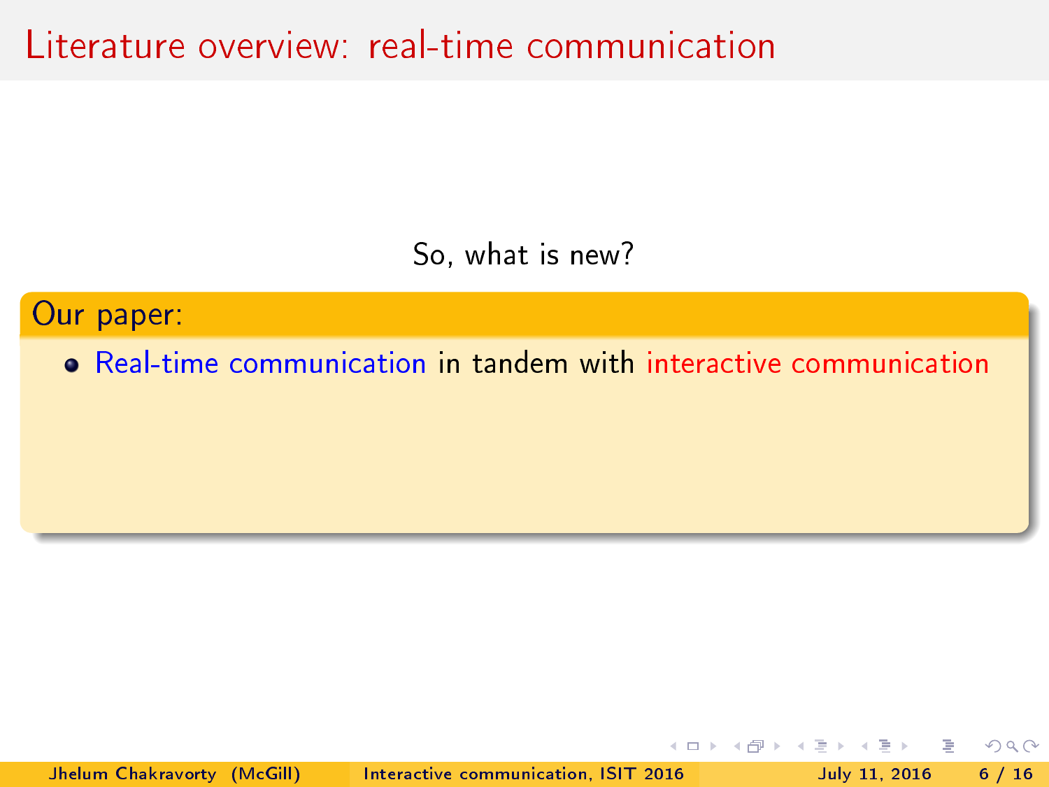# Literature overview: real-time communication

So, what is new?

**Our paper:**

- Real-time communication in tandem with interactive communication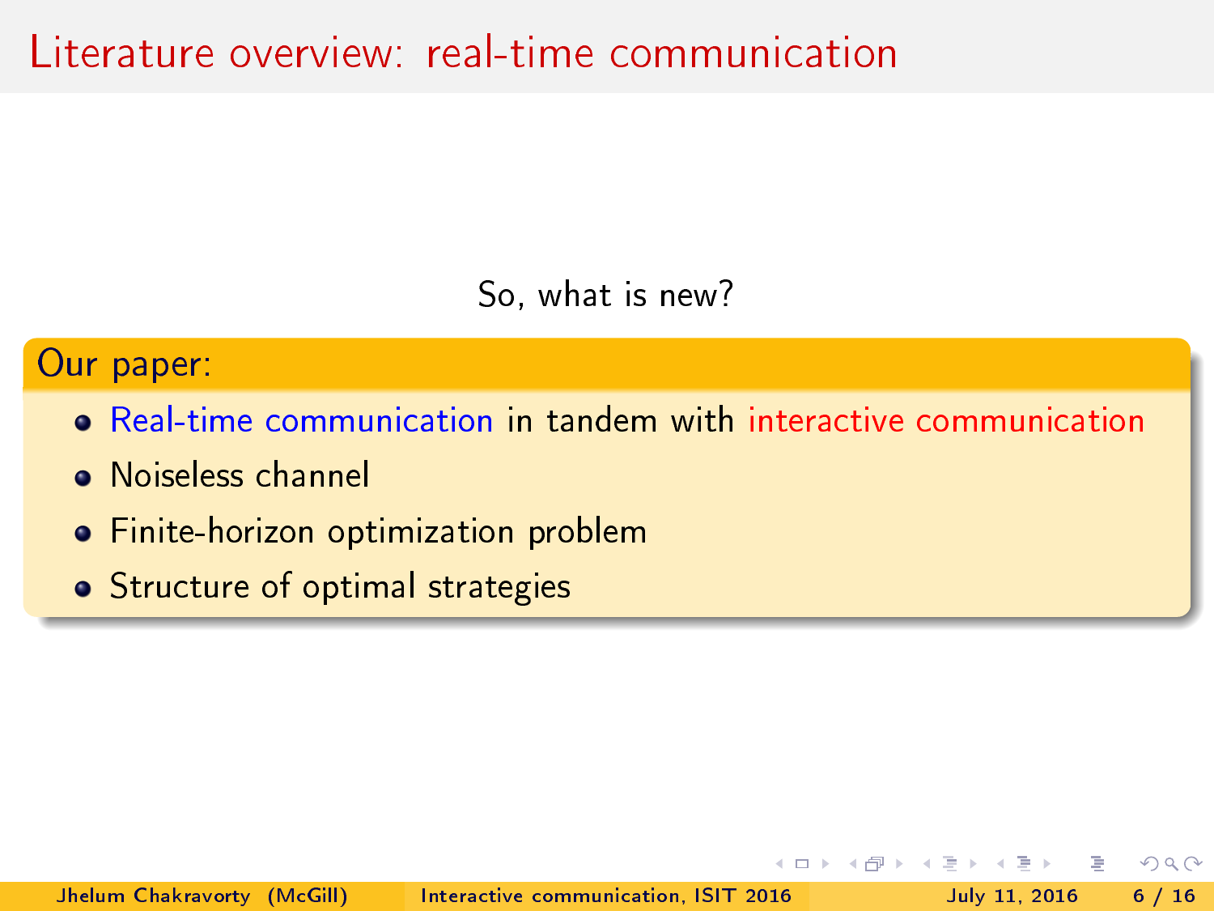# Literature overview: real-time communication

So, what is new?

**Our paper:**

- Real-time communication in tandem with interactive communication
- Noiseless channel
- Finite-horizon optimization problem
- Structure of optimal strategies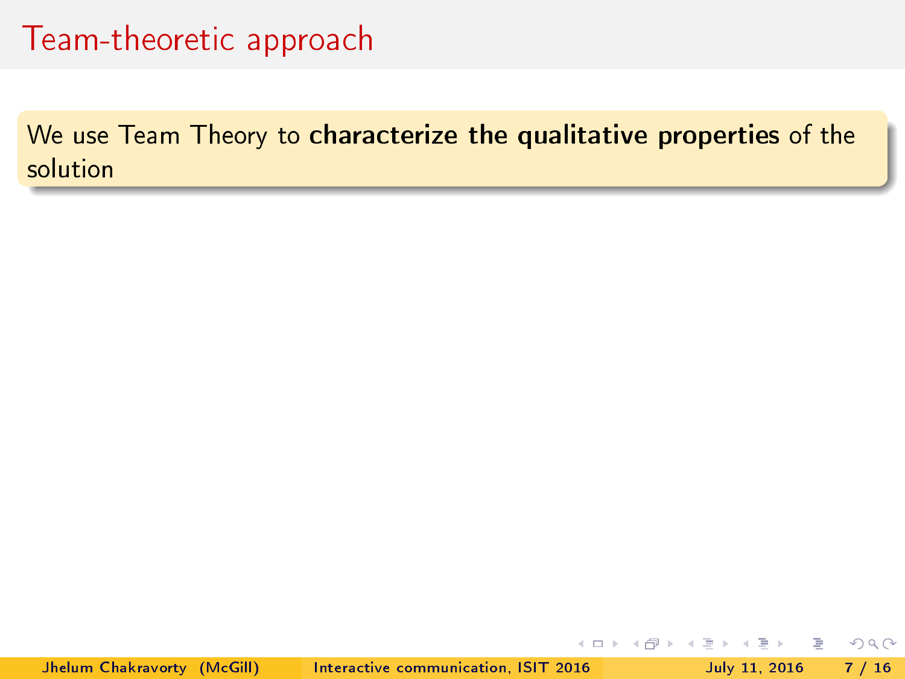# Team-theoretic approach

We use Team Theory to **characterize the qualitative properties** of the solution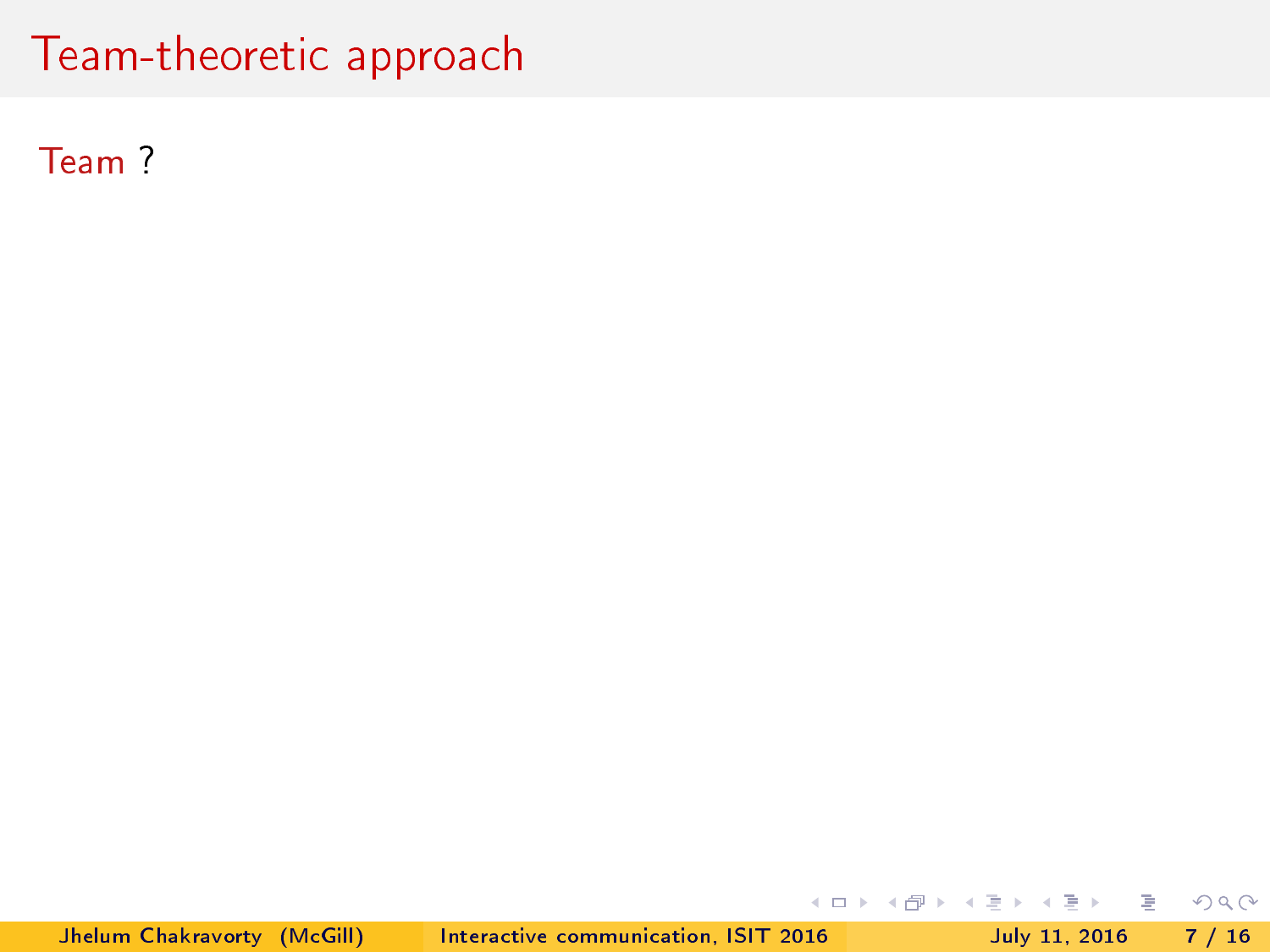# Team-theoretic approach

Team ?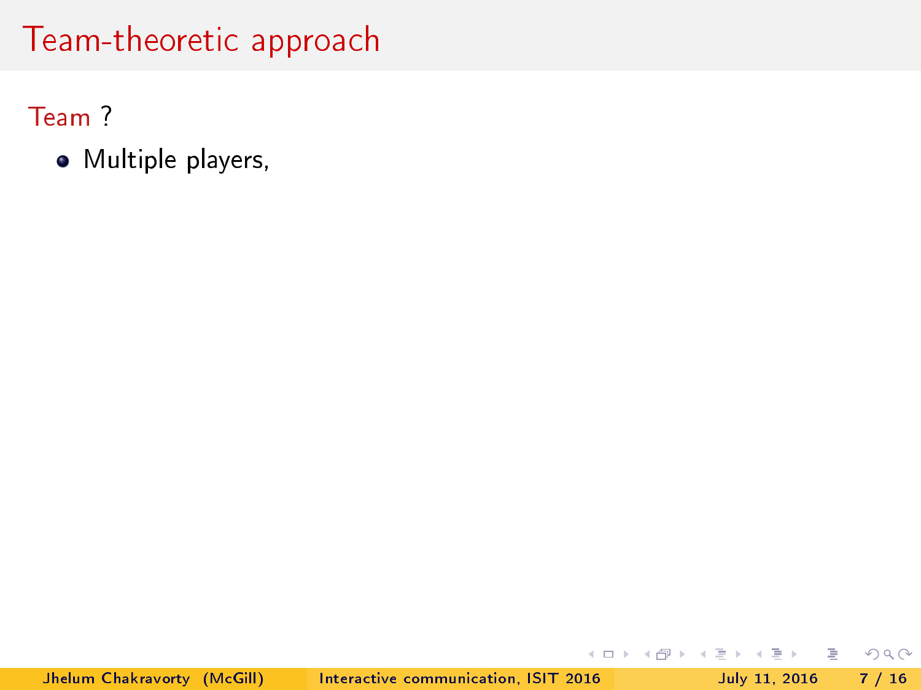# Team-theoretic approach

Team ?

- Multiple players,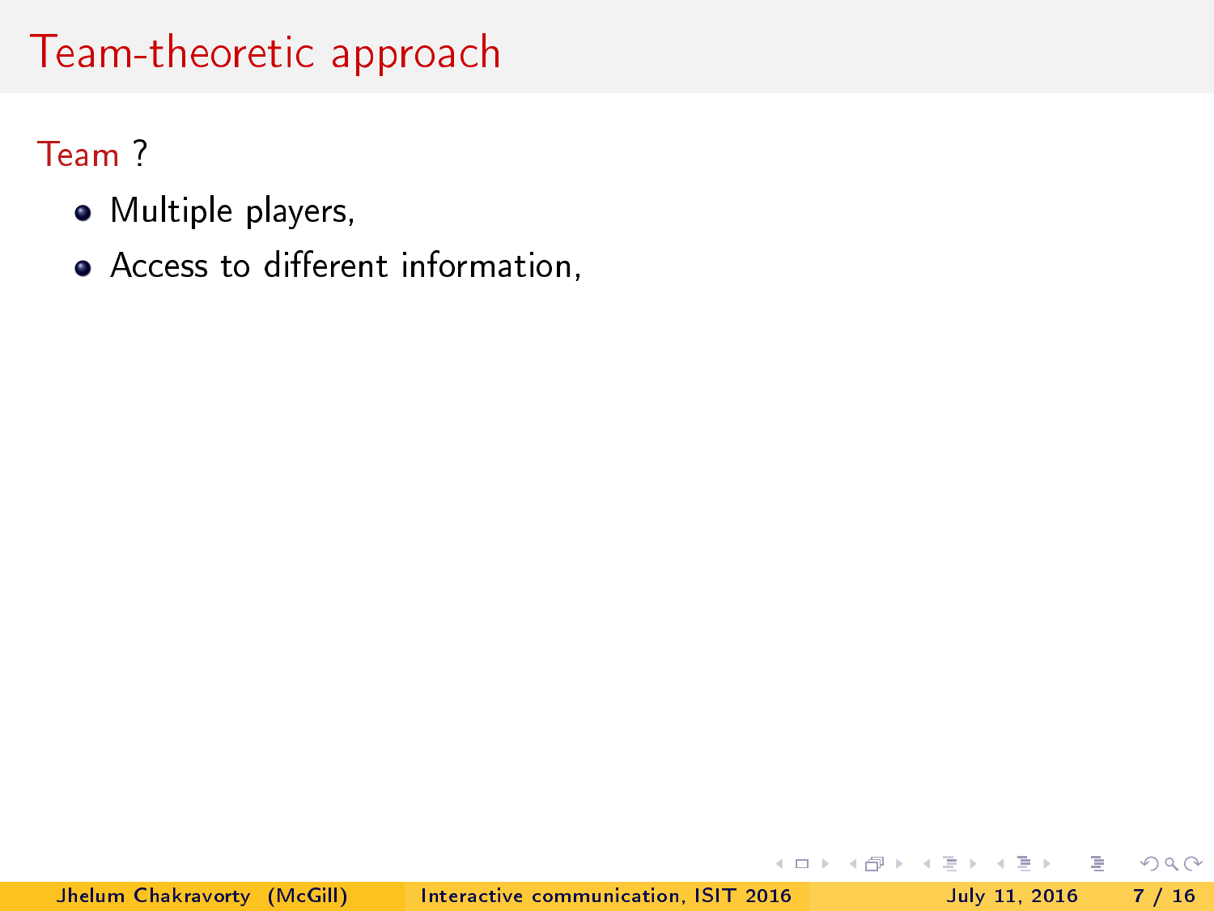# Team-theoretic approach

Team ?

- Multiple players,
- Access to different information,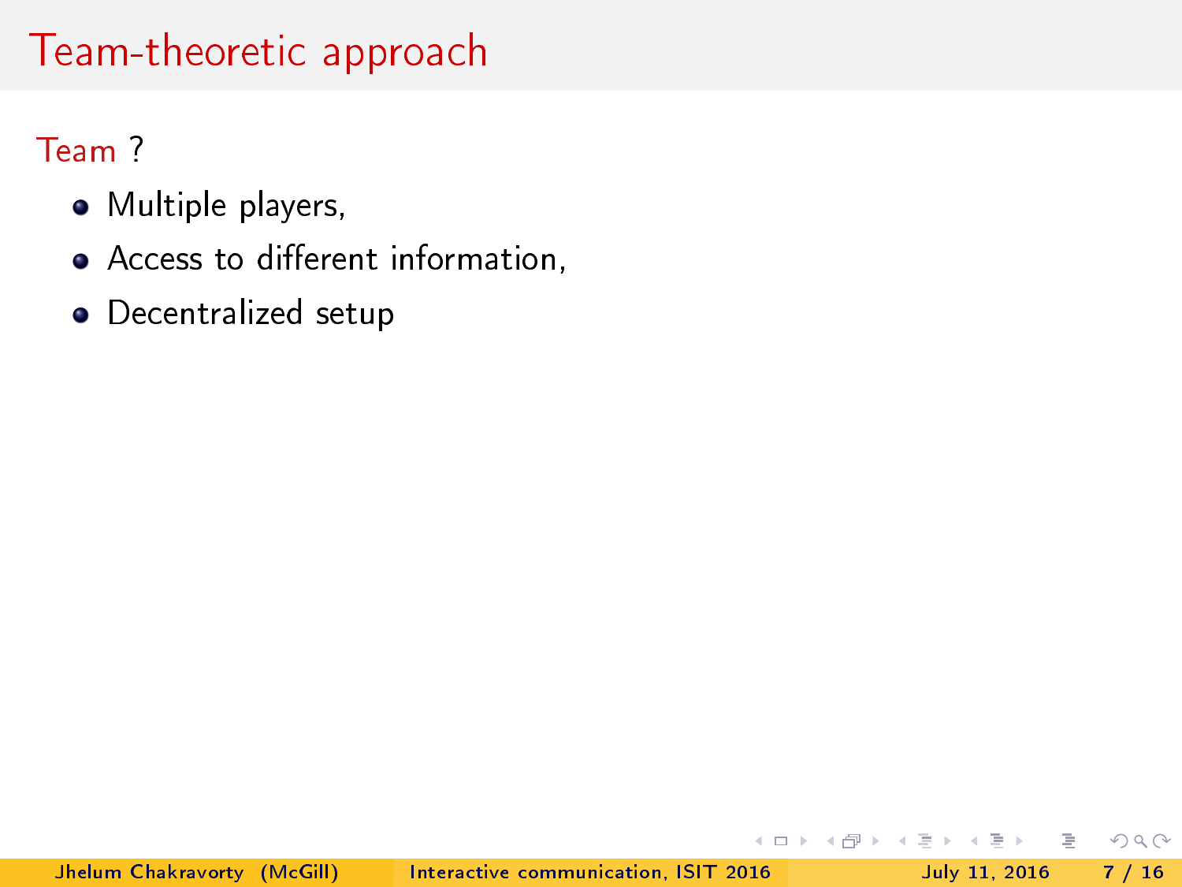# Team-theoretic approach

Team ?

- Multiple players,
- Access to different information,
- Decentralized setup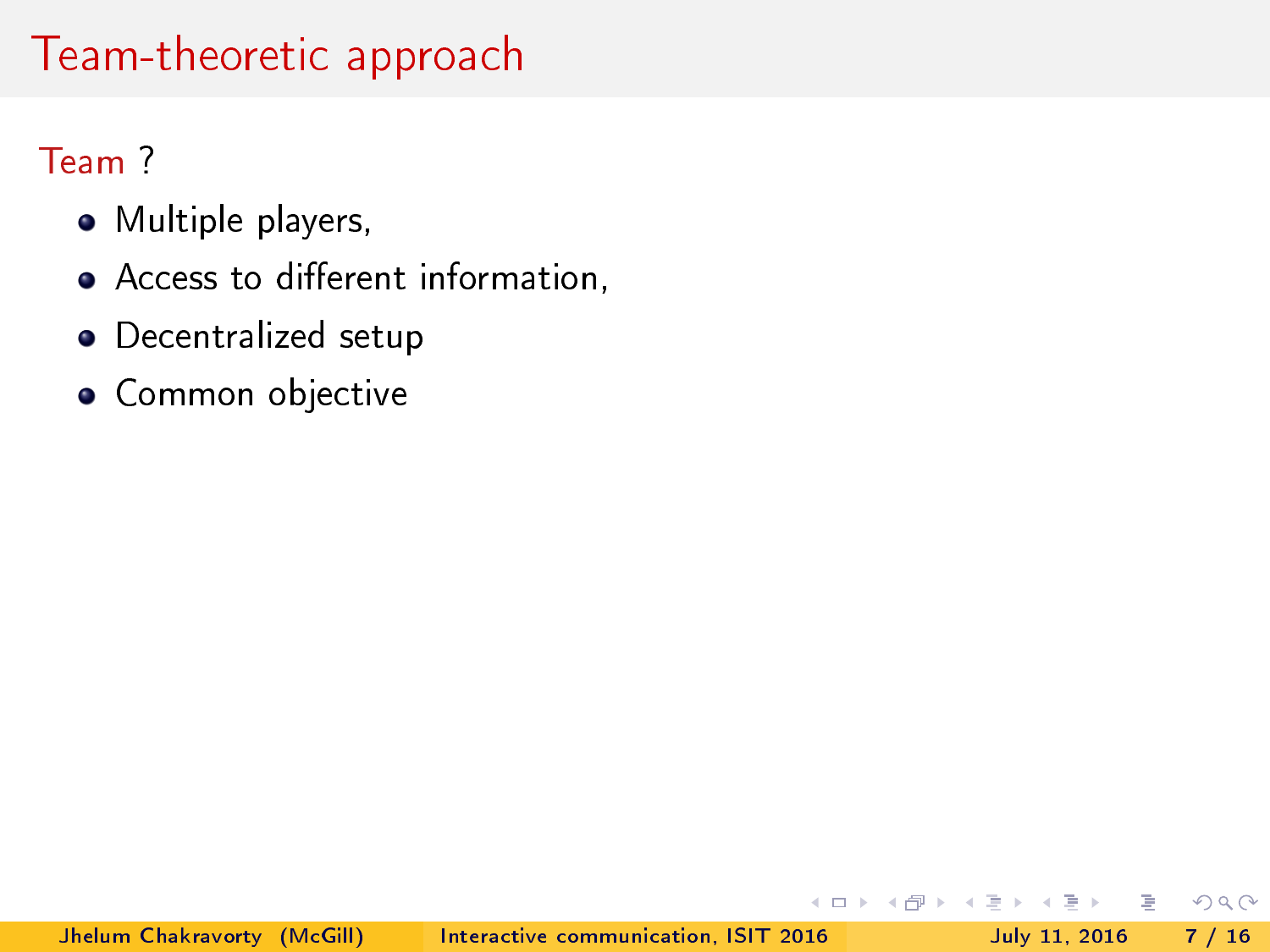# Team-theoretic approach

Team ?

- Multiple players,
- Access to different information,
- Decentralized setup
- Common objective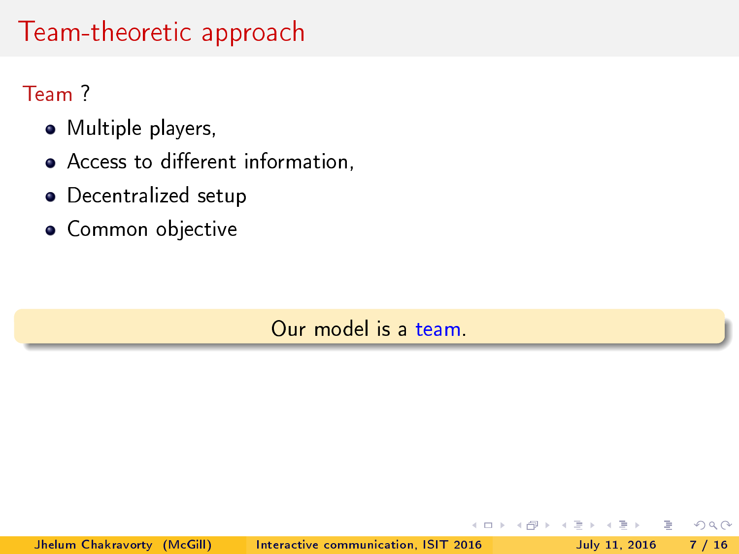# Team-theoretic approach

Team ?

- Multiple players,
- Access to different information,
- Decentralized setup
- Common objective

Our model is a team.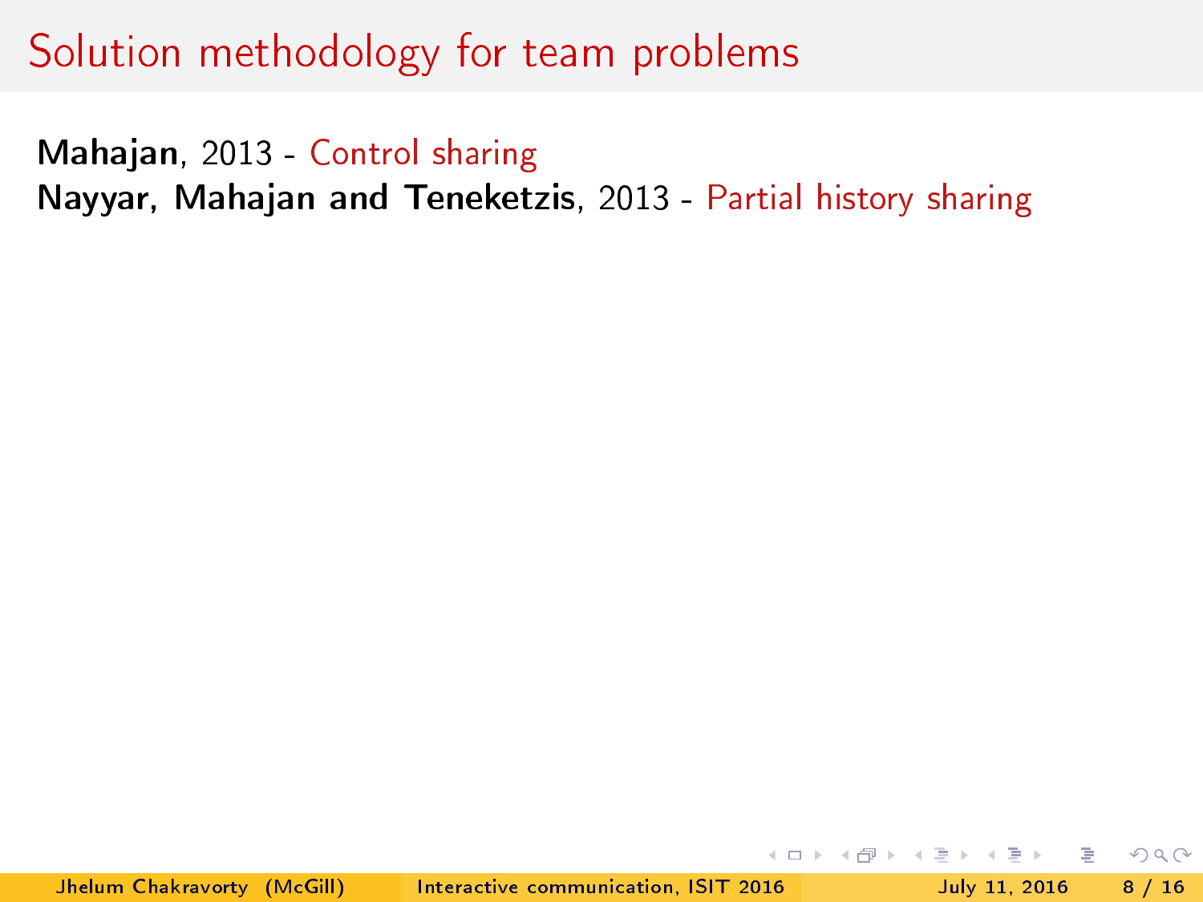# Solution methodology for team problems

**Mahajan**, 2013 - Control sharing
**Nayyar, Mahajan and Teneketzis**, 2013 - Partial history sharing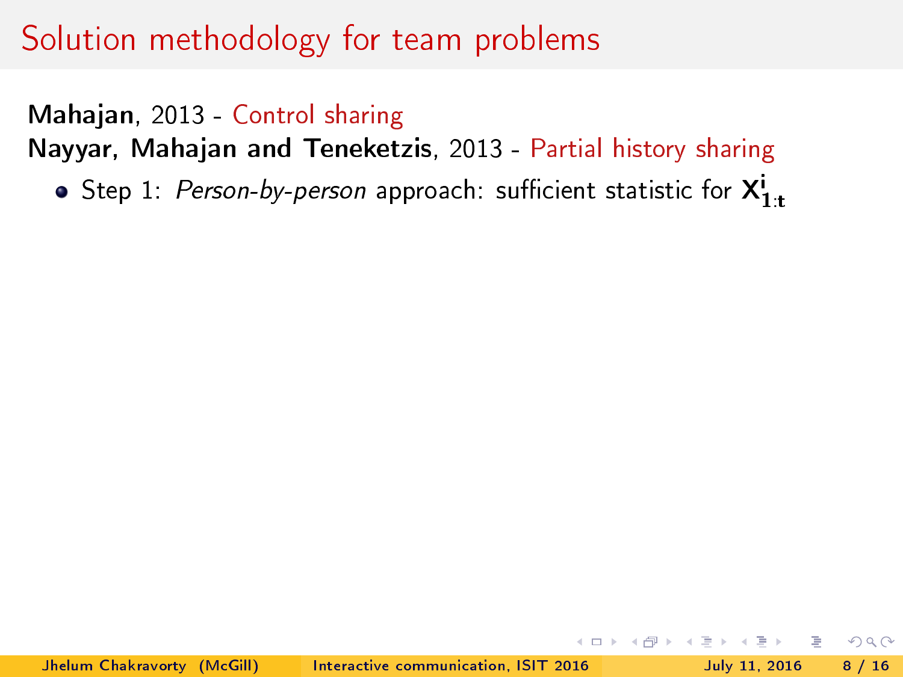# Solution methodology for team problems

**Mahajan**, 2013 - Control sharing
**Nayyar, Mahajan and Teneketzis**, 2013 - Partial history sharing

- Step 1: *Person-by-person* approach: sufficient statistic for $\mathbf{X^i_{1:t}}$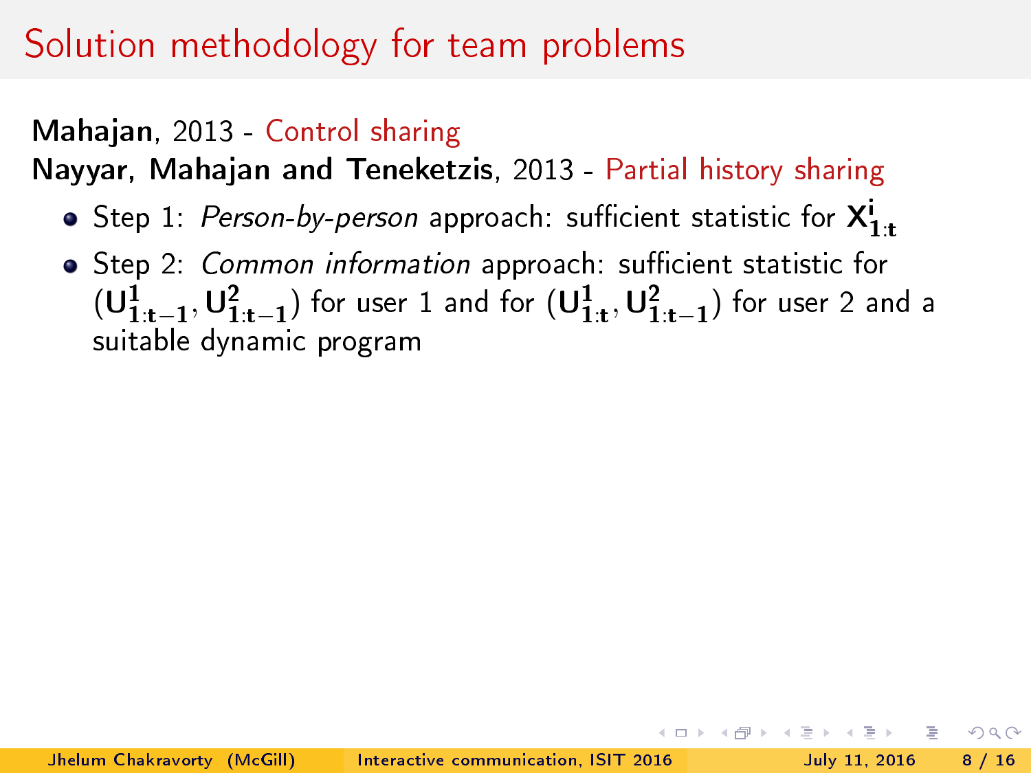# Solution methodology for team problems

**Mahajan**, 2013 - Control sharing

**Nayyar, Mahajan and Teneketzis**, 2013 - Partial history sharing

- Step 1: *Person-by-person* approach: sufficient statistic for $\mathbf{X}^{\mathbf{i}}_{\mathbf{1:t}}$
- Step 2: *Common information* approach: sufficient statistic for $(\mathbf{U}^{\mathbf{1}}_{\mathbf{1:t-1}}, \mathbf{U}^{\mathbf{2}}_{\mathbf{1:t-1}})$ for user 1 and for $(\mathbf{U}^{\mathbf{1}}_{\mathbf{1:t}}, \mathbf{U}^{\mathbf{2}}_{\mathbf{1:t-1}})$ for user 2 and a suitable dynamic program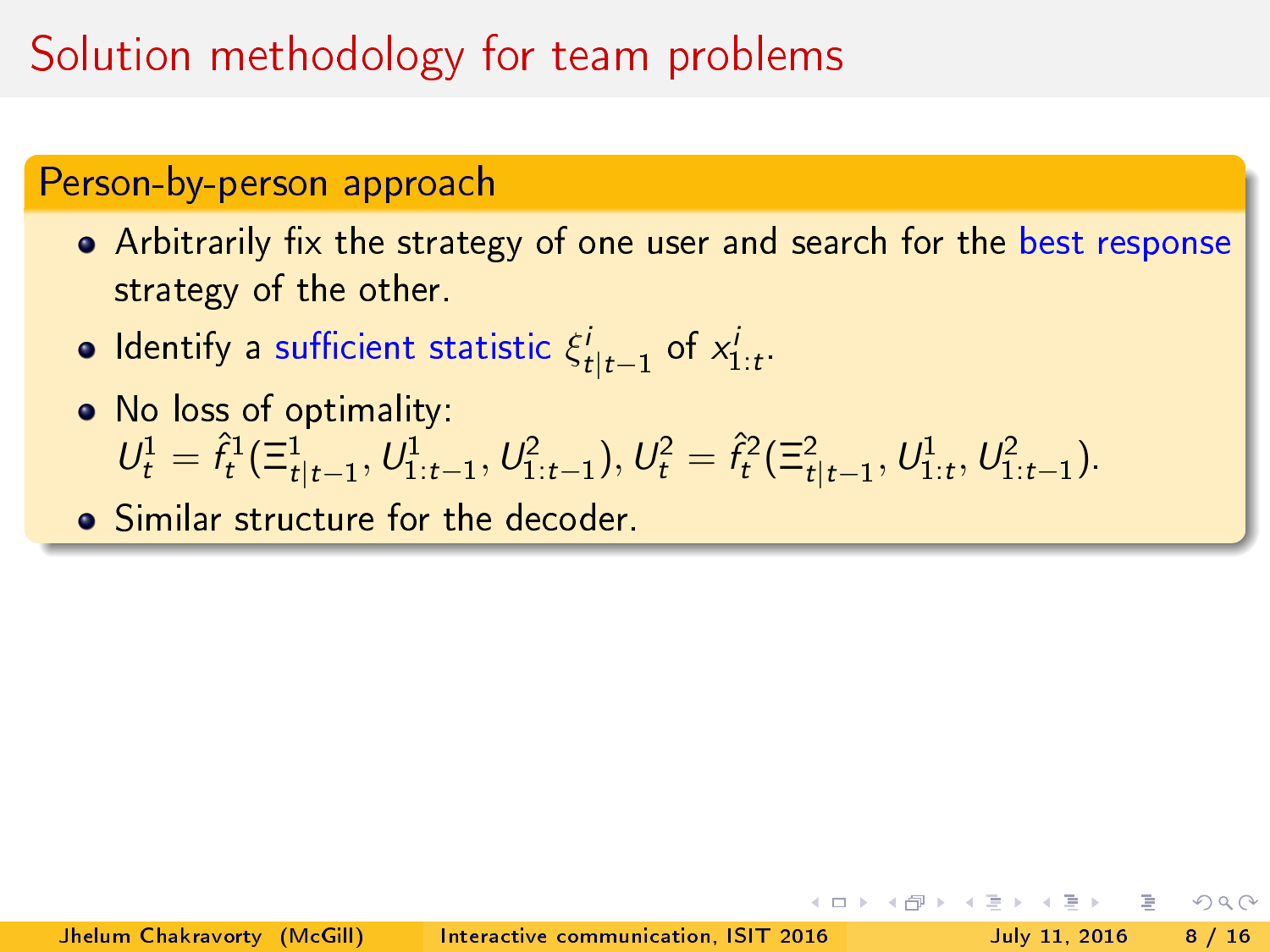# Solution methodology for team problems

## Person-by-person approach

- Arbitrarily fix the strategy of one user and search for the best response strategy of the other.
- Identify a sufficient statistic $\xi^i_{t|t-1}$ of $x^i_{1:t}$.
- No loss of optimality:
  $U^1_t = \hat{f}^1_t(\Xi^1_{t|t-1}, U^1_{1:t-1}, U^2_{1:t-1})$, $U^2_t = \hat{f}^2_t(\Xi^2_{t|t-1}, U^1_{1:t}, U^2_{1:t-1})$.
- Similar structure for the decoder.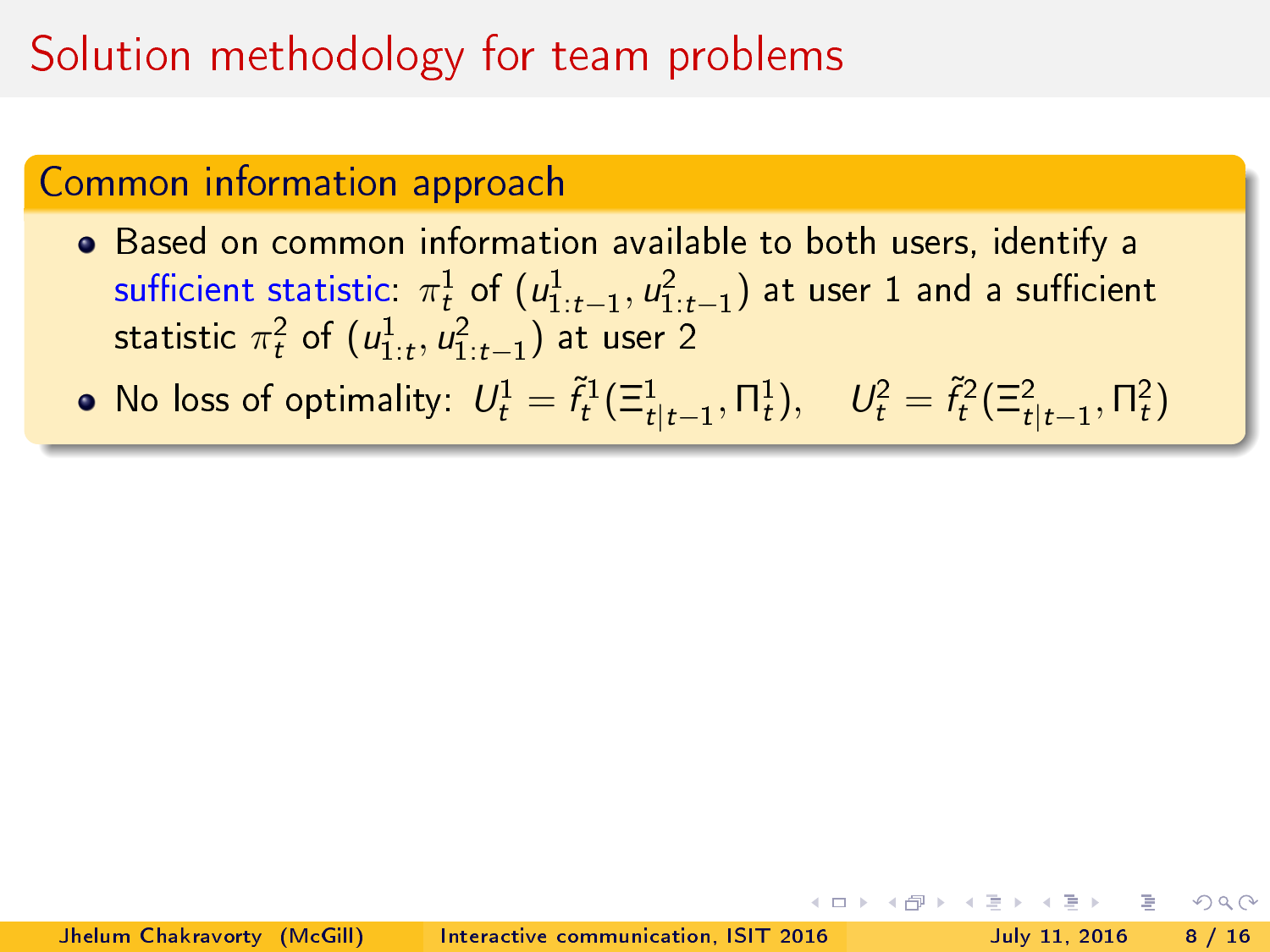# Solution methodology for team problems

## Common information approach

- Based on common information available to both users, identify a sufficient statistic: $\pi_t^1$ of $(u_{1:t-1}^1, u_{1:t-1}^2)$ at user 1 and a sufficient statistic $\pi_t^2$ of $(u_{1:t}^1, u_{1:t-1}^2)$ at user 2
- No loss of optimality: $U_t^1 = \tilde{f}_t^1(\Xi_{t|t-1}^1, \Pi_t^1), \quad U_t^2 = \tilde{f}_t^2(\Xi_{t|t-1}^2, \Pi_t^2)$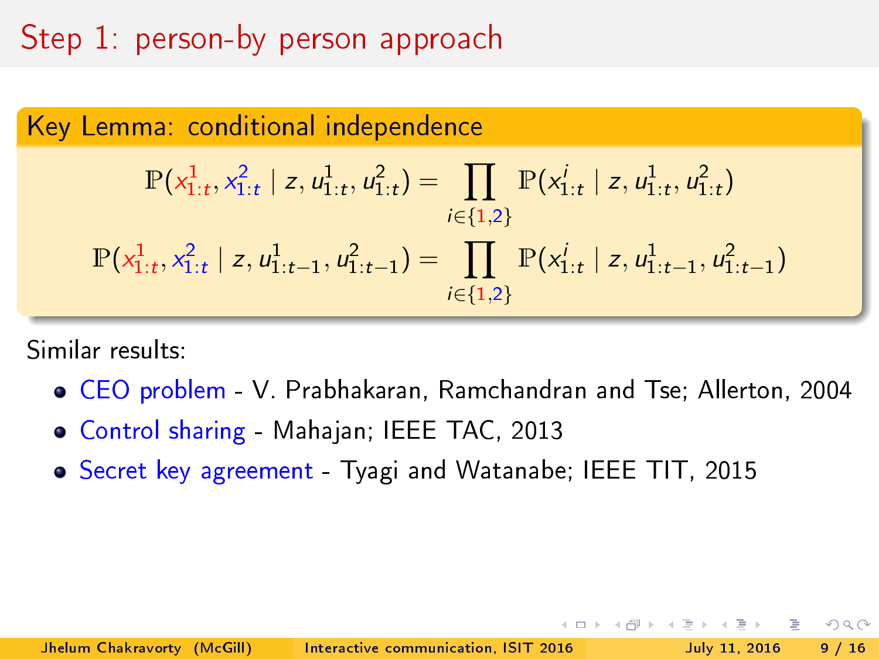# Step 1: person-by person approach

**Key Lemma: conditional independence**

$$\mathbb{P}(x^1_{1:t}, x^2_{1:t} \mid z, u^1_{1:t}, u^2_{1:t}) = \prod_{i \in \{1,2\}} \mathbb{P}(x^i_{1:t} \mid z, u^1_{1:t}, u^2_{1:t})$$

$$\mathbb{P}(x^1_{1:t}, x^2_{1:t} \mid z, u^1_{1:t-1}, u^2_{1:t-1}) = \prod_{i \in \{1,2\}} \mathbb{P}(x^i_{1:t} \mid z, u^1_{1:t-1}, u^2_{1:t-1})$$

Similar results:

- CEO problem - V. Prabhakaran, Ramchandran and Tse; Allerton, 2004
- Control sharing - Mahajan; IEEE TAC, 2013
- Secret key agreement - Tyagi and Watanabe; IEEE TIT, 2015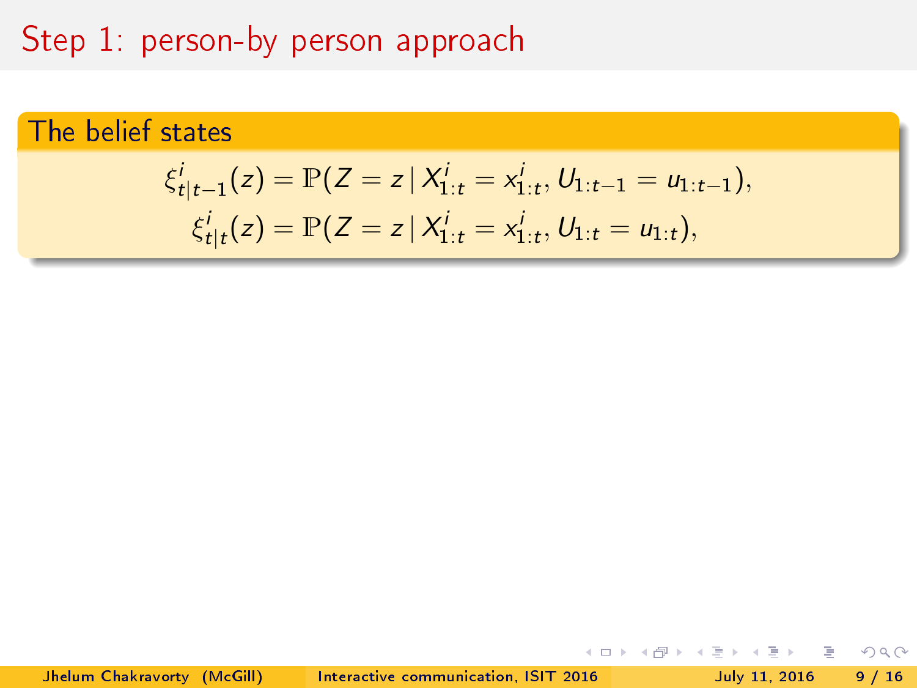# Step 1: person-by person approach

**The belief states**

$$\xi^i_{t|t-1}(z) = \mathbb{P}(Z = z \mid X^i_{1:t} = x^i_{1:t}, U_{1:t-1} = u_{1:t-1}),$$
$$\xi^i_{t|t}(z) = \mathbb{P}(Z = z \mid X^i_{1:t} = x^i_{1:t}, U_{1:t} = u_{1:t}),$$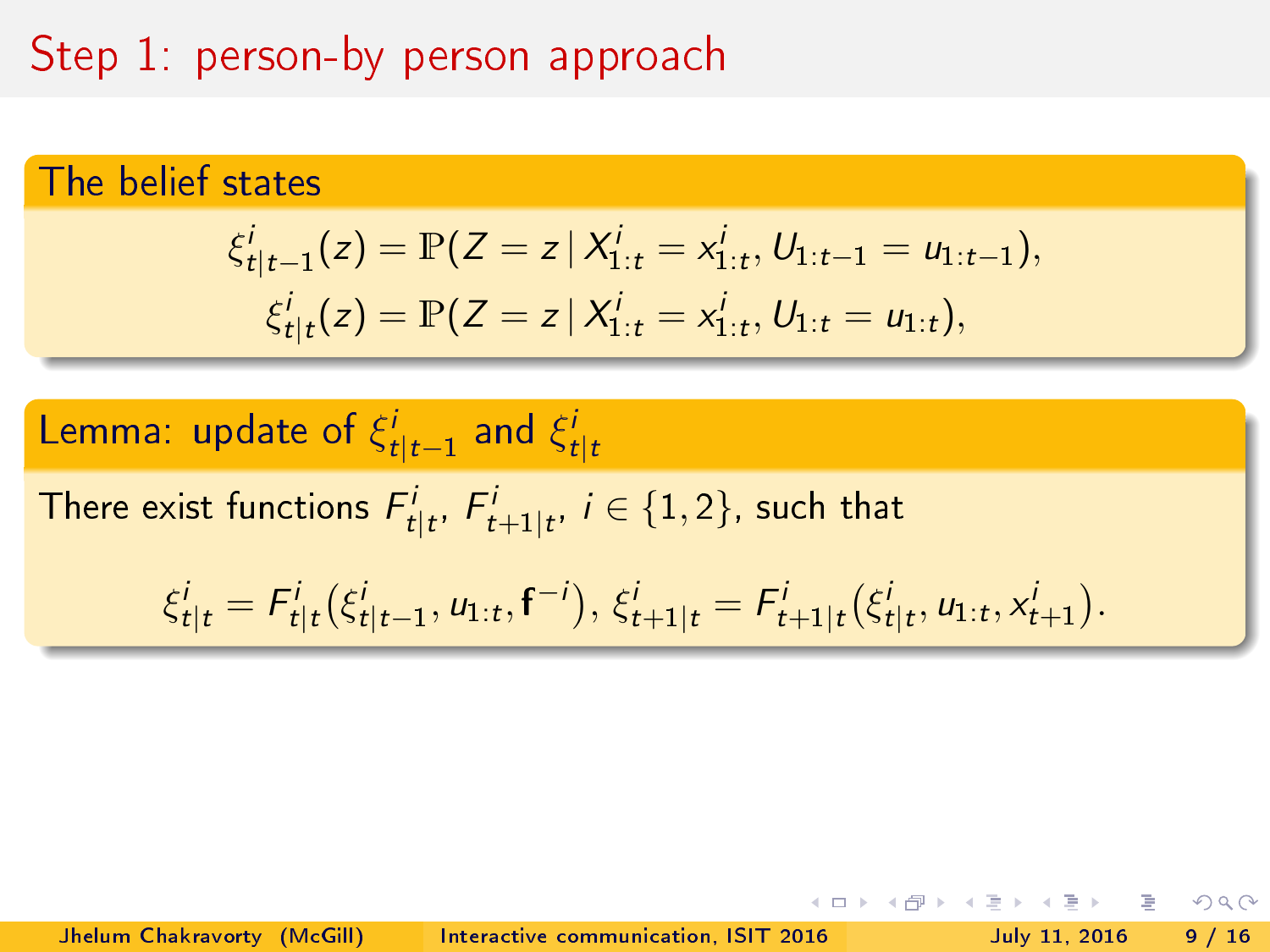# Step 1: person-by person approach

### The belief states

$$\xi^i_{t|t-1}(z) = \mathbb{P}(Z = z \,|\, X^i_{1:t} = x^i_{1:t}, U_{1:t-1} = u_{1:t-1}),$$
$$\xi^i_{t|t}(z) = \mathbb{P}(Z = z \,|\, X^i_{1:t} = x^i_{1:t}, U_{1:t} = u_{1:t}),$$

### Lemma: update of $\xi^i_{t|t-1}$ and $\xi^i_{t|t}$

There exist functions $F^i_{t|t}$, $F^i_{t+1|t}$, $i \in \{1, 2\}$, such that

$$\xi^i_{t|t} = F^i_{t|t}\big(\xi^i_{t|t-1}, u_{1:t}, \mathbf{f}^{-i}\big), \; \xi^i_{t+1|t} = F^i_{t+1|t}\big(\xi^i_{t|t}, u_{1:t}, x^i_{t+1}\big).$$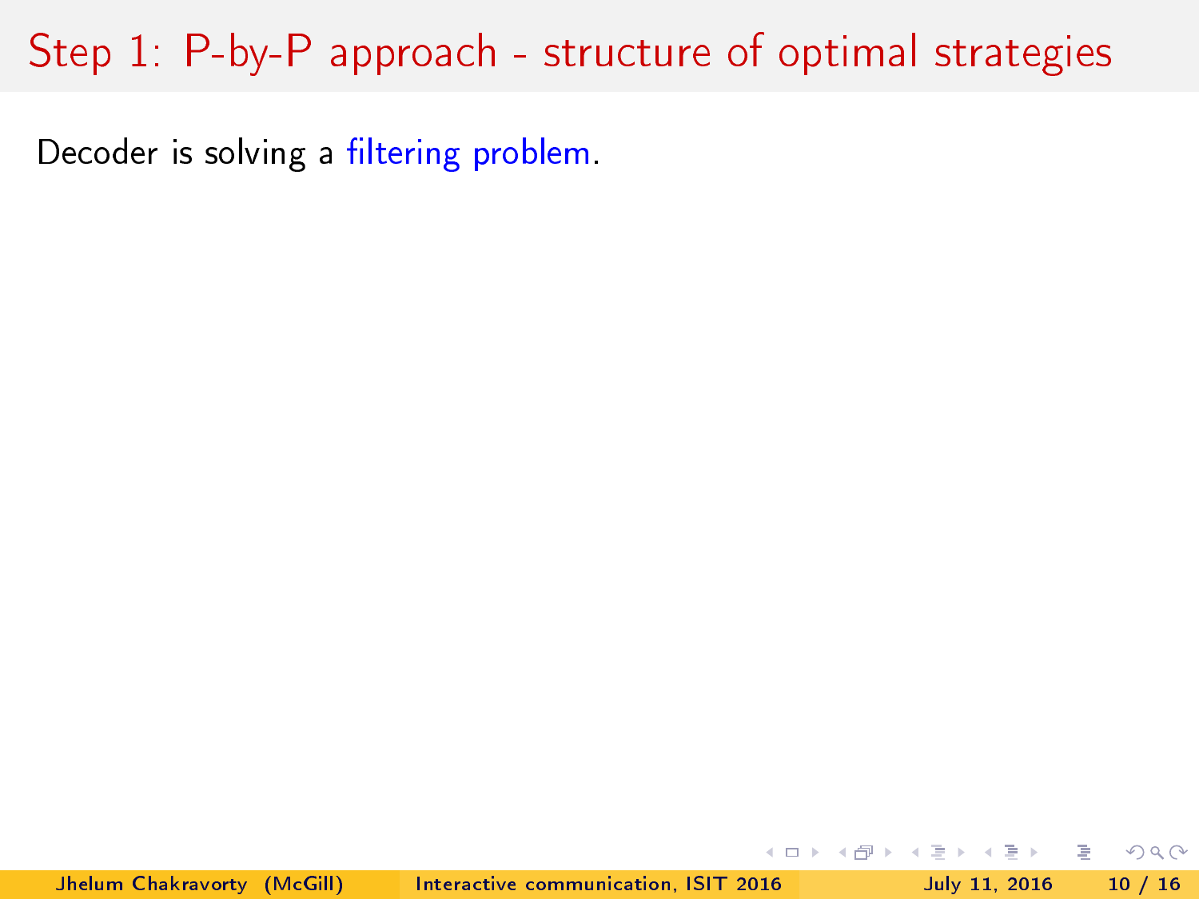# Step 1: P-by-P approach - structure of optimal strategies

Decoder is solving a filtering problem.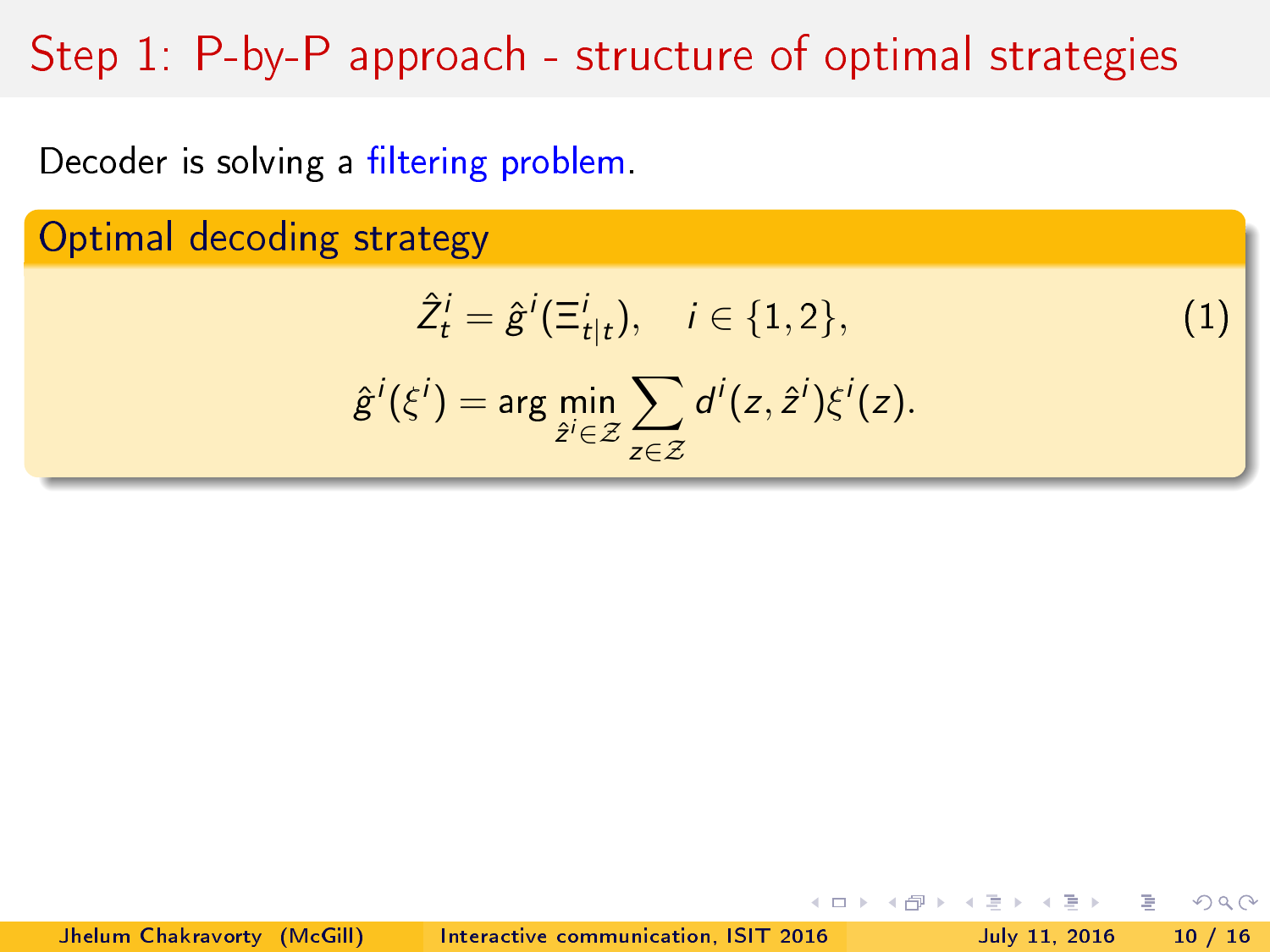# Step 1: P-by-P approach - structure of optimal strategies

Decoder is solving a filtering problem.

**Optimal decoding strategy**

$$\hat{Z}_t^i = \hat{g}^i(\Xi_{t|t}^i), \quad i \in \{1, 2\}, \tag{1}$$

$$\hat{g}^i(\xi^i) = \arg\min_{\hat{z}^i \in \mathcal{Z}} \sum_{z \in \mathcal{Z}} d^i(z, \hat{z}^i)\xi^i(z).$$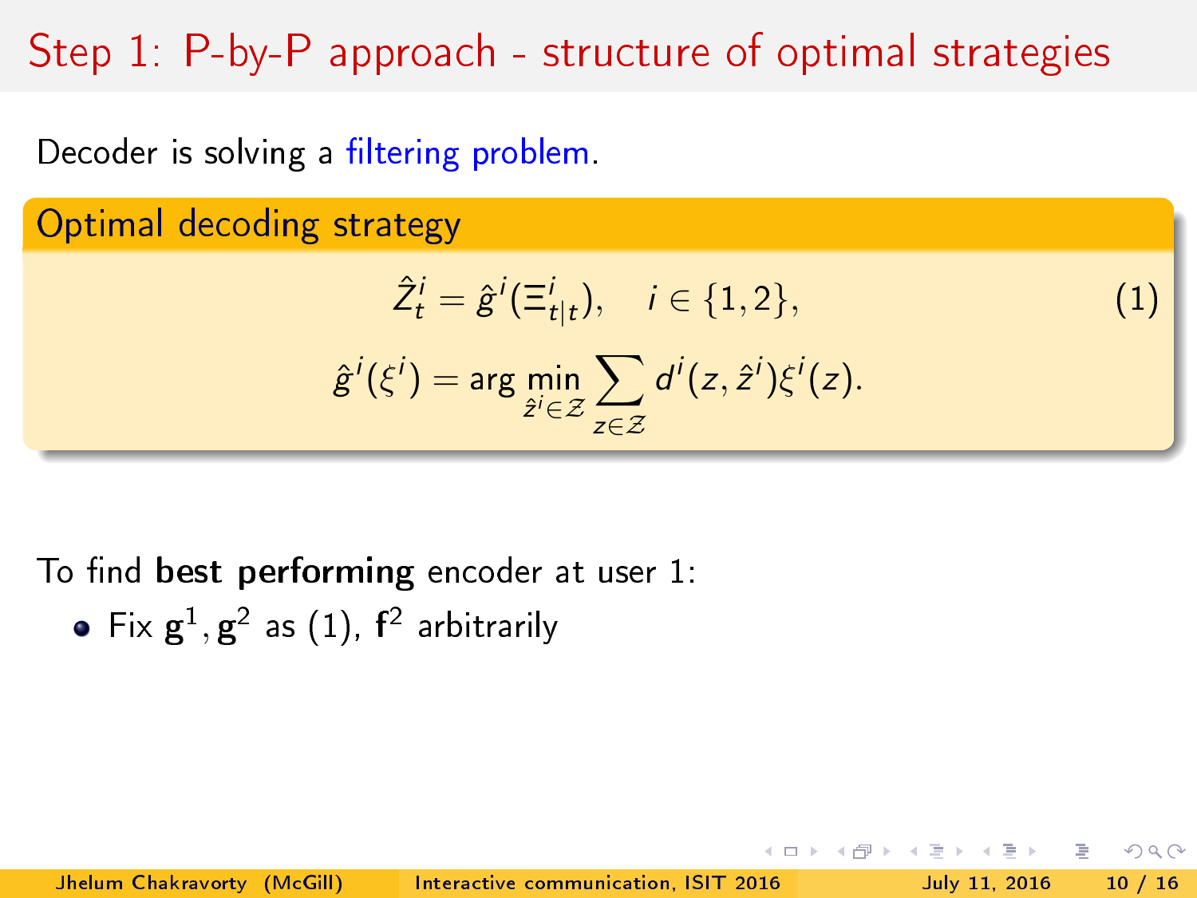# Step 1: P-by-P approach - structure of optimal strategies

Decoder is solving a filtering problem.

**Optimal decoding strategy**

$$\hat{Z}^i_t = \hat{g}^i(\Xi^i_{t|t}), \quad i \in \{1, 2\}, \tag{1}$$

$$\hat{g}^i(\xi^i) = \arg\min_{\hat{z}^i \in \mathcal{Z}} \sum_{z \in \mathcal{Z}} d^i(z, \hat{z}^i)\xi^i(z).$$

To find **best performing** encoder at user 1:

- Fix $\mathbf{g}^1, \mathbf{g}^2$ as (1), $\mathbf{f}^2$ arbitrarily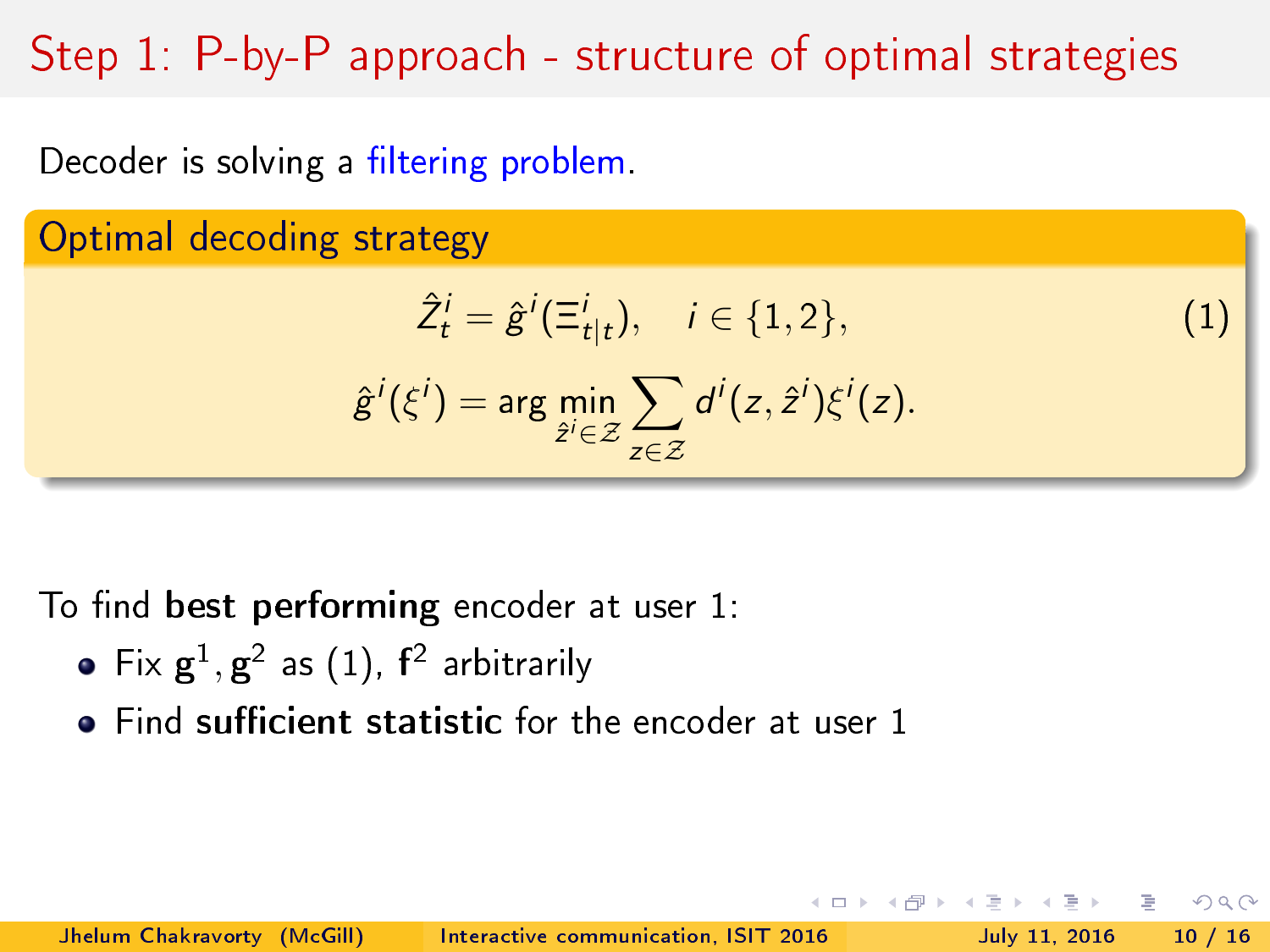# Step 1: P-by-P approach - structure of optimal strategies

Decoder is solving a filtering problem.

**Optimal decoding strategy**

$$\hat{Z}^i_t = \hat{g}^i(\Xi^i_{t|t}), \quad i \in \{1, 2\}, \tag{1}$$

$$\hat{g}^i(\xi^i) = \arg\min_{\hat{z}^i \in \mathcal{Z}} \sum_{z \in \mathcal{Z}} d^i(z, \hat{z}^i)\xi^i(z).$$

To find **best performing** encoder at user 1:

- Fix $\mathbf{g}^1, \mathbf{g}^2$ as (1), $\mathbf{f}^2$ arbitrarily
- Find **sufficient statistic** for the encoder at user 1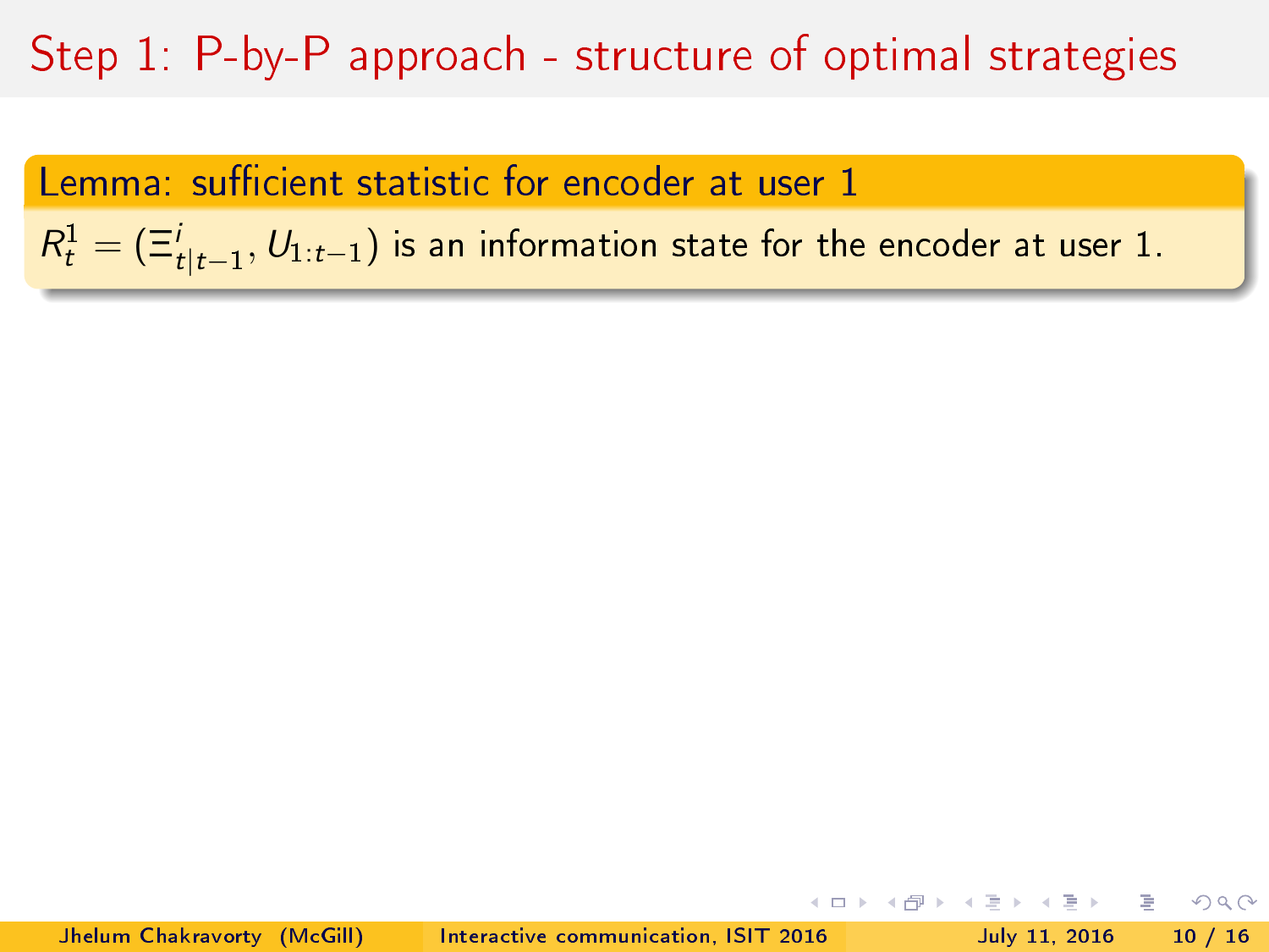# Step 1: P-by-P approach - structure of optimal strategies

**Lemma: sufficient statistic for encoder at user 1**

$R^1_t = (\Xi^i_{t|t-1}, U_{1:t-1})$ is an information state for the encoder at user 1.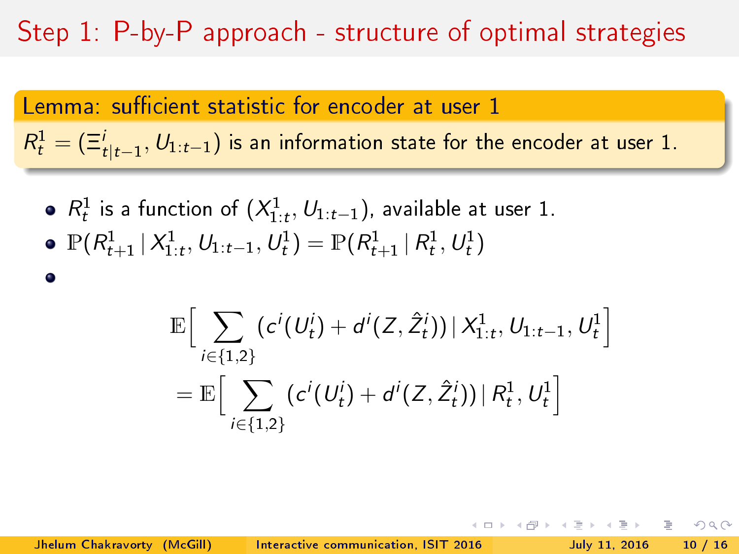# Step 1: P-by-P approach - structure of optimal strategies

**Lemma: sufficient statistic for encoder at user 1**

$R^1_t = (\Xi^i_{t|t-1}, U_{1:t-1})$ is an information state for the encoder at user 1.

- $R^1_t$ is a function of $(X^1_{1:t}, U_{1:t-1})$, available at user 1.
- $\mathbb{P}(R^1_{t+1} \,|\, X^1_{1:t}, U_{1:t-1}, U^1_t) = \mathbb{P}(R^1_{t+1} \,|\, R^1_t, U^1_t)$
- 

$$
\begin{aligned}
&\mathbb{E}\Big[ \sum_{i \in \{1,2\}} (c^i(U^i_t) + d^i(Z, \hat{Z}^i_t)) \,|\, X^1_{1:t}, U_{1:t-1}, U^1_t \Big] \\
&= \mathbb{E}\Big[ \sum_{i \in \{1,2\}} (c^i(U^i_t) + d^i(Z, \hat{Z}^i_t)) \,|\, R^1_t, U^1_t \Big]
\end{aligned}
$$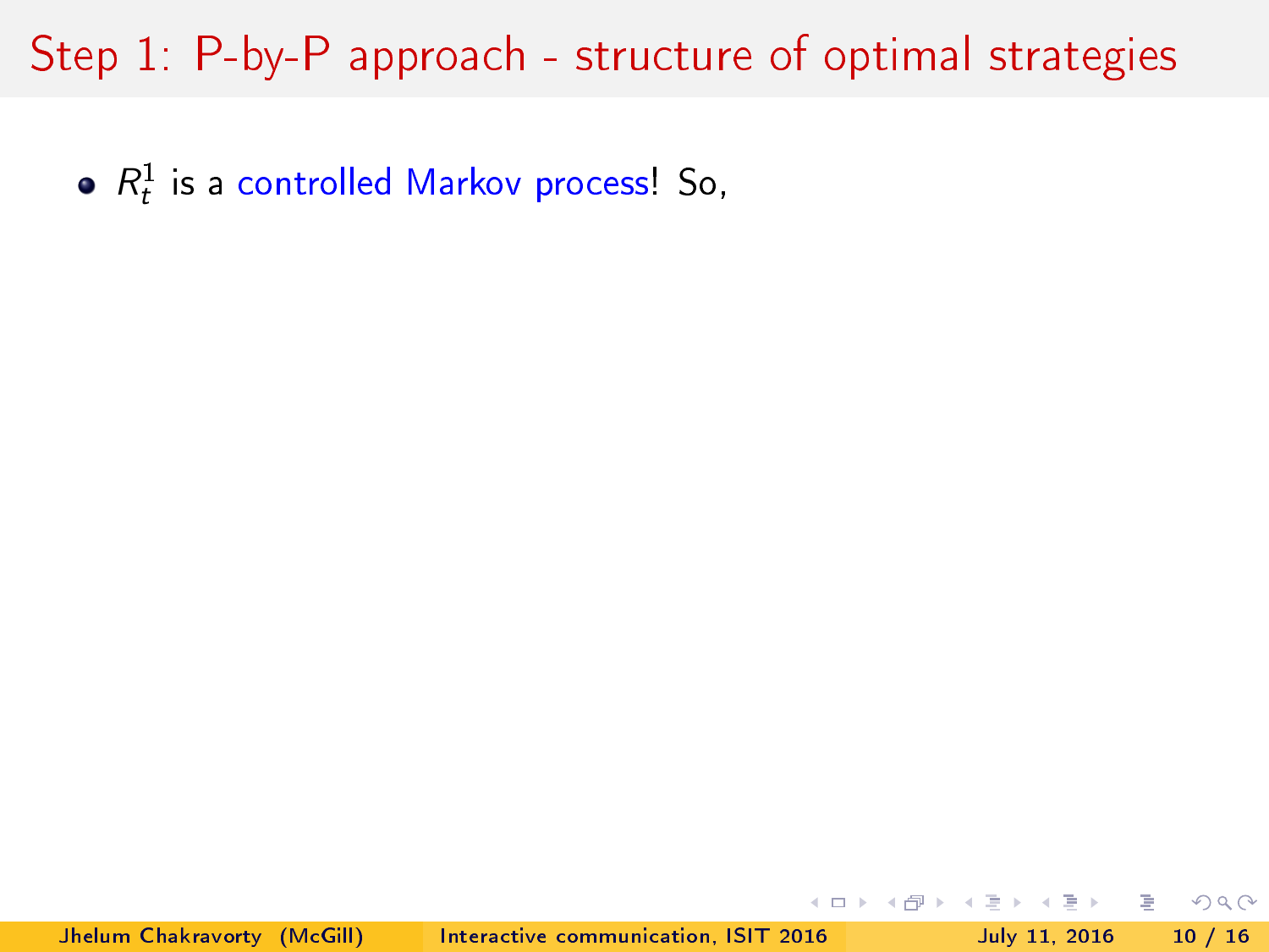# Step 1: P-by-P approach - structure of optimal strategies

- $R_t^1$ is a controlled Markov process! So,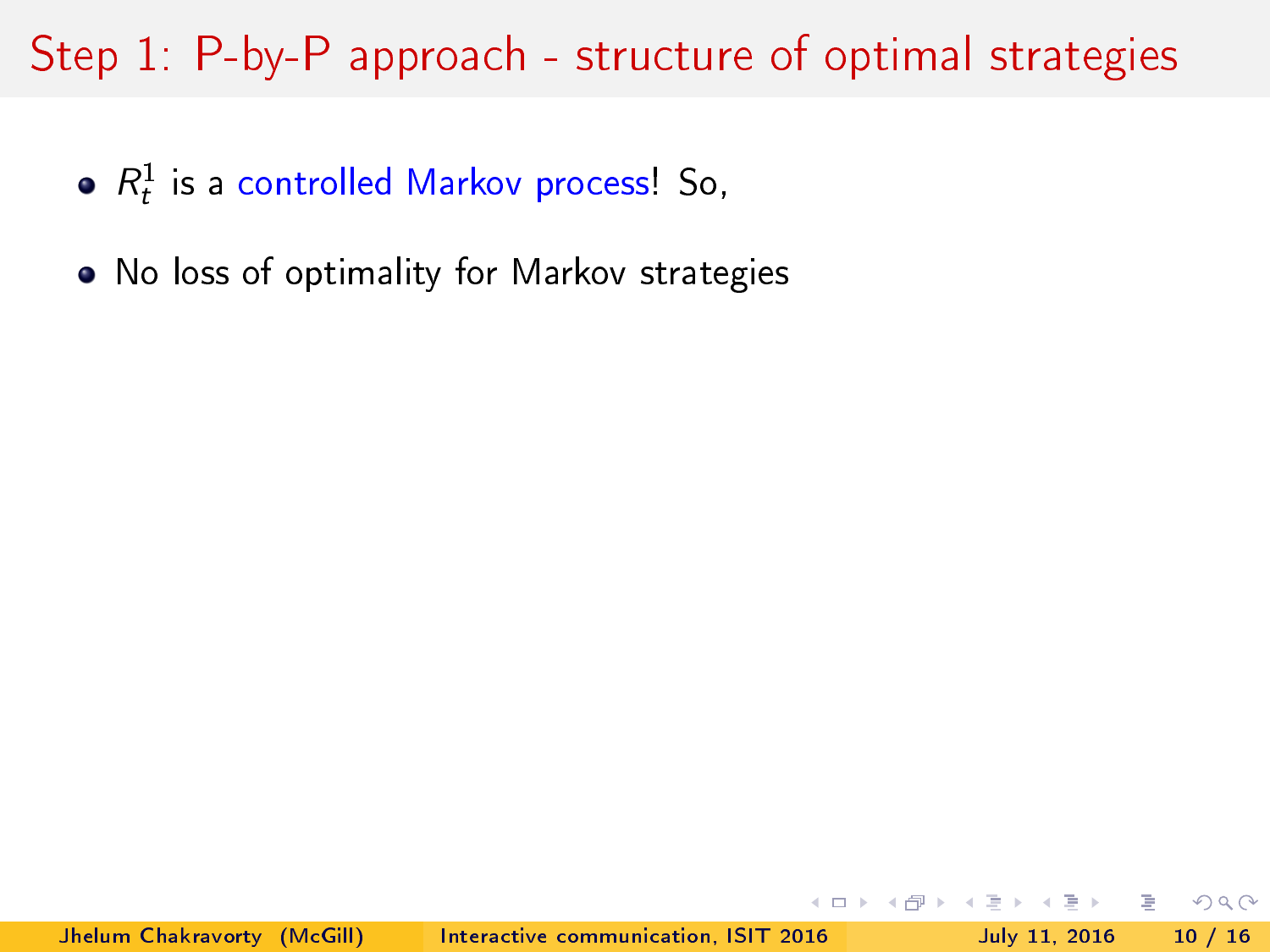# Step 1: P-by-P approach - structure of optimal strategies

- $R_t^1$ is a controlled Markov process! So,
- No loss of optimality for Markov strategies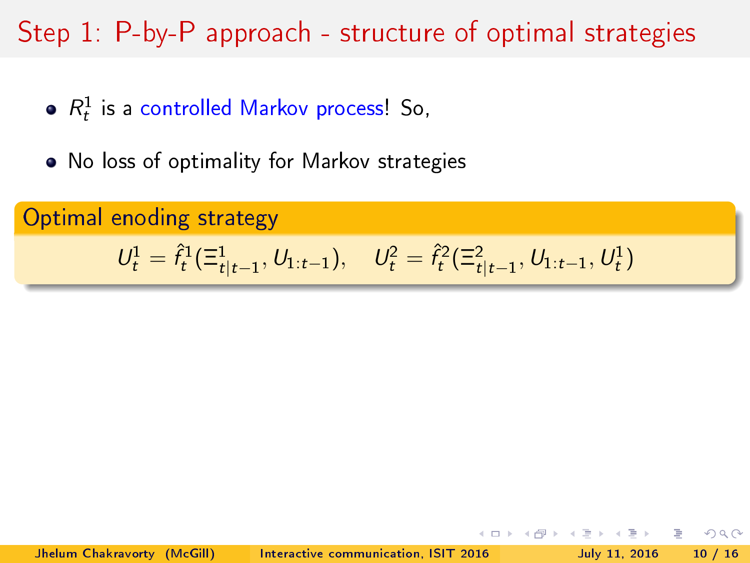# Step 1: P-by-P approach - structure of optimal strategies

- $R_t^1$ is a controlled Markov process! So,
- No loss of optimality for Markov strategies

**Optimal enoding strategy**

$$U_t^1 = \hat{f}_t^1(\Xi_{t|t-1}^1, U_{1:t-1}), \quad U_t^2 = \hat{f}_t^2(\Xi_{t|t-1}^2, U_{1:t-1}, U_t^1)$$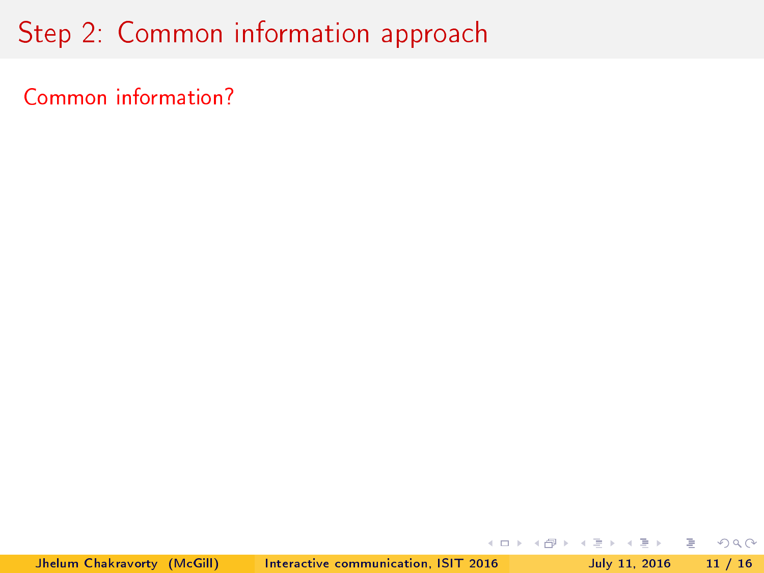# Step 2: Common information approach

Common information?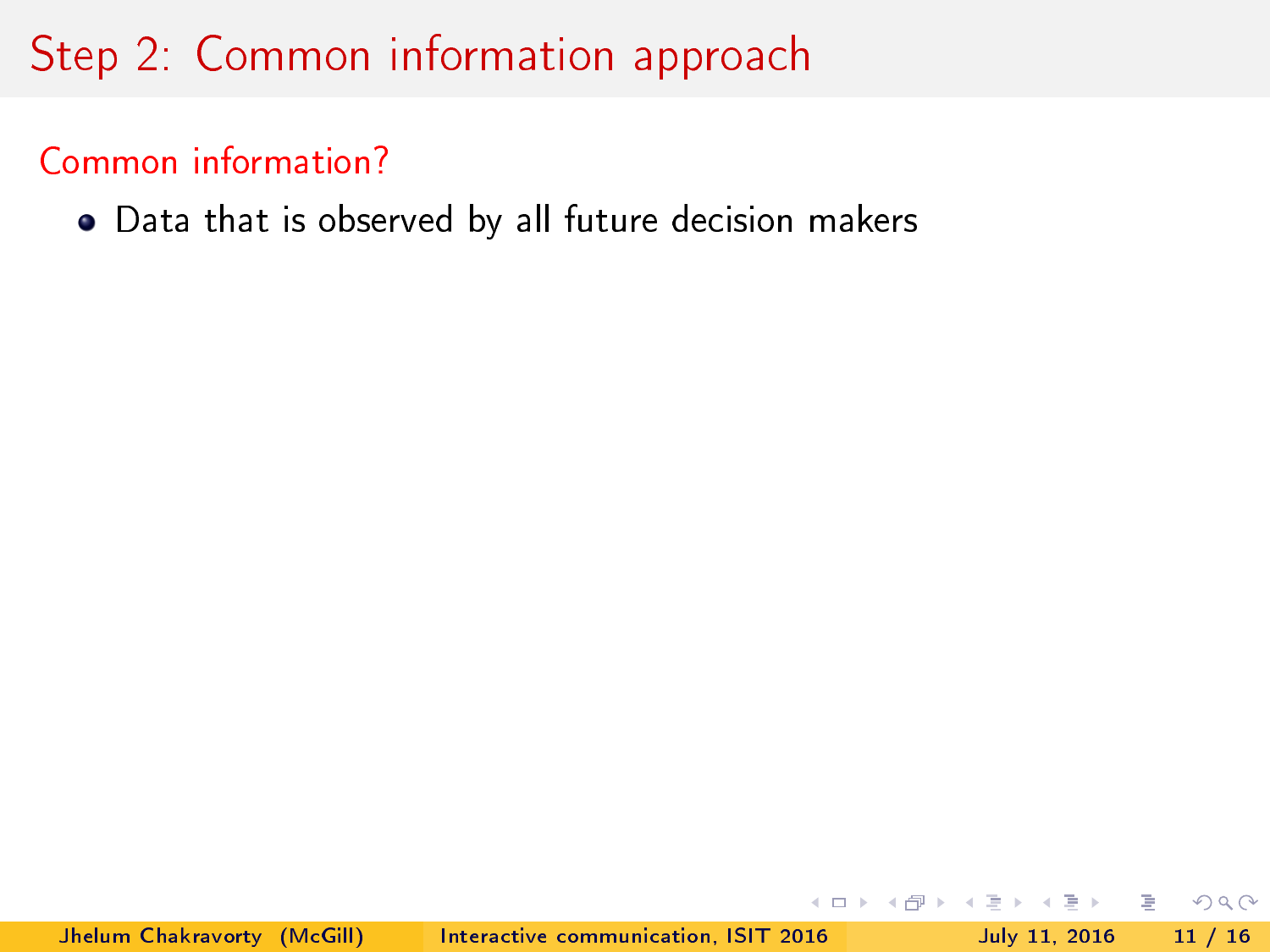# Step 2: Common information approach

## Common information?

- Data that is observed by all future decision makers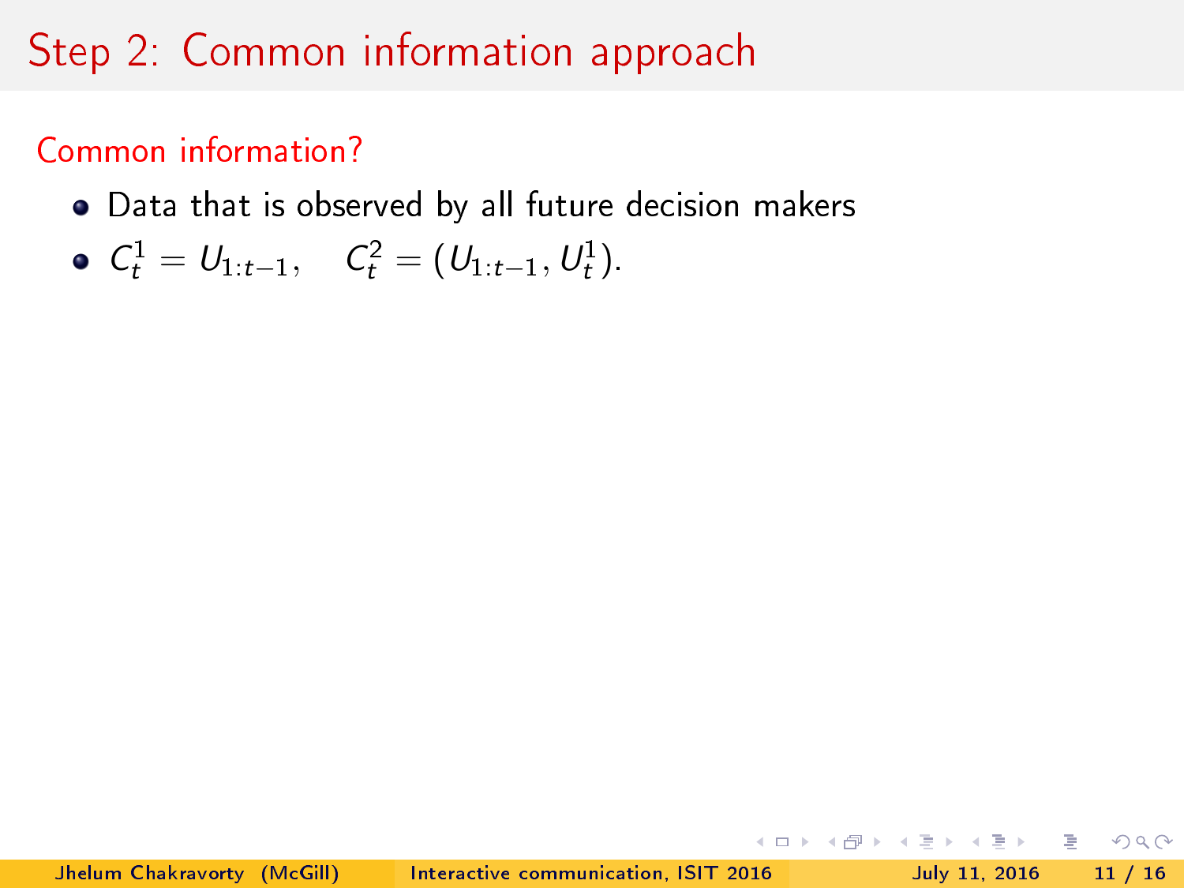# Step 2: Common information approach

## Common information?

- Data that is observed by all future decision makers
- $C_t^1 = U_{1:t-1}, \quad C_t^2 = (U_{1:t-1}, U_t^1).$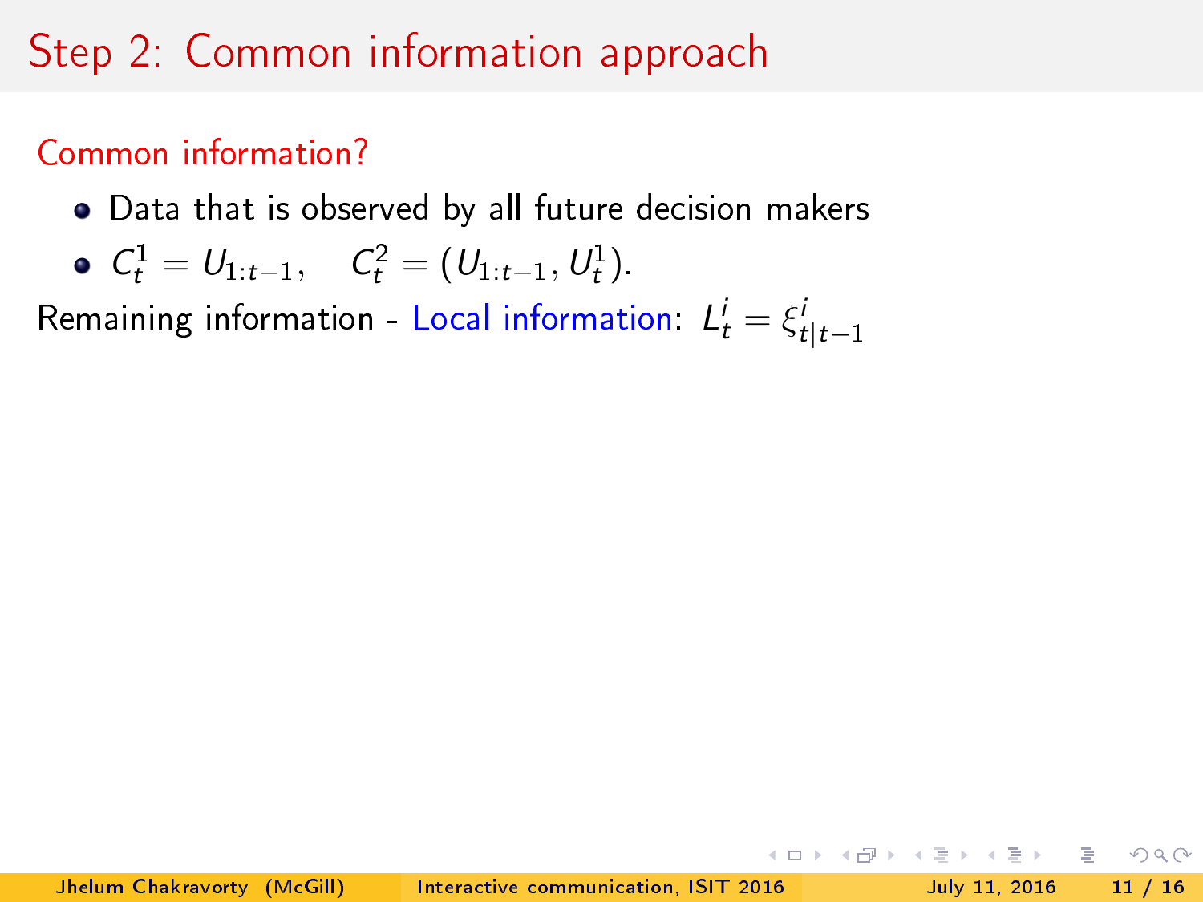# Step 2: Common information approach

## Common information?

- Data that is observed by all future decision makers
- $C_t^1 = U_{1:t-1}, \quad C_t^2 = (U_{1:t-1}, U_t^1)$.

Remaining information - Local information: $L_t^i = \xi_{t|t-1}^i$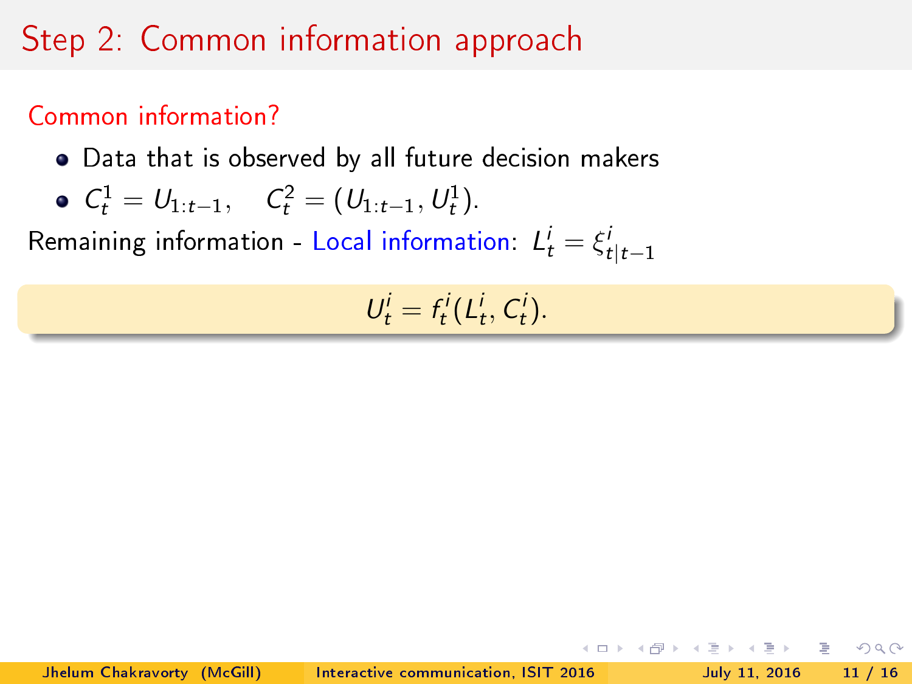# Step 2: Common information approach

Common information?

- Data that is observed by all future decision makers
- $C_t^1 = U_{1:t-1}, \quad C_t^2 = (U_{1:t-1}, U_t^1).$

Remaining information - Local information: $L_t^i = \xi_{t|t-1}^i$

$$U_t^i = f_t^i(L_t^i, C_t^i).$$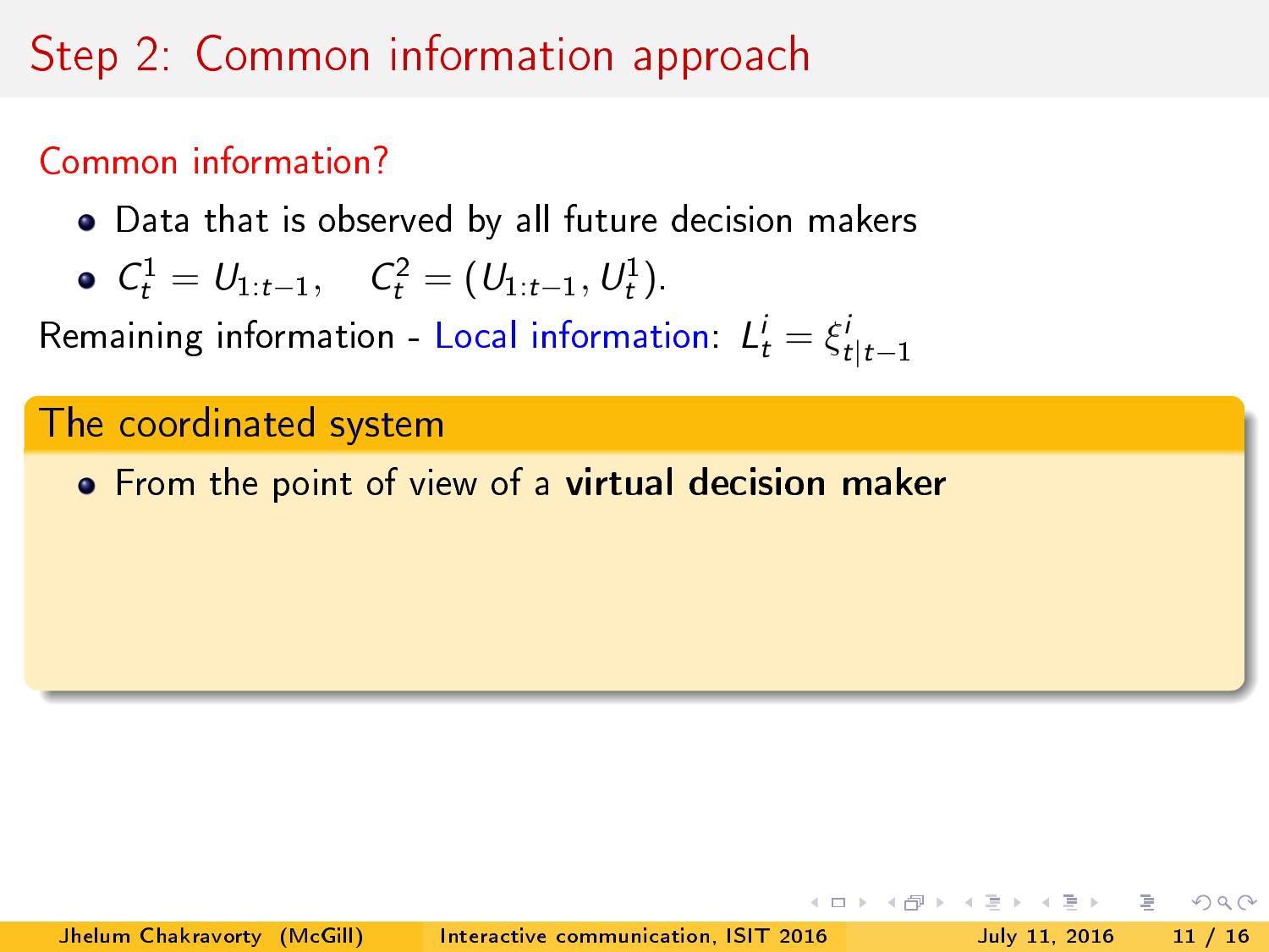# Step 2: Common information approach

Common information?

- Data that is observed by all future decision makers
- $C_t^1 = U_{1:t-1}, \quad C_t^2 = (U_{1:t-1}, U_t^1)$.

Remaining information - Local information: $L_t^i = \xi_{t|t-1}^i$

### The coordinated system

- From the point of view of a **virtual decision maker**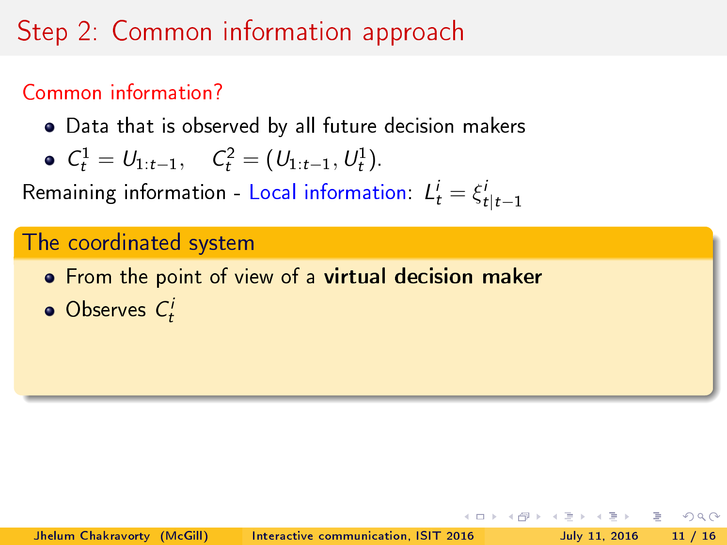# Step 2: Common information approach

Common information?

- Data that is observed by all future decision makers
- $C_t^1 = U_{1:t-1}, \quad C_t^2 = (U_{1:t-1}, U_t^1).$

Remaining information - Local information: $L_t^i = \xi_{t|t-1}^i$

## The coordinated system

- From the point of view of a **virtual decision maker**
- Observes $C_t^i$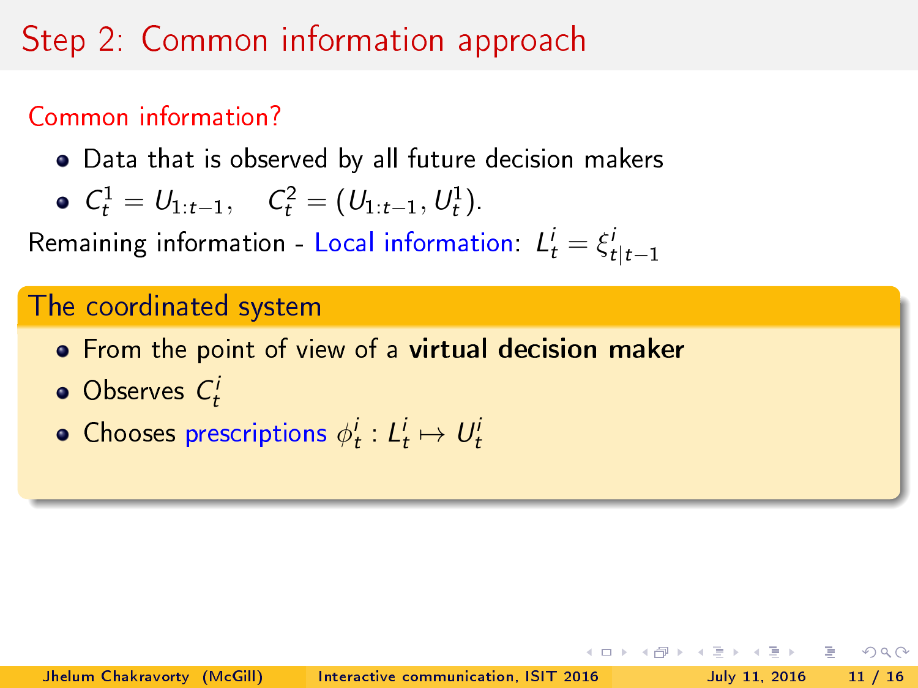# Step 2: Common information approach

Common information?

- Data that is observed by all future decision makers
- $C_t^1 = U_{1:t-1}, \quad C_t^2 = (U_{1:t-1}, U_t^1)$.

Remaining information - Local information: $L_t^i = \xi_{t|t-1}^i$

## The coordinated system

- From the point of view of a **virtual decision maker**
- Observes $C_t^i$
- Chooses prescriptions $\phi_t^i : L_t^i \mapsto U_t^i$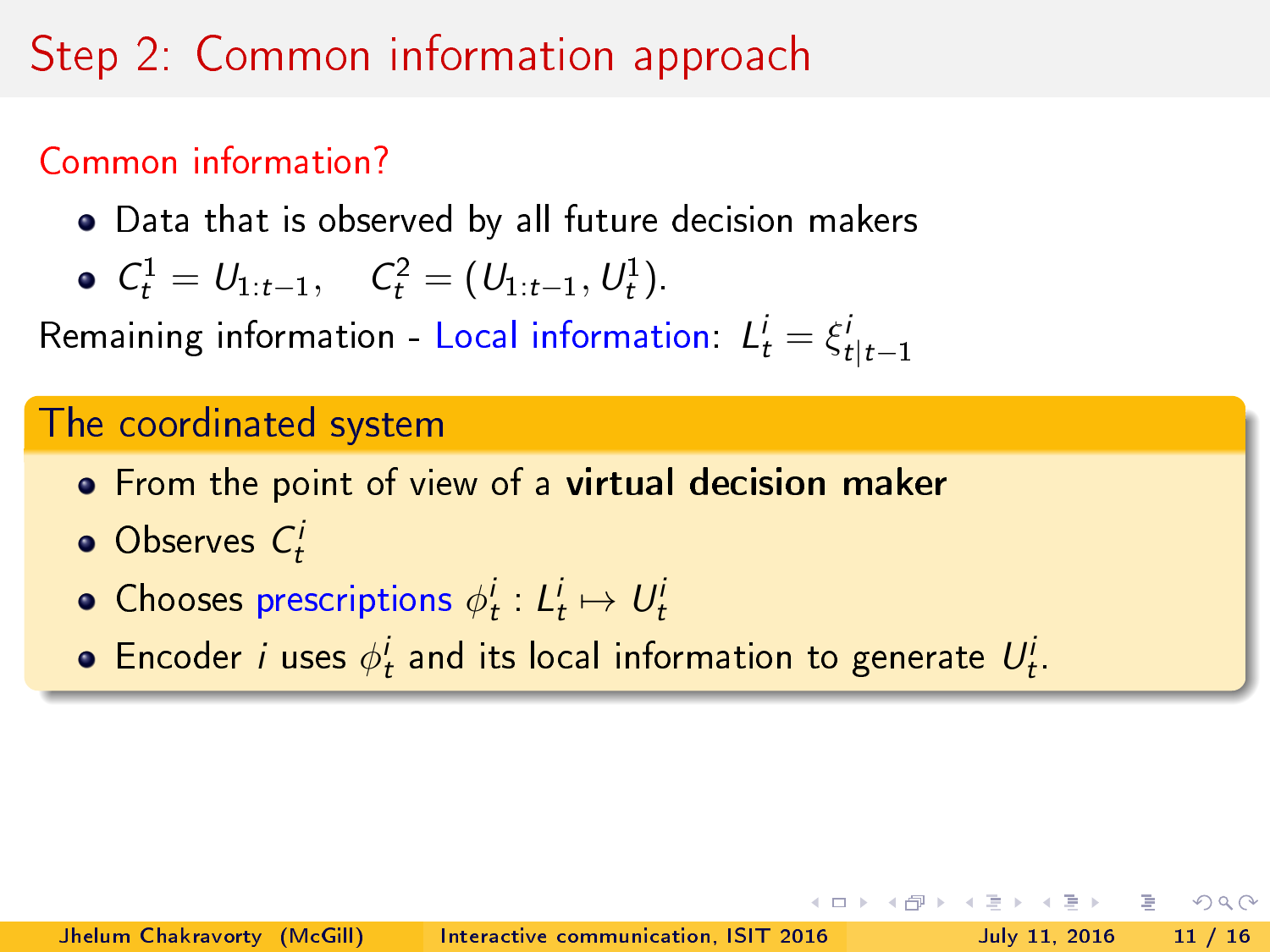# Step 2: Common information approach

## Common information?

- Data that is observed by all future decision makers
- $C_t^1 = U_{1:t-1}, \quad C_t^2 = (U_{1:t-1}, U_t^1)$.

Remaining information - Local information: $L_t^i = \xi_{t|t-1}^i$

### The coordinated system

- From the point of view of a **virtual decision maker**
- Observes $C_t^i$
- Chooses prescriptions $\phi_t^i : L_t^i \mapsto U_t^i$
- Encoder $i$ uses $\phi_t^i$ and its local information to generate $U_t^i$.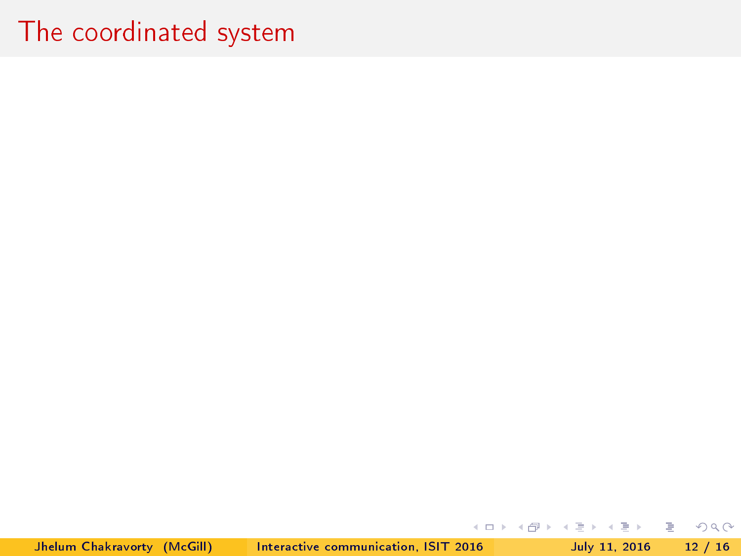# The coordinated system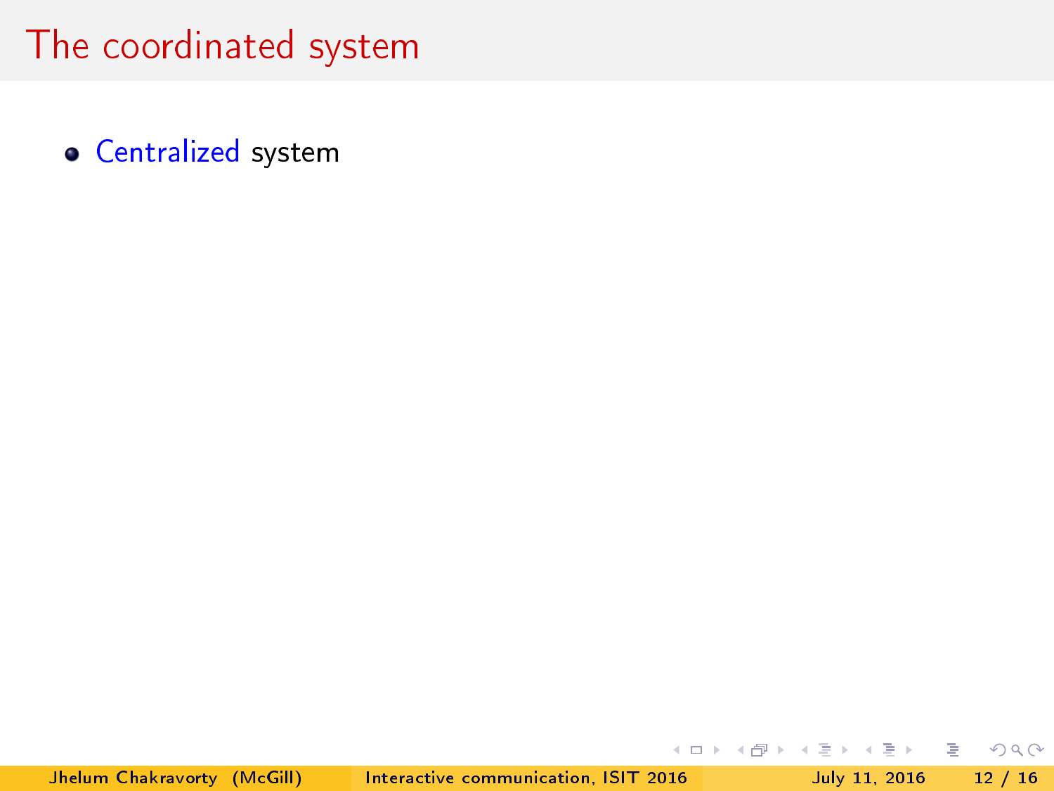# The coordinated system

- Centralized system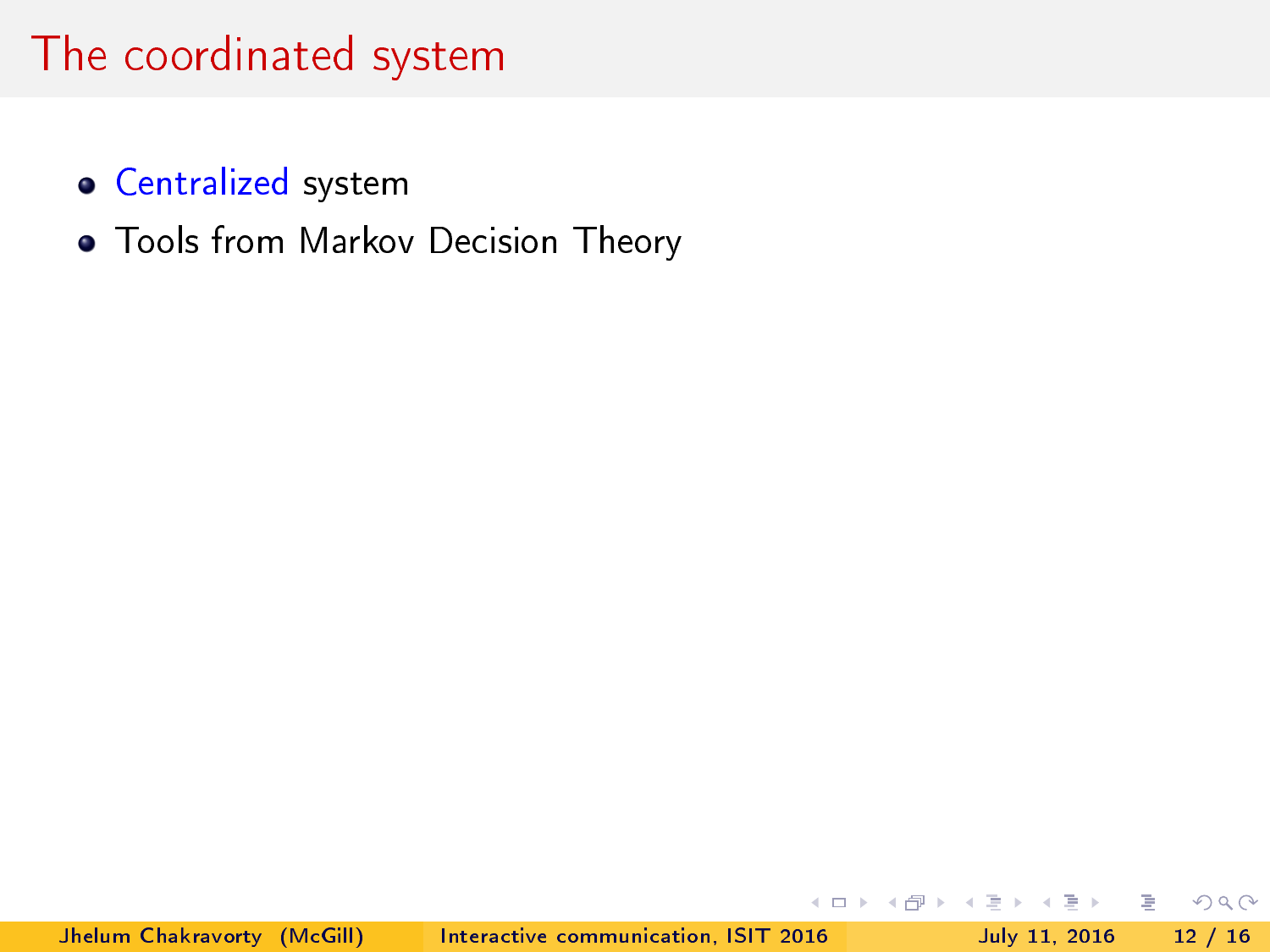# The coordinated system

- Centralized system
- Tools from Markov Decision Theory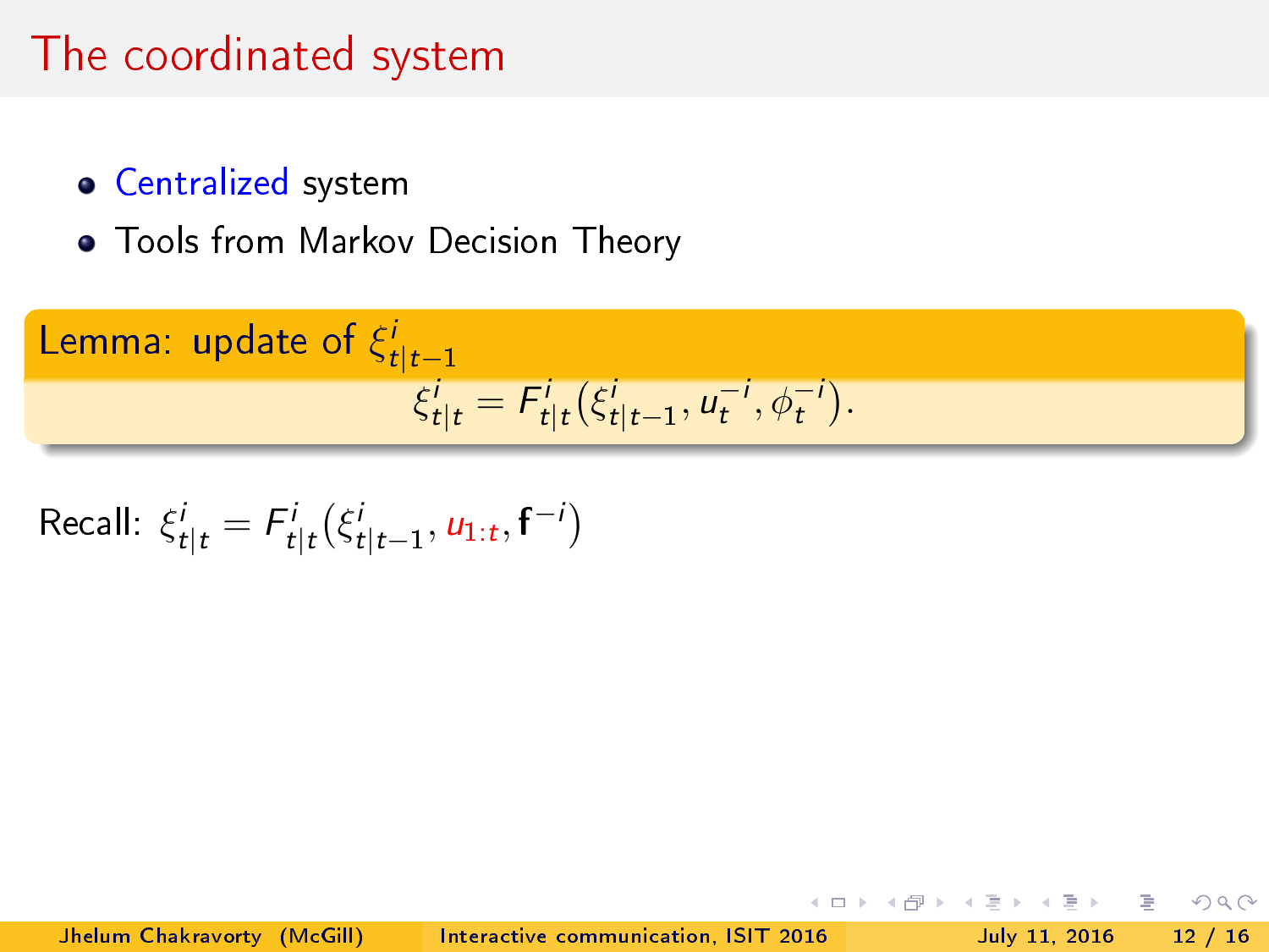# The coordinated system

- Centralized system
- Tools from Markov Decision Theory

**Lemma: update of $\xi^i_{t|t-1}$**

$$\xi^i_{t|t} = F^i_{t|t}(\xi^i_{t|t-1}, u^{-i}_t, \phi^{-i}_t).$$

Recall: $\xi^i_{t|t} = F^i_{t|t}(\xi^i_{t|t-1}, u_{1:t}, \mathbf{f}^{-i})$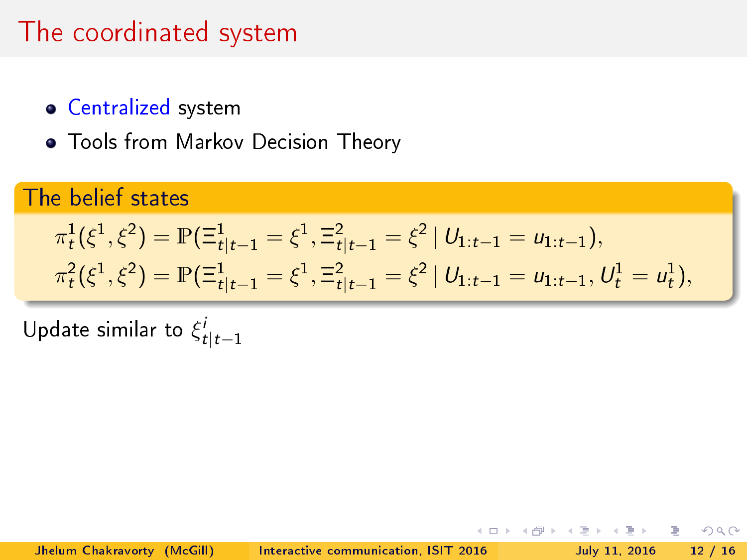# The coordinated system

- Centralized system
- Tools from Markov Decision Theory

**The belief states**

$$\pi^1_t(\xi^1, \xi^2) = \mathbb{P}(\Xi^1_{t|t-1} = \xi^1, \Xi^2_{t|t-1} = \xi^2 \mid U_{1:t-1} = u_{1:t-1}),$$

$$\pi^2_t(\xi^1, \xi^2) = \mathbb{P}(\Xi^1_{t|t-1} = \xi^1, \Xi^2_{t|t-1} = \xi^2 \mid U_{1:t-1} = u_{1:t-1}, U^1_t = u^1_t),$$

Update similar to $\xi^i_{t|t-1}$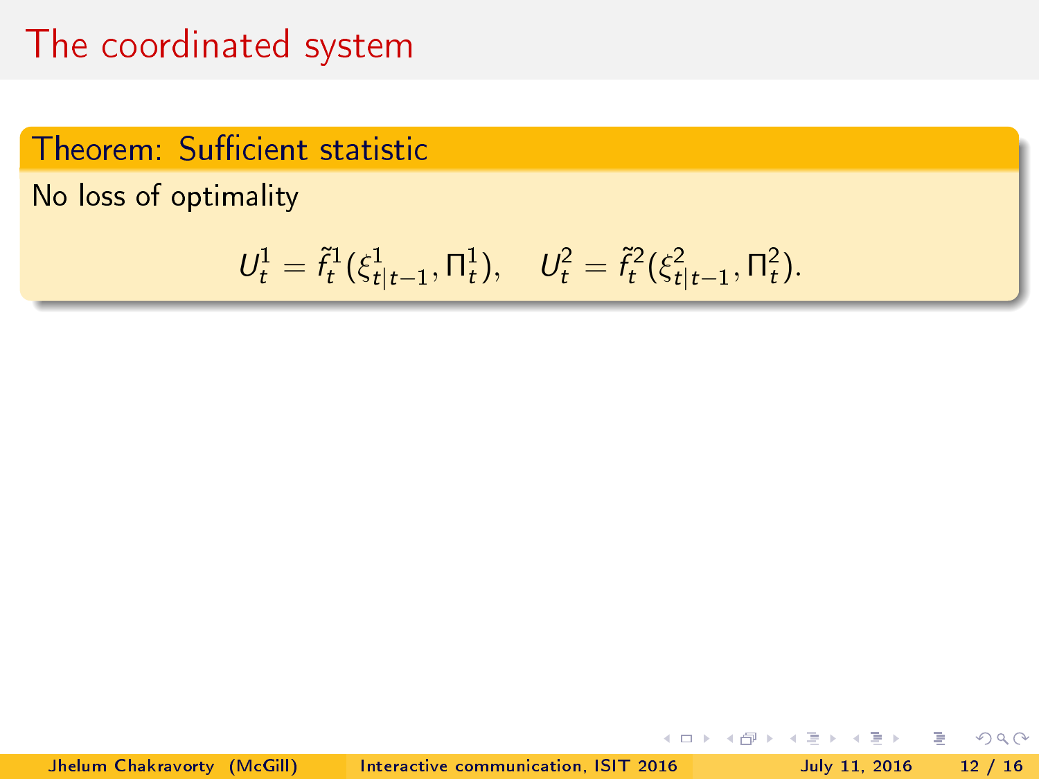# The coordinated system

**Theorem: Sufficient statistic**

No loss of optimality

$$U_t^1 = \tilde{f}_t^1(\xi_{t|t-1}^1, \Pi_t^1), \quad U_t^2 = \tilde{f}_t^2(\xi_{t|t-1}^2, \Pi_t^2).$$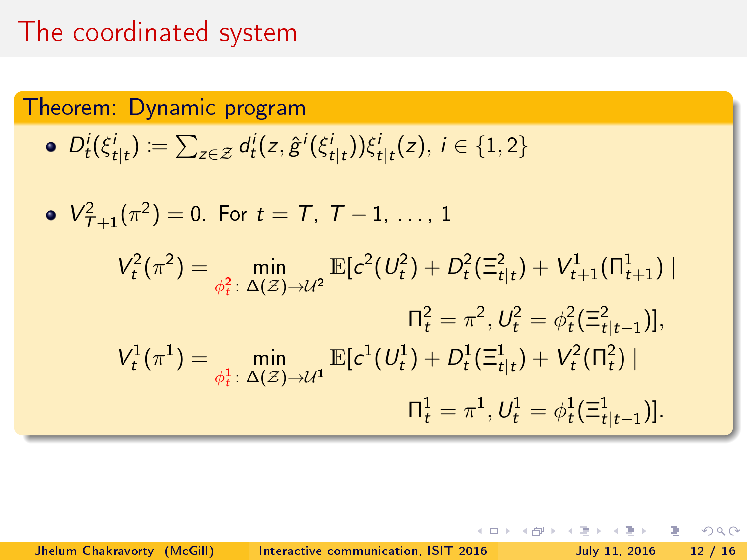# The coordinated system

**Theorem: Dynamic program**

- $D^i_t(\xi^i_{t|t}) := \sum_{z \in \mathcal{Z}} d^i_t(z, \hat{g}^i(\xi^i_{t|t}))\xi^i_{t|t}(z)$, $i \in \{1, 2\}$

- $V^2_{T+1}(\pi^2) = 0$. For $t = T, T-1, \dots, 1$

$$
\begin{aligned}
V^2_t(\pi^2) = \min_{\phi^2_t \colon \Delta(\mathcal{Z}) \to \mathcal{U}^2} \mathbb{E}[c^2(U^2_t) + D^2_t(\Xi^2_{t|t}) + V^1_{t+1}(\Pi^1_{t+1}) \mid \\
\Pi^2_t = \pi^2, U^2_t = \phi^2_t(\Xi^2_{t|t-1})], \\
V^1_t(\pi^1) = \min_{\phi^1_t \colon \Delta(\mathcal{Z}) \to \mathcal{U}^1} \mathbb{E}[c^1(U^1_t) + D^1_t(\Xi^1_{t|t}) + V^2_t(\Pi^2_t) \mid \\
\Pi^1_t = \pi^1, U^1_t = \phi^1_t(\Xi^1_{t|t-1})].
\end{aligned}
$$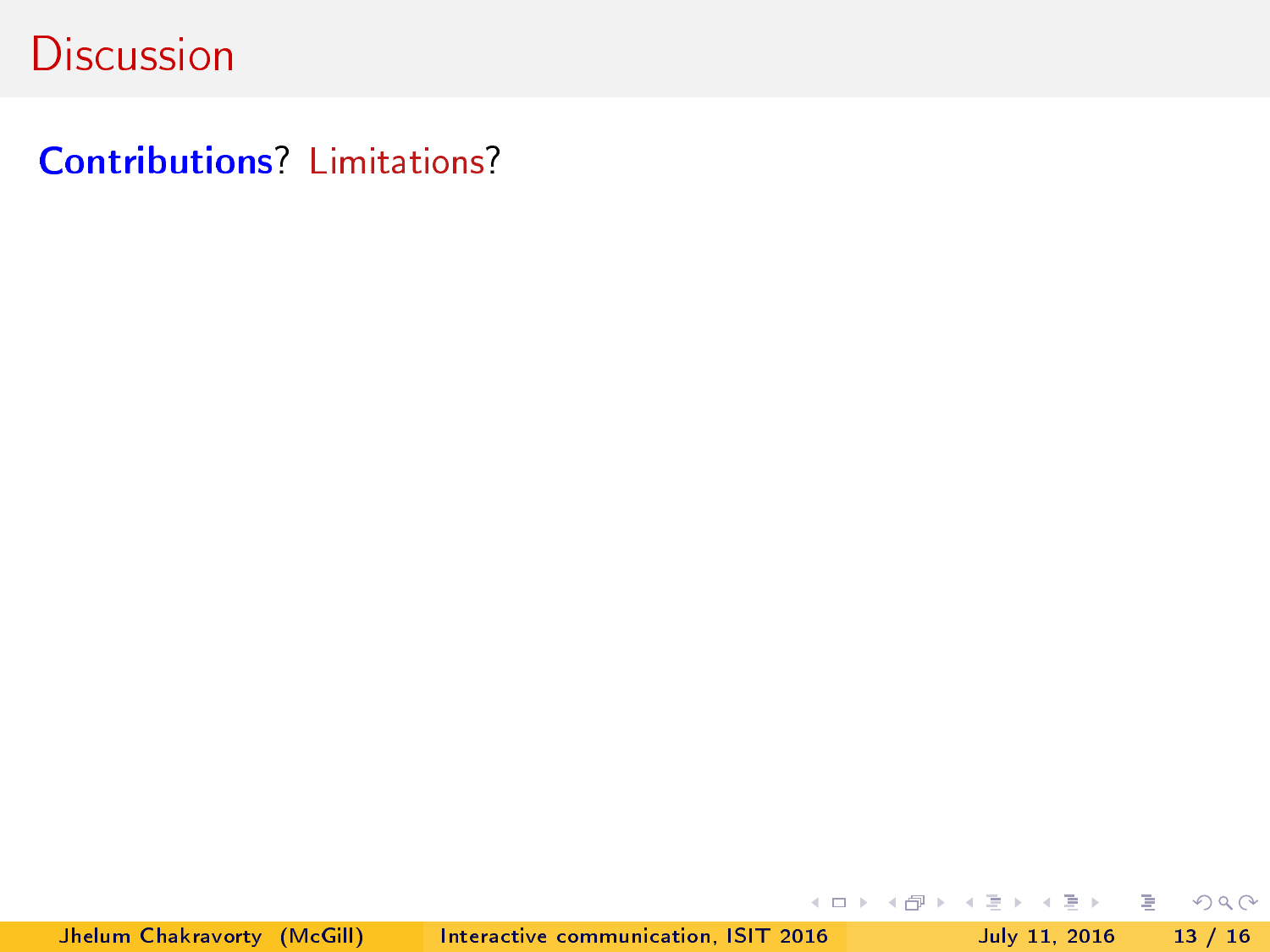# Discussion

**Contributions**? Limitations?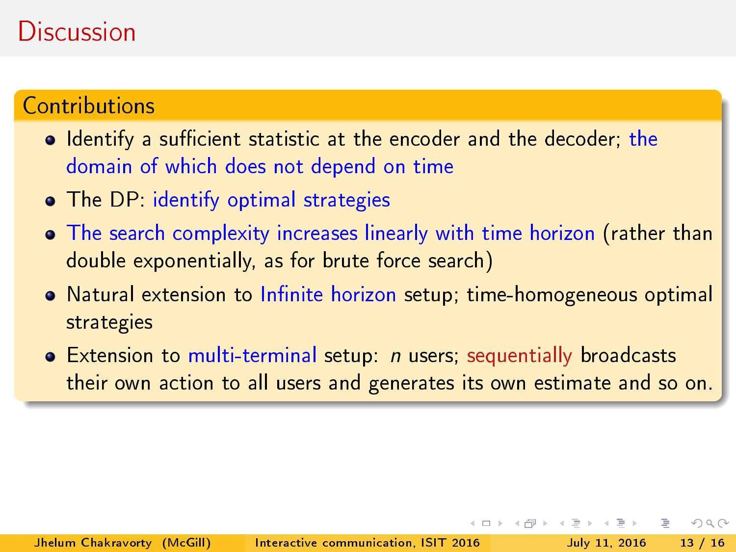# Discussion

## Contributions

- Identify a sufficient statistic at the encoder and the decoder; the domain of which does not depend on time
- The DP: identify optimal strategies
- The search complexity increases linearly with time horizon (rather than double exponentially, as for brute force search)
- Natural extension to Infinite horizon setup; time-homogeneous optimal strategies
- Extension to multi-terminal setup: $n$ users; sequentially broadcasts their own action to all users and generates its own estimate and so on.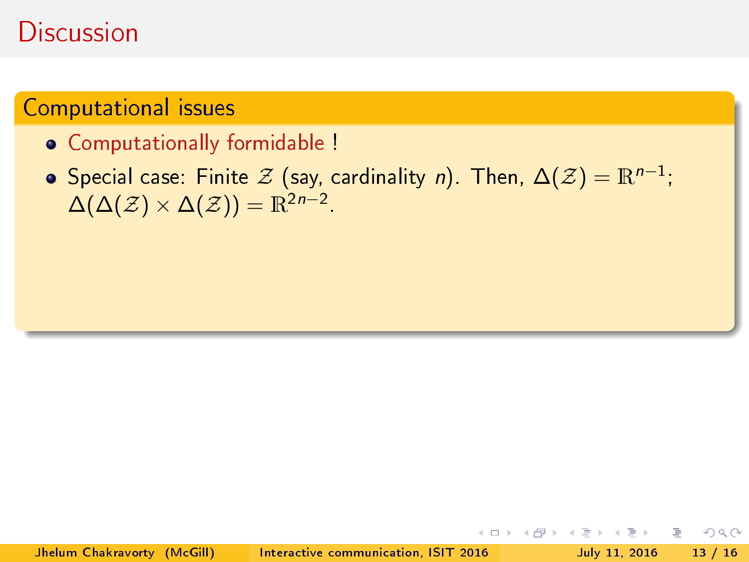# Discussion

## Computational issues

- Computationally formidable !
- Special case: Finite $\mathcal{Z}$ (say, cardinality $n$). Then, $\Delta(\mathcal{Z}) = \mathbb{R}^{n-1}$; $\Delta(\Delta(\mathcal{Z}) \times \Delta(\mathcal{Z})) = \mathbb{R}^{2n-2}$.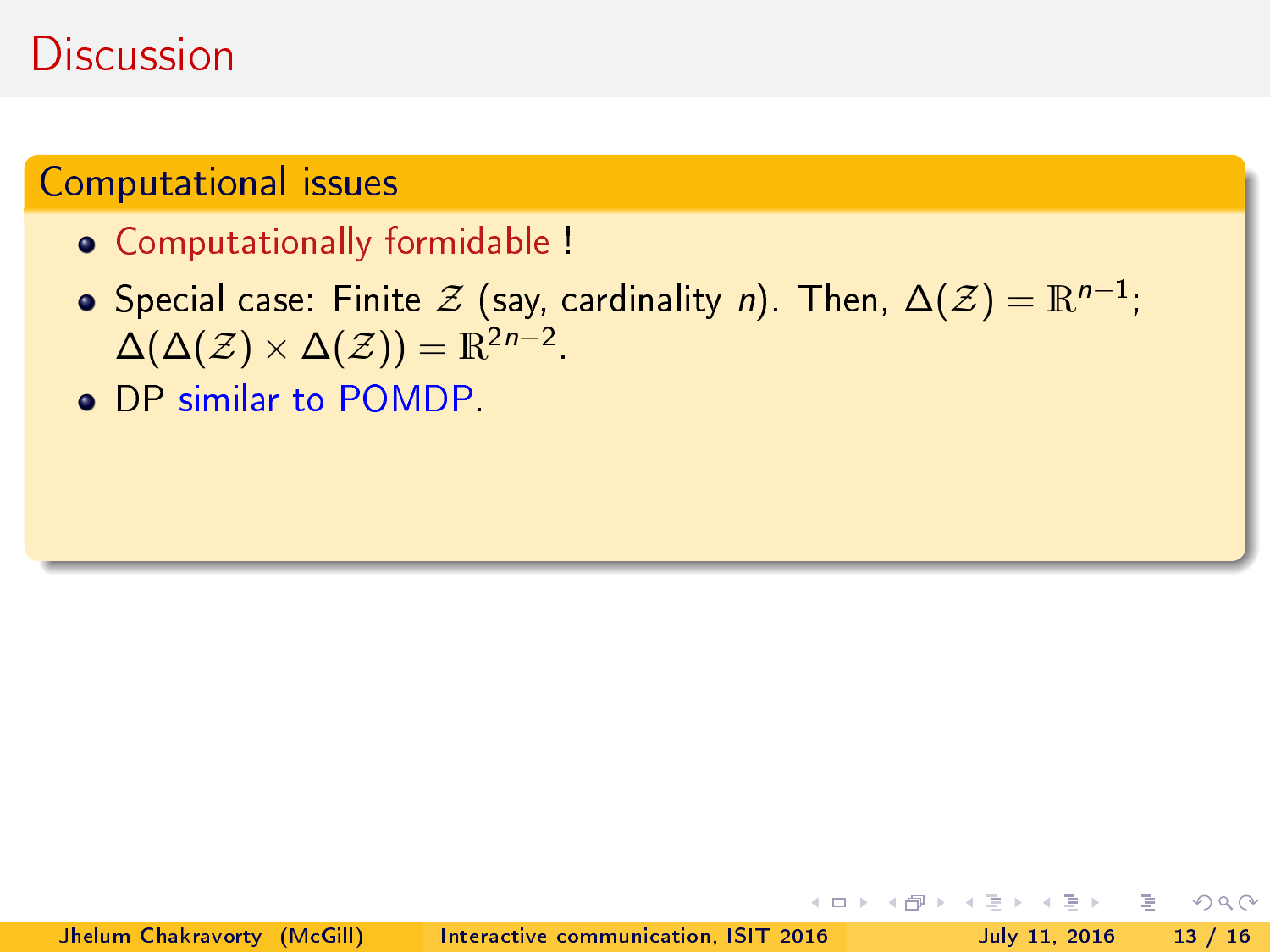# Discussion

## Computational issues

- Computationally formidable !
- Special case: Finite $\mathcal{Z}$ (say, cardinality $n$). Then, $\Delta(\mathcal{Z}) = \mathbb{R}^{n-1}$; $\Delta(\Delta(\mathcal{Z}) \times \Delta(\mathcal{Z})) = \mathbb{R}^{2n-2}$.
- DP similar to POMDP.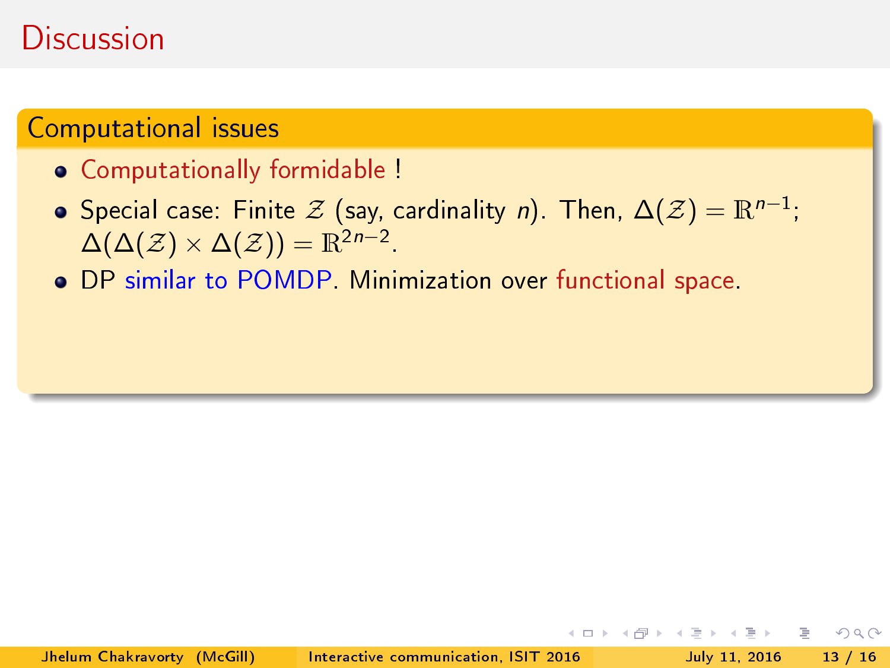# Discussion

## Computational issues

- Computationally formidable !
- Special case: Finite $\mathcal{Z}$ (say, cardinality $n$). Then, $\Delta(\mathcal{Z}) = \mathbb{R}^{n-1}$; $\Delta(\Delta(\mathcal{Z}) \times \Delta(\mathcal{Z})) = \mathbb{R}^{2n-2}$.
- DP similar to POMDP. Minimization over functional space.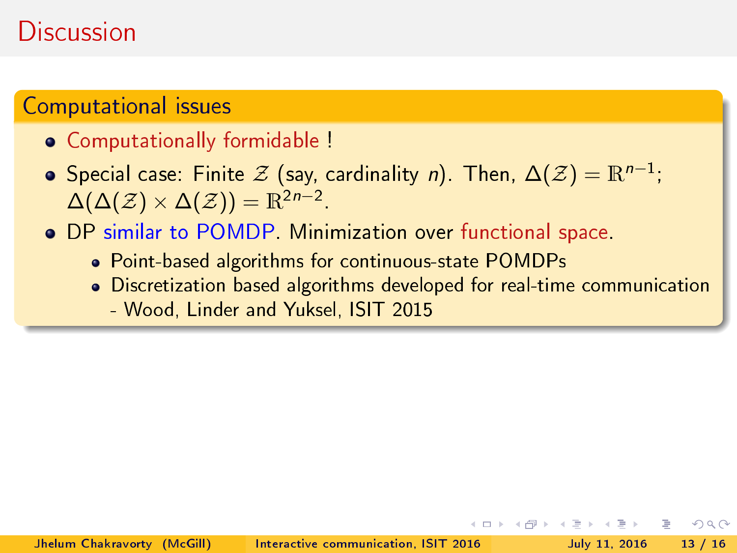# Discussion

## Computational issues

- Computationally formidable !
- Special case: Finite $\mathcal{Z}$ (say, cardinality $n$). Then, $\Delta(\mathcal{Z}) = \mathbb{R}^{n-1}$; $\Delta(\Delta(\mathcal{Z}) \times \Delta(\mathcal{Z})) = \mathbb{R}^{2n-2}$.
- DP similar to POMDP. Minimization over functional space.
  - Point-based algorithms for continuous-state POMDPs
  - Discretization based algorithms developed for real-time communication - Wood, Linder and Yuksel, ISIT 2015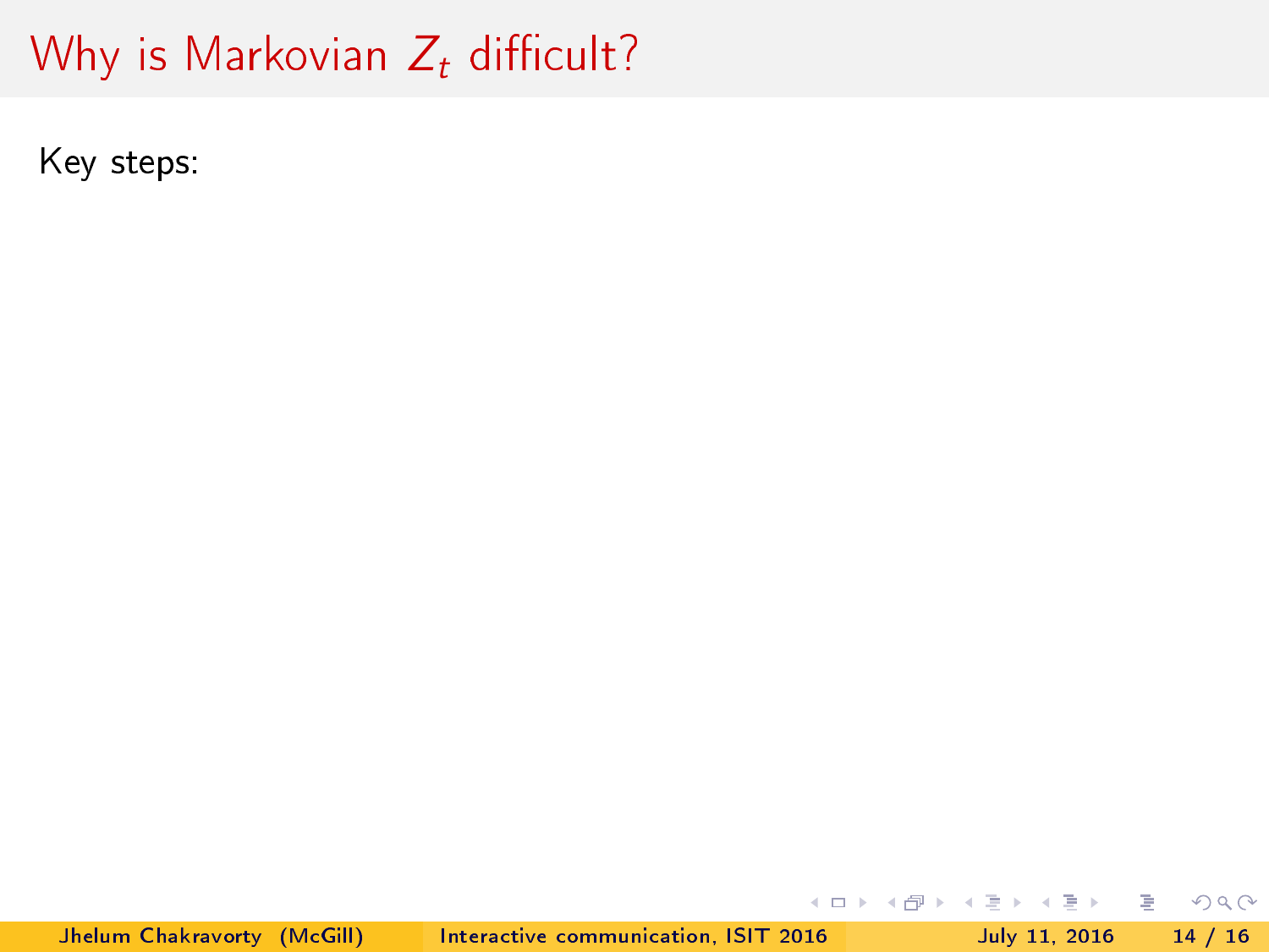# Why is Markovian $Z_t$ difficult?

Key steps: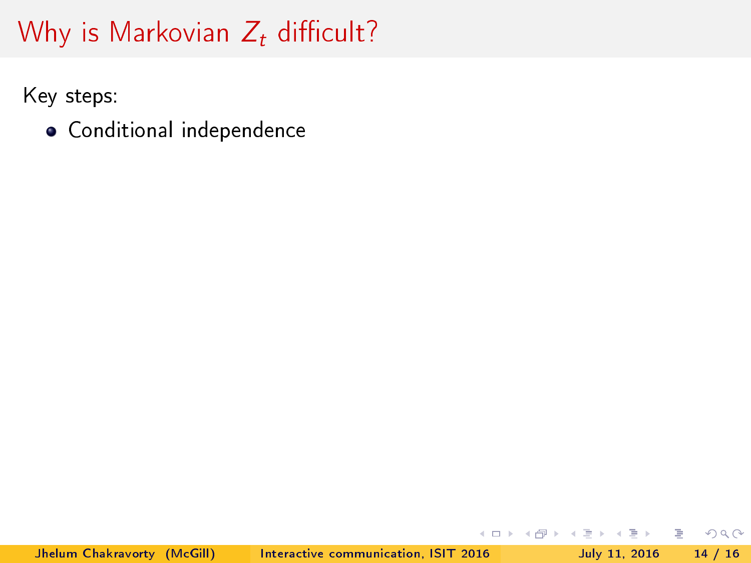# Why is Markovian $Z_t$ difficult?

Key steps:

- Conditional independence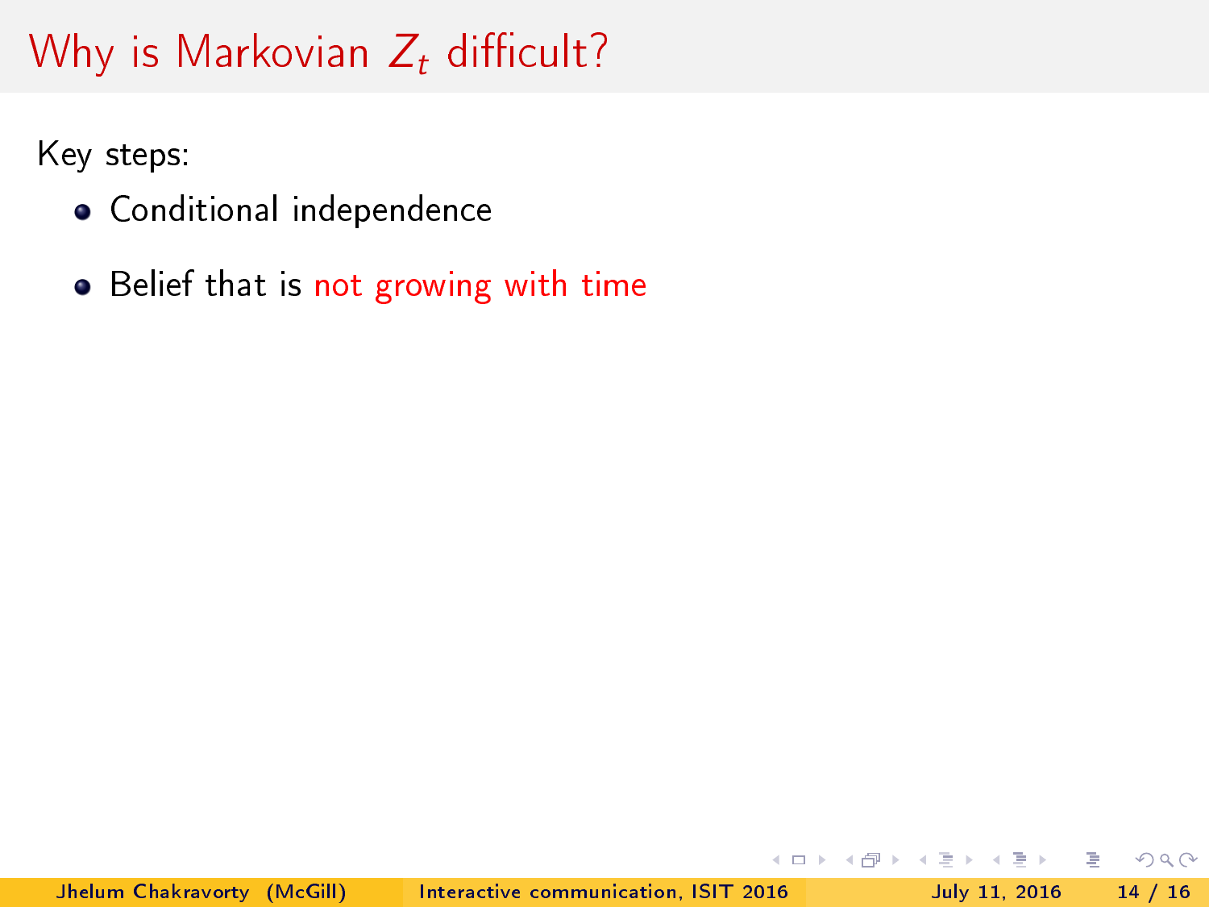# Why is Markovian $Z_t$ difficult?

Key steps:

- Conditional independence
- Belief that is not growing with time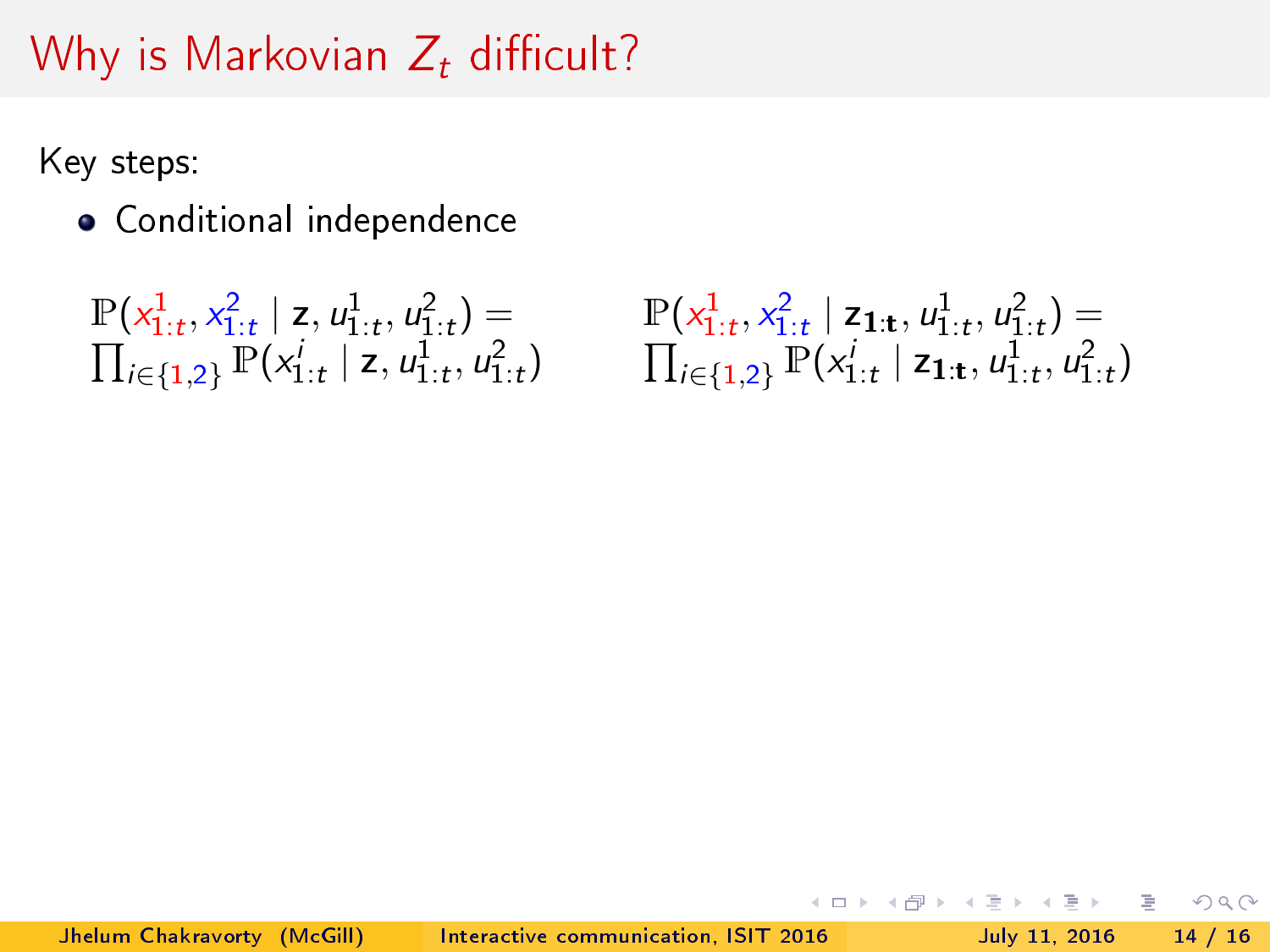# Why is Markovian $Z_t$ difficult?

Key steps:

- Conditional independence

$$\mathbb{P}(x^1_{1:t}, x^2_{1:t} \mid \mathbf{z}, u^1_{1:t}, u^2_{1:t}) = \prod_{i \in \{1,2\}} \mathbb{P}(x^i_{1:t} \mid \mathbf{z}, u^1_{1:t}, u^2_{1:t})$$

$$\mathbb{P}(x^1_{1:t}, x^2_{1:t} \mid \mathbf{z_{1:t}}, u^1_{1:t}, u^2_{1:t}) = \prod_{i \in \{1,2\}} \mathbb{P}(x^i_{1:t} \mid \mathbf{z_{1:t}}, u^1_{1:t}, u^2_{1:t})$$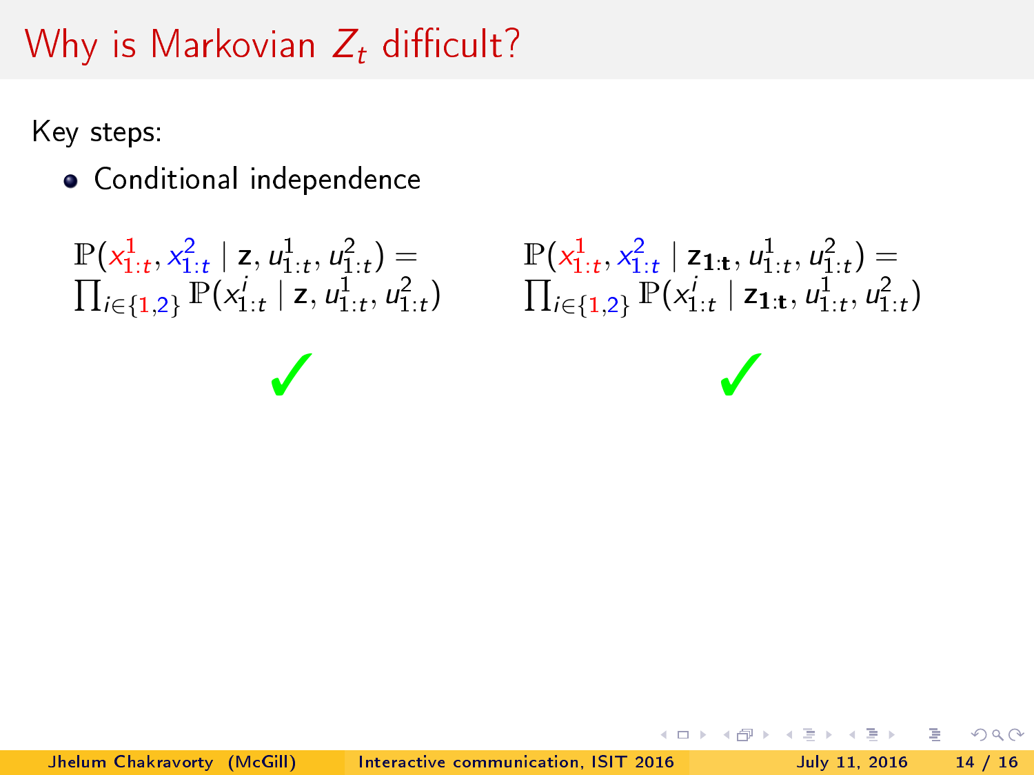# Why is Markovian $Z_t$ difficult?

Key steps:

- Conditional independence

$$\mathbb{P}(x^1_{1:t}, x^2_{1:t} \mid \mathbf{z}, u^1_{1:t}, u^2_{1:t}) = \prod_{i \in \{1,2\}} \mathbb{P}(x^i_{1:t} \mid \mathbf{z}, u^1_{1:t}, u^2_{1:t})$$

✓

$$\mathbb{P}(x^1_{1:t}, x^2_{1:t} \mid \mathbf{z_{1:t}}, u^1_{1:t}, u^2_{1:t}) = \prod_{i \in \{1,2\}} \mathbb{P}(x^i_{1:t} \mid \mathbf{z_{1:t}}, u^1_{1:t}, u^2_{1:t})$$

✓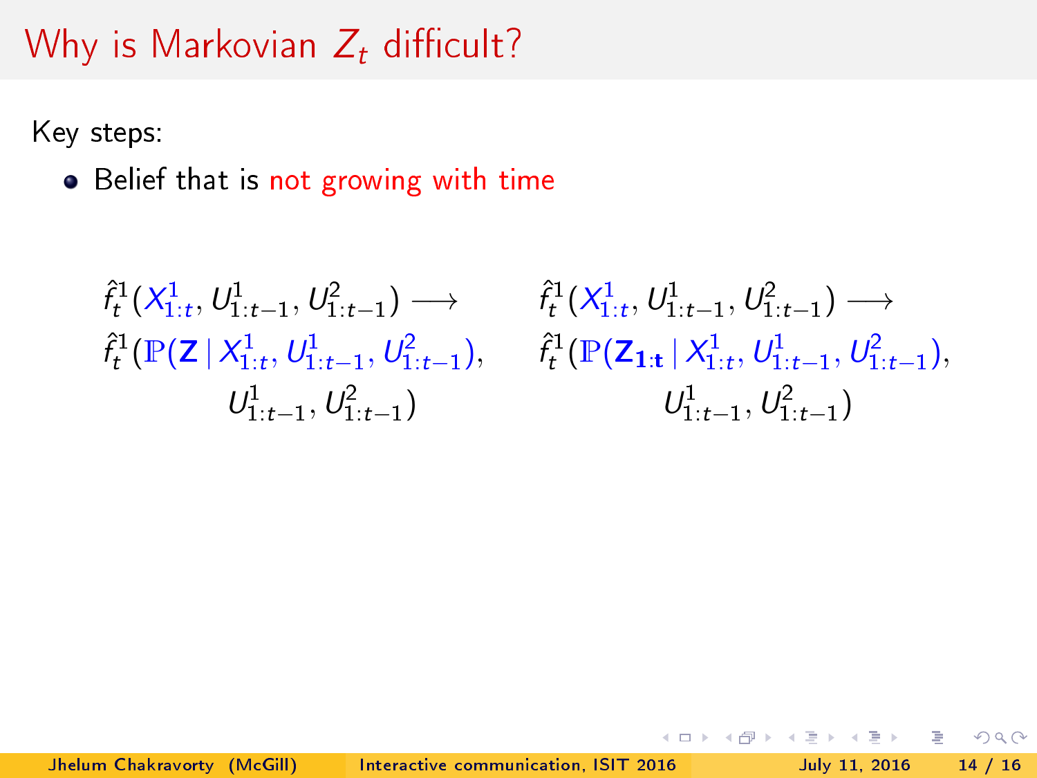# Why is Markovian $Z_t$ difficult?

Key steps:

- Belief that is not growing with time

$$\hat{f}^1_t(X^1_{1:t}, U^1_{1:t-1}, U^2_{1:t-1}) \longrightarrow \hat{f}^1_t(\mathbb{P}(\mathbf{Z} \mid X^1_{1:t}, U^1_{1:t-1}, U^2_{1:t-1}), U^1_{1:t-1}, U^2_{1:t-1})$$

$$\hat{f}^1_t(X^1_{1:t}, U^1_{1:t-1}, U^2_{1:t-1}) \longrightarrow \hat{f}^1_t(\mathbb{P}(\mathbf{Z_{1:t}} \mid X^1_{1:t}, U^1_{1:t-1}, U^2_{1:t-1}), U^1_{1:t-1}, U^2_{1:t-1})$$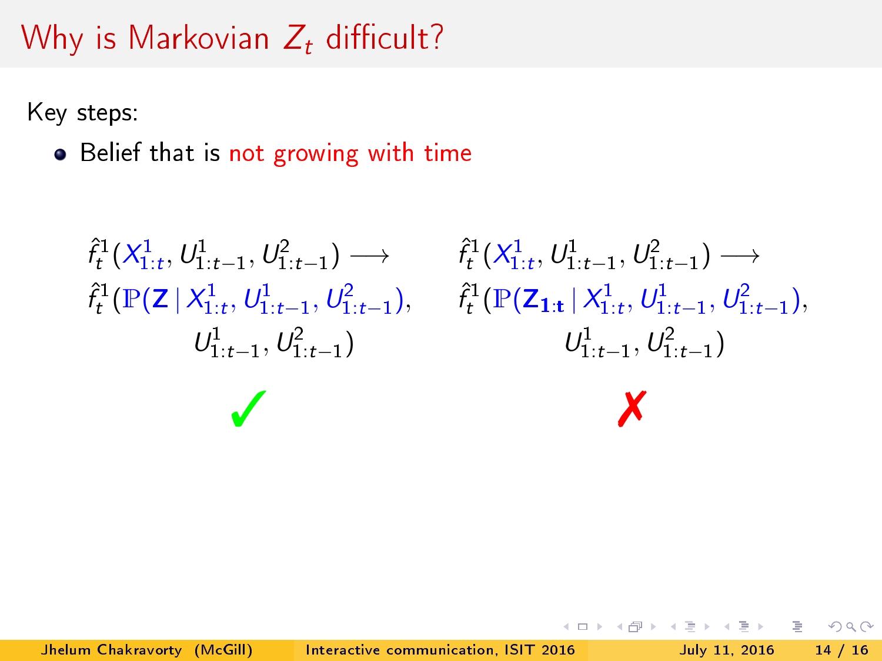# Why is Markovian $Z_t$ difficult?

Key steps:

- Belief that is not growing with time

$$\hat{f}^1_t(X^1_{1:t}, U^1_{1:t-1}, U^2_{1:t-1}) \longrightarrow \hat{f}^1_t(\mathbb{P}(\mathbf{Z} \mid X^1_{1:t}, U^1_{1:t-1}, U^2_{1:t-1}), U^1_{1:t-1}, U^2_{1:t-1})$$

✓

$$\hat{f}^1_t(X^1_{1:t}, U^1_{1:t-1}, U^2_{1:t-1}) \longrightarrow \hat{f}^1_t(\mathbb{P}(\mathbf{Z_{1:t}} \mid X^1_{1:t}, U^1_{1:t-1}, U^2_{1:t-1}), U^1_{1:t-1}, U^2_{1:t-1})$$

✗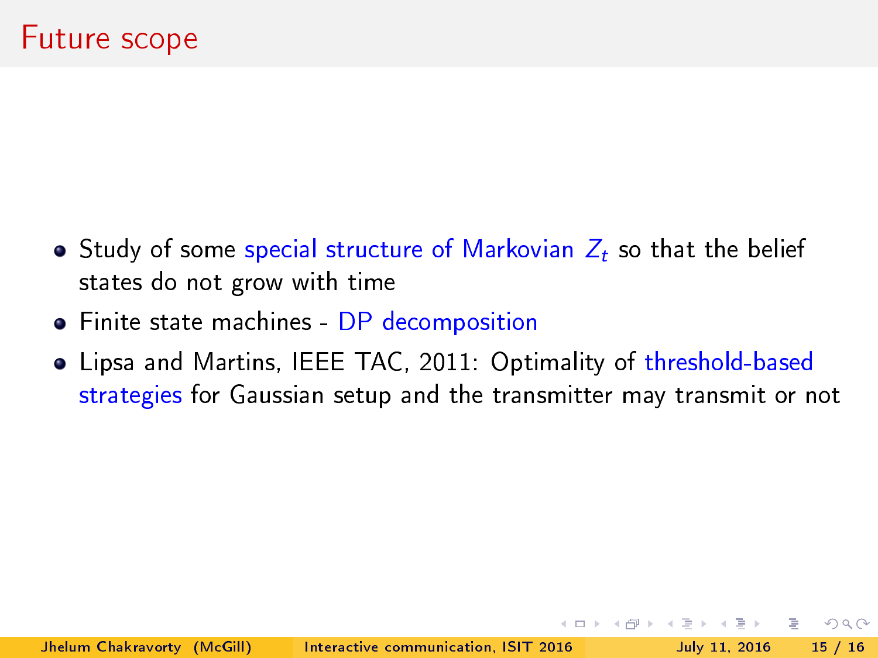# Future scope

- Study of some special structure of Markovian $Z_t$ so that the belief states do not grow with time
- Finite state machines - DP decomposition
- Lipsa and Martins, IEEE TAC, 2011: Optimality of threshold-based strategies for Gaussian setup and the transmitter may transmit or not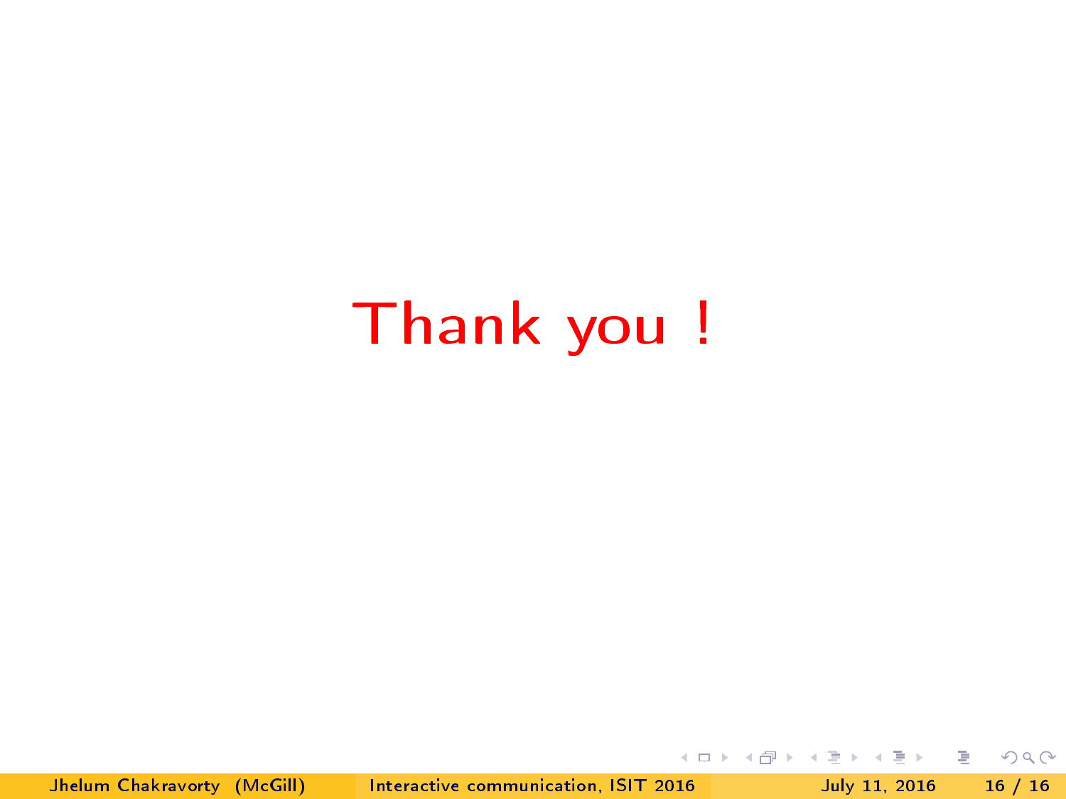Thank you !